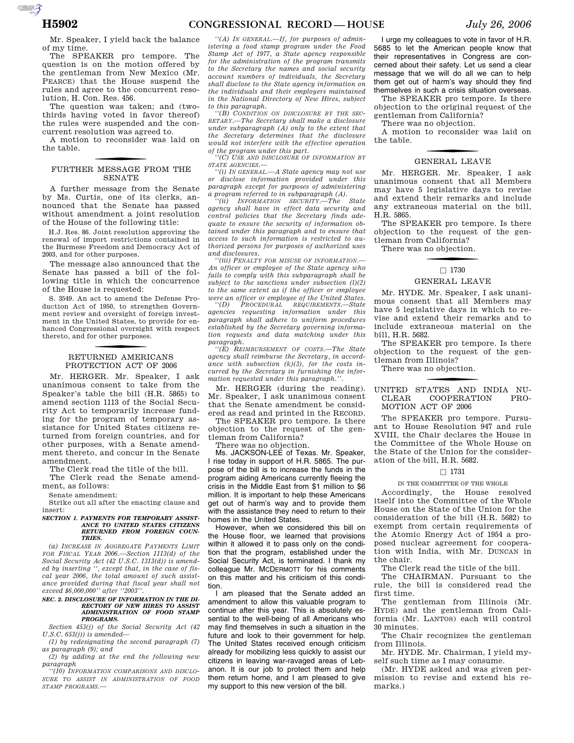Mr. Speaker, I yield back the balance of my time.

The SPEAKER pro tempore. The question is on the motion offered by the gentleman from New Mexico (Mr. PEARCE) that the House suspend the rules and agree to the concurrent resolution, H. Con. Res. 456.

The question was taken; and (two-thirds having voted in favor thereof) the rules were suspended and the concurrent resolution was agreed to.

A motion to reconsider was laid on the table.

## FURTHER MESSAGE FROM THE SENATE

A further message from the Senate by Ms. Curtis, one of its clerks, announced that the Senate has passed without amendment a joint resolution of the House of the following title:

H.J. Res. 86. Joint resolution approving the renewal of import restrictions contained in the Burmese Freedom and Democracy Act of 2003, and for other purposes.

The message also announced that the Senate has passed a bill of the following title in which the concurrence of the House is requested:

S. 3549. An act to amend the Defense Production Act of 1950, to strengthen Government review and oversight of foreign investment in the United States, to provide for enhanced Congressional oversight with respect thereto, and for other purposes.

## RETURNED AMERICANS PROTECTION ACT OF 2006

Mr. HERGER. Mr. Speaker, I ask unanimous consent to take from the Speaker's table the bill (H.R. 5865) to amend section 1113 of the Social Security Act to temporarily increase funding for the program of temporary assistance for United States citizens returned from foreign countries, and for other purposes, with a Senate amendment thereto, and concur in the Senate amendment.

The Clerk read the title of the bill.

The Clerk read the Senate amendment, as follows:

Senate amendment:

Strike out all after the enacting clause and insert:

***SECTION 1. PAYMENTS FOR TEMPORARY ASSISTANCE TO UNITED STATES CITIZENS RETURNED FROM FOREIGN COUNTRIES.***

*(a) INCREASE IN AGGREGATE PAYMENTS LIMIT FOR FISCAL YEAR 2006.—Section 1113(d) of the Social Security Act (42 U.S.C. 1313(d)) is amended by inserting '', except that, in the case of fiscal year 2006, the total amount of such assistance provided during that fiscal year shall not exceed $6,000,000'' after ''2003''.*

***SEC. 2. DISCLOSURE OF INFORMATION IN THE DIRECTORY OF NEW HIRES TO ASSIST ADMINISTRATION OF FOOD STAMP PROGRAMS.***

*Section 453(j) of the Social Security Act (42 U.S.C. 653(j)) is amended—*

*(1) by redesignating the second paragraph (7) as paragraph (9); and*

*(2) by adding at the end the following new paragraph*

*''(10) INFORMATION COMPARISONS AND DISCLOSURE TO ASSIST IN ADMINISTRATION OF FOOD STAMP PROGRAMS.—*

*''(A) IN GENERAL.—If, for purposes of administering a food stamp program under the Food Stamp Act of 1977, a State agency responsible for the administration of the program transmits to the Secretary the names and social security account numbers of individuals, the Secretary shall disclose to the State agency information on the individuals and their employers maintained in the National Directory of New Hires, subject to this paragraph.*

*''(B) CONDITION ON DISCLOSURE BY THE SECRETARY.—The Secretary shall make a disclosure under subparagraph (A) only to the extent that the Secretary determines that the disclosure would not interfere with the effective operation of the program under this part.*

*''(C) USE AND DISCLOSURE OF INFORMATION BY STATE AGENCIES.—*

*''(i) IN GENERAL.—A State agency may not use or disclose information provided under this paragraph except for purposes of administering a program referred to in subparagraph (A).*

*''(ii) INFORMATION SECURITY.—The State agency shall have in effect data security and control policies that the Secretary finds adequate to ensure the security of information obtained under this paragraph and to ensure that access to such information is restricted to authorized persons for purposes of authorized uses and disclosures.*

*''(iii) PENALTY FOR MISUSE OF INFORMATION.—An officer or employee of the State agency who fails to comply with this subparagraph shall be subject to the sanctions under subsection (l)(2) to the same extent as if the officer or employee were an officer or employee of the United States.*

*''(D) PROCEDURAL REQUIREMENTS.—State agencies requesting information under this paragraph shall adhere to uniform procedures established by the Secretary governing information requests and data matching under this paragraph.*

*''(E) REIMBURSEMENT OF COSTS.—The State agency shall reimburse the Secretary, in accordance with subsection (k)(3), for the costs incurred by the Secretary in furnishing the information requested under this paragraph.''.*

Mr. HERGER (during the reading). Mr. Speaker, I ask unanimous consent that the Senate amendment be considered as read and printed in the RECORD.

The SPEAKER pro tempore. Is there objection to the request of the gentleman from California?

There was no objection.

Ms. JACKSON-LEE of Texas. Mr. Speaker, I rise today in support of H.R. 5865. The purpose of the bill is to increase the funds in the program aiding Americans currently fleeing the crisis in the Middle East from $1 million to $6 million. It is important to help these Americans get out of harm's way and to provide them with the assistance they need to return to their homes in the United States.

However, when we considered this bill on the House floor, we learned that provisions within it allowed it to pass only on the condition that the program, established under the Social Security Act, is terminated. I thank my colleague Mr. MCDERMOTT for his comments on this matter and his criticism of this condition.

I am pleased that the Senate added an amendment to allow this valuable program to continue after this year. This is absolutely essential to the well-being of all Americans who may find themselves in such a situation in the future and look to their government for help. The United States received enough criticism already for mobilizing less quickly to assist our citizens in leaving war-ravaged areas of Lebanon. It is our job to protect them and help them return home, and I am pleased to give my support to this new version of the bill.

I urge my colleagues to vote in favor of H.R. 5685 to let the American people know that their representatives in Congress are concerned about their safety. Let us send a clear message that we will do all we can to help them get out of harm's way should they find themselves in such a crisis situation overseas.

The SPEAKER pro tempore. Is there objection to the original request of the gentleman from California?

There was no objection.

A motion to reconsider was laid on the table.

## GENERAL LEAVE

Mr. HERGER. Mr. Speaker, I ask unanimous consent that all Members may have 5 legislative days to revise and extend their remarks and include any extraneous material on the bill, H.R. 5865.

The SPEAKER pro tempore. Is there objection to the request of the gentleman from California?

There was no objection.

□ 1730

## GENERAL LEAVE

Mr. HYDE. Mr. Speaker, I ask unanimous consent that all Members may have 5 legislative days in which to revise and extend their remarks and to include extraneous material on the bill, H.R. 5682.

The SPEAKER pro tempore. Is there objection to the request of the gentleman from Illinois?

There was no objection.

## UNITED STATES AND INDIA NUCLEAR COOPERATION PROMOTION ACT OF 2006

The SPEAKER pro tempore. Pursuant to House Resolution 947 and rule XVIII, the Chair declares the House in the Committee of the Whole House on the State of the Union for the consideration of the bill, H.R. 5682.

□ 1731

### IN THE COMMITTEE OF THE WHOLE

Accordingly, the House resolved itself into the Committee of the Whole House on the State of the Union for the consideration of the bill (H.R. 5682) to exempt from certain requirements of the Atomic Energy Act of 1954 a proposed nuclear agreement for cooperation with India, with Mr. DUNCAN in the chair.

The Clerk read the title of the bill.

The CHAIRMAN. Pursuant to the rule, the bill is considered read the first time.

The gentleman from Illinois (Mr. HYDE) and the gentleman from California (Mr. LANTOS) each will control 30 minutes.

The Chair recognizes the gentleman from Illinois.

Mr. HYDE. Mr. Chairman, I yield myself such time as I may consume.

(Mr. HYDE asked and was given permission to revise and extend his remarks.)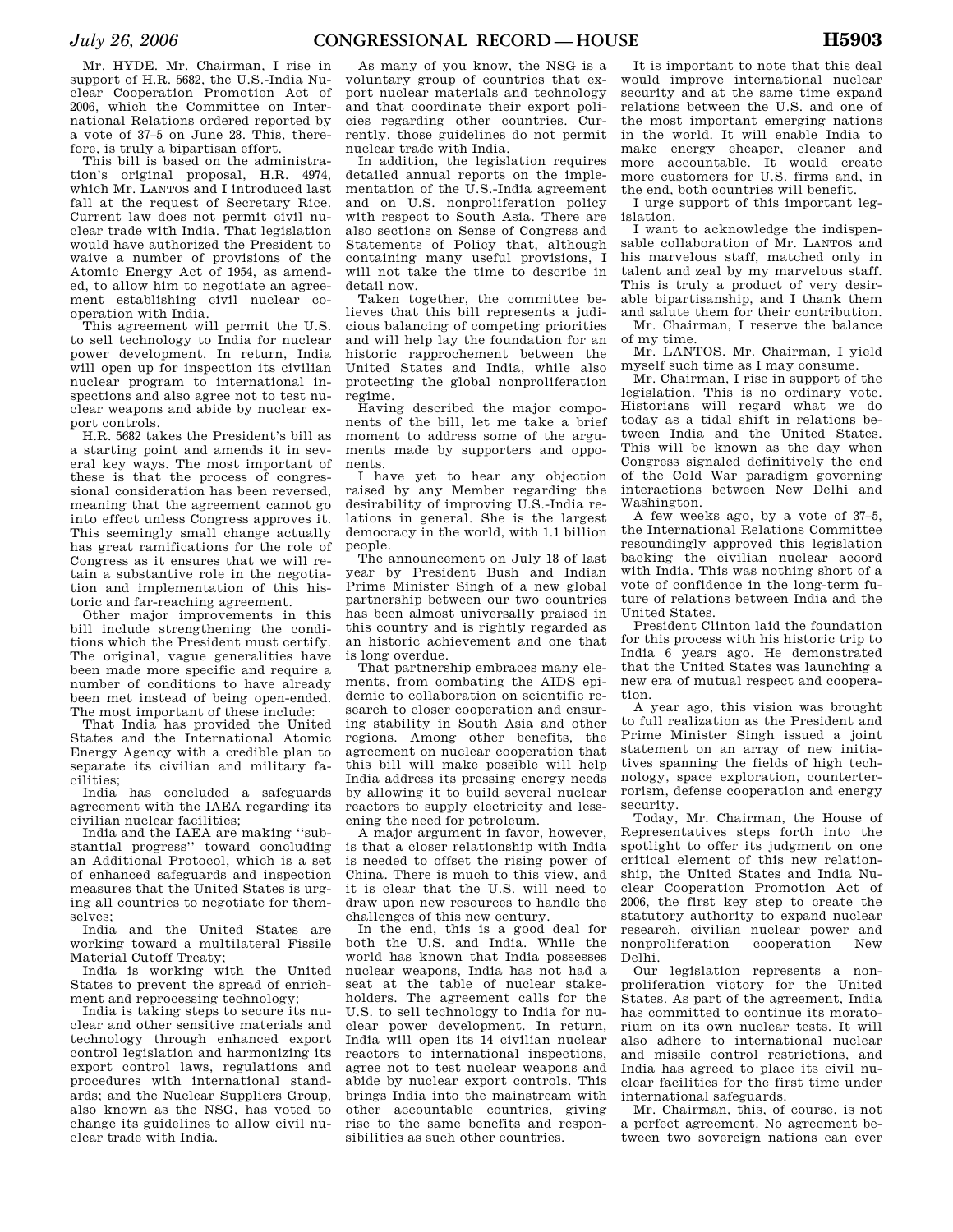Mr. HYDE. Mr. Chairman, I rise in support of H.R. 5682, the U.S.-India Nuclear Cooperation Promotion Act of 2006, which the Committee on International Relations ordered reported by a vote of 37–5 on June 28. This, therefore, is truly a bipartisan effort.

This bill is based on the administration's original proposal, H.R. 4974, which Mr. LANTOS and I introduced last fall at the request of Secretary Rice. Current law does not permit civil nuclear trade with India. That legislation would have authorized the President to waive a number of provisions of the Atomic Energy Act of 1954, as amended, to allow him to negotiate an agreement establishing civil nuclear cooperation with India.

This agreement will permit the U.S. to sell technology to India for nuclear power development. In return, India will open up for inspection its civilian nuclear program to international inspections and also agree not to test nuclear weapons and abide by nuclear export controls.

H.R. 5682 takes the President's bill as a starting point and amends it in several key ways. The most important of these is that the process of congressional consideration has been reversed, meaning that the agreement cannot go into effect unless Congress approves it. This seemingly small change actually has great ramifications for the role of Congress as it ensures that we will retain a substantive role in the negotiation and implementation of this historic and far-reaching agreement.

Other major improvements in this bill include strengthening the conditions which the President must certify. The original, vague generalities have been made more specific and require a number of conditions to have already been met instead of being open-ended. The most important of these include:

That India has provided the United States and the International Atomic Energy Agency with a credible plan to separate its civilian and military facilities;

India has concluded a safeguards agreement with the IAEA regarding its civilian nuclear facilities;

India and the IAEA are making "substantial progress" toward concluding an Additional Protocol, which is a set of enhanced safeguards and inspection measures that the United States is urging all countries to negotiate for themselves;

India and the United States are working toward a multilateral Fissile Material Cutoff Treaty;

India is working with the United States to prevent the spread of enrichment and reprocessing technology;

India is taking steps to secure its nuclear and other sensitive materials and technology through enhanced export control legislation and harmonizing its export control laws, regulations and procedures with international standards; and the Nuclear Suppliers Group, also known as the NSG, has voted to change its guidelines to allow civil nuclear trade with India.

As many of you know, the NSG is a voluntary group of countries that export nuclear materials and technology and that coordinate their export policies regarding other countries. Currently, those guidelines do not permit nuclear trade with India.

In addition, the legislation requires detailed annual reports on the implementation of the U.S.-India agreement and on U.S. nonproliferation policy with respect to South Asia. There are also sections on Sense of Congress and Statements of Policy that, although containing many useful provisions, I will not take the time to describe in detail now.

Taken together, the committee believes that this bill represents a judicious balancing of competing priorities and will help lay the foundation for an historic rapprochement between the United States and India, while also protecting the global nonproliferation regime.

Having described the major components of the bill, let me take a brief moment to address some of the arguments made by supporters and opponents.

I have yet to hear any objection raised by any Member regarding the desirability of improving U.S.-India relations in general. She is the largest democracy in the world, with 1.1 billion people.

The announcement on July 18 of last year by President Bush and Indian Prime Minister Singh of a new global partnership between our two countries has been almost universally praised in this country and is rightly regarded as an historic achievement and one that is long overdue.

That partnership embraces many elements, from combating the AIDS epidemic to collaboration on scientific research to closer cooperation and ensuring stability in South Asia and other regions. Among other benefits, the agreement on nuclear cooperation that this bill will make possible will help India address its pressing energy needs by allowing it to build several nuclear reactors to supply electricity and lessening the need for petroleum.

A major argument in favor, however, is that a closer relationship with India is needed to offset the rising power of China. There is much to this view, and it is clear that the U.S. will need to draw upon new resources to handle the challenges of this new century.

In the end, this is a good deal for both the U.S. and India. While the world has known that India possesses nuclear weapons, India has not had a seat at the table of nuclear stakeholders. The agreement calls for the U.S. to sell technology to India for nuclear power development. In return, India will open its 14 civilian nuclear reactors to international inspections, agree not to test nuclear weapons and abide by nuclear export controls. This brings India into the mainstream with other accountable countries, giving rise to the same benefits and responsibilities as such other countries.

It is important to note that this deal would improve international nuclear security and at the same time expand relations between the U.S. and one of the most important emerging nations in the world. It will enable India to make energy cheaper, cleaner and more accountable. It would create more customers for U.S. firms and, in the end, both countries will benefit.

I urge support of this important legislation.

I want to acknowledge the indispensable collaboration of Mr. LANTOS and his marvelous staff, matched only in talent and zeal by my marvelous staff. This is truly a product of very desirable bipartisanship, and I thank them and salute them for their contribution.

Mr. Chairman, I reserve the balance of my time.

Mr. LANTOS. Mr. Chairman, I yield myself such time as I may consume.

Mr. Chairman, I rise in support of vote the legislation. This is no ordinary vote. Historians will regard what we do today as a tidal shift in relations between India and the United States. This will be known as the day when Congress signaled definitively the end of the Cold War paradigm governing interactions between New Delhi and Washington.

A few weeks ago, by a vote of 37–5, the International Relations Committee resoundingly approved this legislation backing the civilian nuclear accord with India. This was nothing short of a vote of confidence in the long-term future of relations between India and the United States.

President Clinton laid the foundation for this process with his historic trip to India 6 years ago. He demonstrated that the United States was launching a new era of mutual respect and cooperation.

A year ago, this vision was brought to full realization as the President and Prime Minister Singh issued a joint statement on an array of new initiatives spanning the fields of high technology, space exploration, counterterrorism, defense cooperation and energy security.

Today, Mr. Chairman, the House of Representatives steps forth into the spotlight to offer its judgment on one critical element of this new relationship, the United States and India Nuclear Cooperation Promotion Act of 2006, the first key step to create the statutory authority to expand nuclear research, civilian nuclear power and nonproliferation cooperation New Delhi.

Our legislation represents a nonproliferation victory for the United States. As part of the agreement, India has committed to continue its moratorium on its own nuclear tests. It will also adhere to international nuclear and missile control restrictions, and India has agreed to place its civil nuclear facilities for the first time under international safeguards.

Mr. Chairman, this, of course, is not a perfect agreement. No agreement between two sovereign nations can ever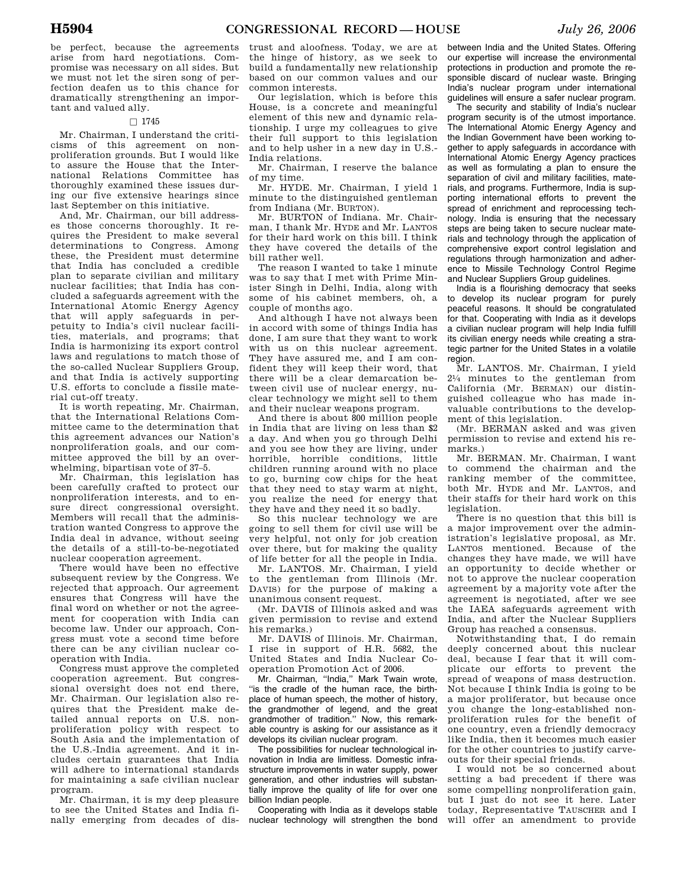be perfect, because the agreements arise from hard negotiations. Compromise was necessary on all sides. But we must not let the siren song of perfection deafen us to this chance for dramatically strengthening an important and valued ally.

□ 1745

Mr. Chairman, I understand the criticisms of this agreement on nonproliferation grounds. But I would like to assure the House that the International Relations Committee has thoroughly examined these issues during our five extensive hearings since last September on this initiative.

And, Mr. Chairman, our bill addresses those concerns thoroughly. It requires the President to make several determinations to Congress. Among these, the President must determine that India has concluded a credible plan to separate civilian and military nuclear facilities; that India has concluded a safeguards agreement with the International Atomic Energy Agency that will apply safeguards in perpetuity to India's civil nuclear facilities, materials, and programs; that India is harmonizing its export control laws and regulations to match those of the so-called Nuclear Suppliers Group, and that India is actively supporting U.S. efforts to conclude a fissile material cut-off treaty.

It is worth repeating, Mr. Chairman, that the International Relations Committee came to the determination that this agreement advances our Nation's nonproliferation goals, and our committee approved the bill by an overwhelming, bipartisan vote of 37–5.

Mr. Chairman, this legislation has been carefully crafted to protect our nonproliferation interests, and to ensure direct congressional oversight. Members will recall that the administration wanted Congress to approve the India deal in advance, without seeing the details of a still-to-be-negotiated nuclear cooperation agreement.

There would have been no effective subsequent review by the Congress. We rejected that approach. Our agreement ensures that Congress will have the final word on whether or not the agreement for cooperation with India can become law. Under our approach, Congress must vote a second time before there can be any civilian nuclear cooperation with India.

Congress must approve the completed cooperation agreement. But congressional oversight does not end there, Mr. Chairman. Our legislation also requires that the President make detailed annual reports on U.S. nonproliferation policy with respect to South Asia and the implementation of the U.S.-India agreement. And it includes certain guarantees that India will adhere to international standards for maintaining a safe civilian nuclear program.

Mr. Chairman, it is my deep pleasure to see the United States and India finally emerging from decades of distrust and aloofness. Today, we are at the hinge of history, as we seek to build a fundamentally new relationship based on our common values and our common interests.

Our legislation, which is before this House, is a concrete and meaningful element of this new and dynamic relationship. I urge my colleagues to give their full support to this legislation and to help usher in a new day in U.S.-India relations.

Mr. Chairman, I reserve the balance of my time.

Mr. HYDE. Mr. Chairman, I yield 1 minute to the distinguished gentleman from Indiana (Mr. BURTON).

Mr. BURTON of Indiana. Mr. Chairman, I thank Mr. HYDE and Mr. LANTOS for their hard work on this bill. I think they have covered the details of the bill rather well.

The reason I wanted to take 1 minute was to say that I met with Prime Minister Singh in Delhi, India, along with some of his cabinet members, oh, a couple of months ago.

And although I have not always been in accord with some of things India has done, I am sure that they want to work with us on this nuclear agreement. They have assured me, and I am confident they will keep their word, that there will be a clear demarcation between civil use of nuclear energy, nuclear technology we might sell to them and their nuclear weapons program.

And there is about 800 million people in India that are living on less than $2 a day. And when you go through Delhi and you see how they are living, under horrible, horrible conditions, little children running around with no place to go, burning cow chips for the heat that they need to stay warm at night, you realize the need for energy that they have and they need it so badly.

So this nuclear technology we are going to sell them for civil use will be very helpful, not only for job creation over there, but for making the quality of life better for all the people in India.

Mr. LANTOS. Mr. Chairman, I yield to the gentleman from Illinois (Mr. DAVIS) for the purpose of making a unanimous consent request.

(Mr. DAVIS of Illinois asked and was given permission to revise and extend his remarks.)

Mr. DAVIS of Illinois. Mr. Chairman, I rise in support of H.R. 5682, the United States and India Nuclear Cooperation Promotion Act of 2006.

Mr. Chairman, "India," Mark Twain wrote, "is the cradle of the human race, the birthplace of human speech, the mother of history, the grandmother of legend, and the great grandmother of tradition." Now, this remarkable country is asking for our assistance as it develops its civilian nuclear program.

The possibilities for nuclear technological innovation in India are limitless. Domestic infrastructure improvements in water supply, power generation, and other industries will substantially improve the quality of life for over one billion Indian people.

Cooperating with India as it develops stable nuclear technology will strengthen the bond between India and the United States. Offering our expertise will increase the environmental protections in production and promote the responsible discard of nuclear waste. Bringing India's nuclear program under international guidelines will ensure a safer nuclear program.

The security and stability of India's nuclear program security is of the utmost importance. The International Atomic Energy Agency and the Indian Government have been working together to apply safeguards in accordance with International Atomic Energy Agency practices as well as formulating a plan to ensure the separation of civil and military facilities, materials, and programs. Furthermore, India is supporting international efforts to prevent the spread of enrichment and reprocessing technology. India is ensuring that the necessary steps are being taken to secure nuclear materials and technology through the application of comprehensive export control legislation and regulations through harmonization and adherence to Missile Technology Control Regime and Nuclear Suppliers Group guidelines.

India is a flourishing democracy that seeks to develop its nuclear program for purely peaceful reasons. It should be congratulated for that. Cooperating with India as it develops a civilian nuclear program will help India fulfill its civilian energy needs while creating a strategic partner for the United States in a volatile region.

Mr. LANTOS. Mr. Chairman, I yield 2¼ minutes to the gentleman from California (Mr. BERMAN) our distinguished colleague who has made invaluable contributions to the development of this legislation.

(Mr. BERMAN asked and was given permission to revise and extend his remarks.)

Mr. BERMAN. Mr. Chairman, I want to commend the chairman and the ranking member of the committee, both Mr. HYDE and Mr. LANTOS, and their staffs for their hard work on this legislation.

There is no question that this bill is a major improvement over the administration's legislative proposal, as Mr. LANTOS mentioned. Because of the changes they have made, we will have an opportunity to decide whether or not to approve the nuclear cooperation agreement by a majority vote after the agreement is negotiated, after we see the IAEA safeguards agreement with India, and after the Nuclear Suppliers Group has reached a consensus.

Notwithstanding that, I do remain deeply concerned about this nuclear deal, because I fear that it will complicate our efforts to prevent the spread of weapons of mass destruction. Not because I think India is going to be a major proliferator, but because once you change the long-established nonproliferation rules for the benefit of one country, even a friendly democracy like India, then it becomes much easier for the other countries to justify carveouts for their special friends.

I would not be so concerned about setting a bad precedent if there was some compelling nonproliferation gain, but I just do not see it here. Later today, Representative TAUSCHER and I will offer an amendment to provide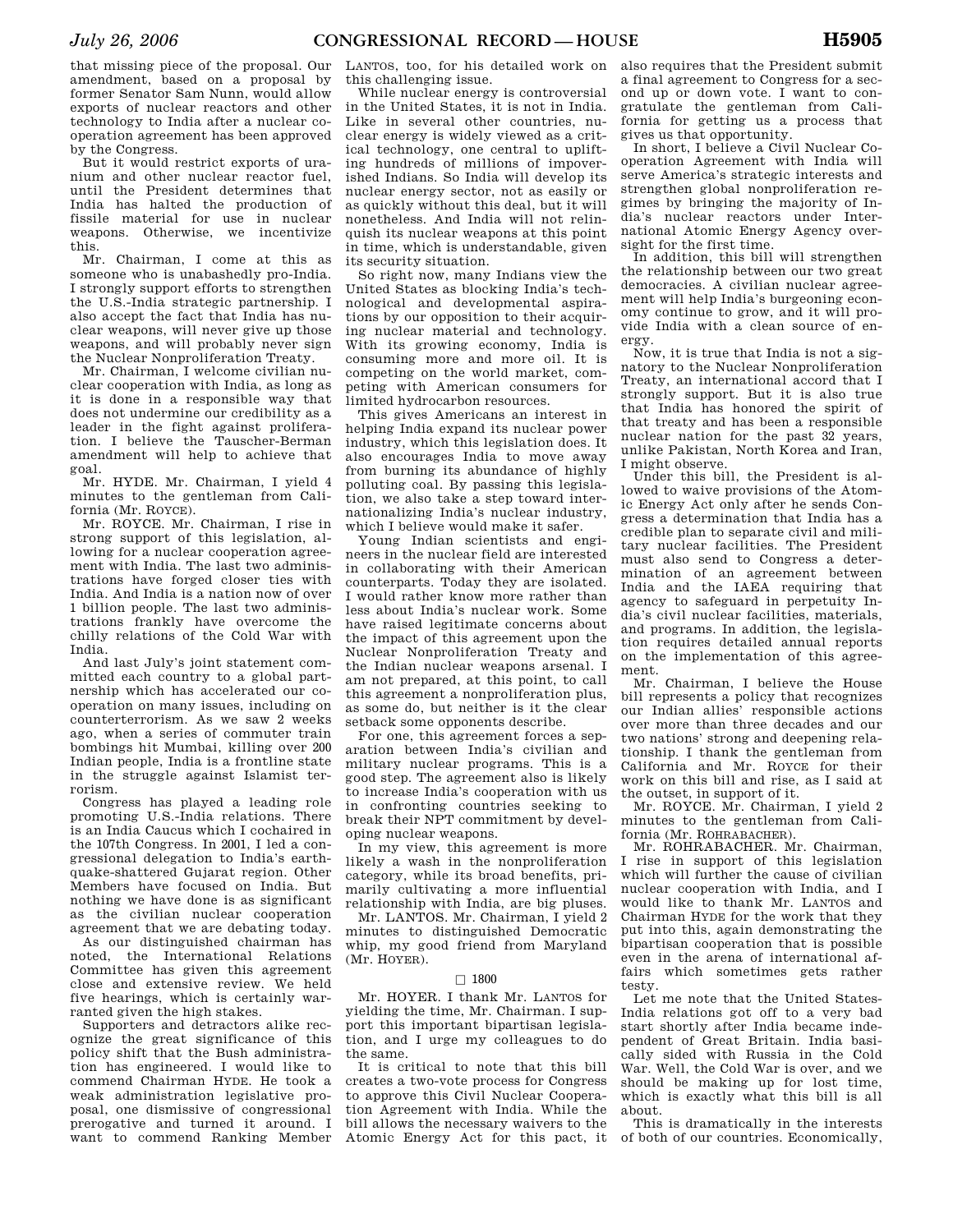that missing piece of the proposal. Our amendment, based on a proposal by former Senator Sam Nunn, would allow exports of nuclear reactors and other technology to India after a nuclear cooperation agreement has been approved by the Congress.

But it would restrict exports of uranium and other nuclear reactor fuel, until the President determines that India has halted the production of fissile material for use in nuclear weapons. Otherwise, we incentivize this.

Mr. Chairman, I come at this as someone who is unabashedly pro-India. I strongly support efforts to strengthen the U.S.-India strategic partnership. I also accept the fact that India has nuclear weapons, will never give up those weapons, and will probably never sign the Nuclear Nonproliferation Treaty.

Mr. Chairman, I welcome civilian nuclear cooperation with India, as long as it is done in a responsible way that does not undermine our credibility as a leader in the fight against proliferation. I believe the Tauscher-Berman amendment will help to achieve that goal.

Mr. HYDE. Mr. Chairman, I yield 4 minutes to the gentleman from California (Mr. ROYCE).

Mr. ROYCE. Mr. Chairman, I rise in strong support of this legislation, allowing for a nuclear cooperation agreement with India. The last two administrations have forged closer ties with India. And India is a nation now of over 1 billion people. The last two administrations frankly have overcome the chilly relations of the Cold War with India.

And last July's joint statement committed each country to a global partnership which has accelerated our cooperation on many issues, including on counterterrorism. As we saw 2 weeks ago, when a series of commuter train bombings hit Mumbai, killing over 200 Indian people, India is a frontline state in the struggle against Islamist terrorism.

Congress has played a leading role promoting U.S.-India relations. There is an India Caucus which I cochaired in the 107th Congress. In 2001, I led a congressional delegation to India's earthquake-shattered Gujarat region. Other Members have focused on India. But nothing we have done is as significant as the civilian nuclear cooperation agreement that we are debating today.

As our distinguished chairman has noted, the International Relations Committee has given this agreement close and extensive review. We held five hearings, which is certainly warranted given the high stakes.

Supporters and detractors alike recognize the great significance of this policy shift that the Bush administration has engineered. I would like to commend Chairman HYDE. He took a weak administration legislative proposal, one dismissive of congressional prerogative and turned it around. I want to commend Ranking Member LANTOS, too, for his detailed work on this challenging issue.

While nuclear energy is controversial in the United States, it is not in India. Like in several other countries, nuclear energy is widely viewed as a critical technology, one central to uplifting hundreds of millions of impoverished Indians. So India will develop its nuclear energy sector, not as easily or as quickly without this deal, but it will nonetheless. And India will not relinquish its nuclear weapons at this point in time, which is understandable, given its security situation.

So right now, many Indians view the United States as blocking India's technological and developmental aspirations by our opposition to their acquiring nuclear material and technology. With its growing economy, India is consuming more and more oil. It is competing on the world market, competing with American consumers for limited hydrocarbon resources.

This gives Americans an interest in helping India expand its nuclear power industry, which this legislation does. It also encourages India to move away from burning its abundance of highly polluting coal. By passing this legislation, we also take a step toward internationalizing India's nuclear industry, which I believe would make it safer.

Young Indian scientists and engineers in the nuclear field are interested in collaborating with their American counterparts. Today they are isolated. I would rather know more rather than less about India's nuclear work. Some have raised legitimate concerns about the impact of this agreement upon the Nuclear Nonproliferation Treaty and the Indian nuclear weapons arsenal. I am not prepared, at this point, to call this agreement a nonproliferation plus, as some do, but neither is it the clear setback some opponents describe.

For one, this agreement forces a separation between India's civilian and military nuclear programs. This is a good step. The agreement also is likely to increase India's cooperation with us in confronting countries seeking to break their NPT commitment by developing nuclear weapons.

In my view, this agreement is more likely a wash in the nonproliferation category, while its broad benefits, primarily cultivating a more influential relationship with India, are big pluses.

Mr. LANTOS. Mr. Chairman, I yield 2 minutes to distinguished Democratic whip, my good friend from Maryland (Mr. HOYER).

□ 1800

Mr. HOYER. I thank Mr. LANTOS for yielding the time, Mr. Chairman. I support this important bipartisan legislation, and I urge my colleagues to do the same.

It is critical to note that this bill creates a two-vote process for Congress to approve this Civil Nuclear Cooperation Agreement with India. While the bill allows the necessary waivers to the Atomic Energy Act for this pact, it also requires that the President submit a final agreement to Congress for a second up or down vote. I want to congratulate the gentleman from California for getting us a process that gives us that opportunity.

In short, I believe a Civil Nuclear Cooperation Agreement with India will serve America's strategic interests and strengthen global nonproliferation regimes by bringing the majority of India's nuclear reactors under International Atomic Energy Agency oversight for the first time.

In addition, this bill will strengthen the relationship between our two great democracies. A civilian nuclear agreement will help India's burgeoning economy continue to grow, and it will provide India with a clean source of energy.

Now, it is true that India is not a signatory to the Nuclear Nonproliferation Treaty, an international accord that I strongly support. But it is also true that India has honored the spirit of that treaty and has been a responsible nuclear nation for the past 32 years, unlike Pakistan, North Korea and Iran, I might observe.

Under this bill, the President is allowed to waive provisions of the Atomic Energy Act only after he sends Congress a determination that India has a credible plan to separate civil and military nuclear facilities. The President must also send to Congress a determination of an agreement between India and the IAEA requiring that agency to safeguard in perpetuity India's civil nuclear facilities, materials, and programs. In addition, the legislation requires detailed annual reports on the implementation of this agreement.

Mr. Chairman, I believe the House bill represents a policy that recognizes our Indian allies' responsible actions over more than three decades and our two nations' strong and deepening relationship. I thank the gentleman from California and Mr. ROYCE for their work on this bill and rise, as I said at the outset, in support of it.

Mr. ROYCE. Mr. Chairman, I yield 2 minutes to the gentleman from California (Mr. ROHRABACHER).

Mr. ROHRABACHER. Mr. Chairman, I rise in support of this legislation which will further the cause of civilian nuclear cooperation with India, and I would like to thank Mr. LANTOS and Chairman HYDE for the work that they put into this, again demonstrating the bipartisan cooperation that is possible even in the arena of international affairs which sometimes gets rather testy.

Let me note that the United States-India relations got off to a very bad start shortly after India became independent of Great Britain. India basically sided with Russia in the Cold War. Well, the Cold War is over, and we should be making up for lost time, which is exactly what this bill is all about.

This is dramatically in the interests of both of our countries. Economically,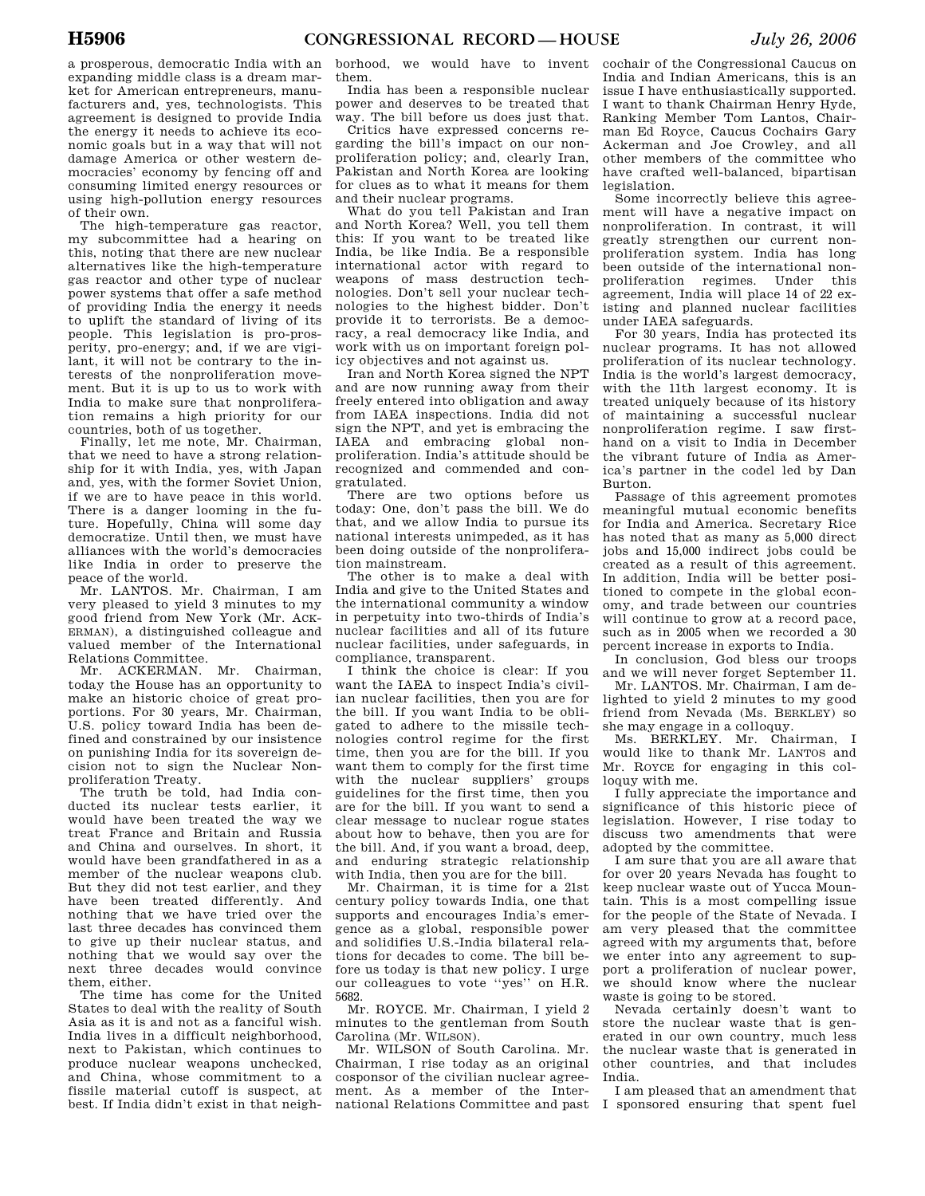a prosperous, democratic India with an expanding middle class is a dream market for American entrepreneurs, manufacturers and, yes, technologists. This agreement is designed to provide India the energy it needs to achieve its economic goals but in a way that will not damage America or other western democracies' economy by fencing off and consuming limited energy resources or using high-pollution energy resources of their own.

The high-temperature gas reactor, my subcommittee had a hearing on this, noting that there are new nuclear alternatives like the high-temperature gas reactor and other type of nuclear power systems that offer a safe method of providing India the energy it needs to uplift the standard of living of its people. This legislation is pro-prosperity, pro-energy; and, if we are vigilant, it will not be contrary to the interests of the nonproliferation movement. But it is up to us to work with India to make sure that nonproliferation remains a high priority for our countries, both of us together.

Finally, let me note, Mr. Chairman, that we need to have a strong relationship for it with India, yes, with Japan and, yes, with the former Soviet Union, if we are to have peace in this world. There is a danger looming in the future. Hopefully, China will some day democratize. Until then, we must have alliances with the world's democracies like India in order to preserve the peace of the world.

Mr. LANTOS. Mr. Chairman, I am very pleased to yield 3 minutes to my good friend from New York (Mr. ACKERMAN), a distinguished colleague and valued member of the International Relations Committee.

Mr. ACKERMAN. Mr. Chairman, today the House has an opportunity to make an historic choice of great proportions. For 30 years, Mr. Chairman, U.S. policy toward India has been defined and constrained by our insistence on punishing India for its sovereign decision not to sign the Nuclear Nonproliferation Treaty.

The truth be told, had India conducted its nuclear tests earlier, it would have been treated the way we treat France and Britain and Russia and China and ourselves. In short, it would have been grandfathered in as a member of the nuclear weapons club. But they did not test earlier, and they have been treated differently. And nothing that we have tried over the last three decades has convinced them to give up their nuclear status, and nothing that we would say over the next three decades would convince them, either.

The time has come for the United States to deal with the reality of South Asia as it is and not as a fanciful wish. India lives in a difficult neighborhood, next to Pakistan, which continues to produce nuclear weapons unchecked, and China, whose commitment to a fissile material cutoff is suspect, at best. If India didn't exist in that neighborhood, we would have to invent them.

India has been a responsible nuclear power and deserves to be treated that way. The bill before us does just that.

Critics have expressed concerns regarding the bill's impact on our nonproliferation policy; and, clearly Iran, Pakistan and North Korea are looking for clues as to what it means for them and their nuclear programs.

What do you tell Pakistan and Iran and North Korea? Well, you tell them this: If you want to be treated like India, be like India. Be a responsible international actor with regard to weapons of mass destruction technologies. Don't sell your nuclear technologies to the highest bidder. Don't provide it to terrorists. Be a democracy, a real democracy like India, and work with us on important foreign policy objectives and not against us.

Iran and North Korea signed the NPT and are now running away from their freely entered into obligation and away from IAEA inspections. India did not sign the NPT, and yet is embracing the IAEA and embracing global nonproliferation. India's attitude should be recognized and commended and congratulated.

There are two options before us today: One, don't pass the bill. We do that, and we allow India to pursue its national interests unimpeded, as it has been doing outside of the nonproliferation mainstream.

The other is to make a deal with India and give to the United States and the international community a window in perpetuity into two-thirds of India's nuclear facilities and all of its future nuclear facilities, under safeguards, in compliance, transparent.

I think the choice is clear: If you want the IAEA to inspect India's civilian nuclear facilities, then you are for the bill. If you want India to be obligated to adhere to the missile technologies control regime for the first time, then you are for the bill. If you want them to comply for the first time with the nuclear suppliers' groups guidelines for the first time, then you are for the bill. If you want to send a clear message to nuclear rogue states about how to behave, then you are for the bill. And, if you want a broad, deep, and enduring strategic relationship with India, then you are for the bill.

Mr. Chairman, it is time for a 21st century policy towards India, one that supports and encourages India's emergence as a global, responsible power and solidifies U.S.-India bilateral relations for decades to come. The bill before us today is that new policy. I urge our colleagues to vote ''yes'' on H.R. 5682.

Mr. ROYCE. Mr. Chairman, I yield 2 minutes to the gentleman from South Carolina (Mr. WILSON).

Mr. WILSON of South Carolina. Mr. Chairman, I rise today as an original cosponsor of the civilian nuclear agreement. As a member of the International Relations Committee and past cochair of the Congressional Caucus on India and Indian Americans, this is an issue I have enthusiastically supported. I want to thank Chairman Henry Hyde, Ranking Member Tom Lantos, Chairman Ed Royce, Caucus Cochairs Gary Ackerman and Joe Crowley, and all other members of the committee who have crafted well-balanced, bipartisan legislation.

Some incorrectly believe this agreement will have a negative impact on nonproliferation. In contrast, it will greatly strengthen our current nonproliferation system. India has long been outside of the international nonproliferation regimes. Under this agreement, India will place 14 of 22 existing and planned nuclear facilities under IAEA safeguards.

For 30 years, India has protected its nuclear programs. It has not allowed proliferation of its nuclear technology. India is the world's largest democracy, with the 11th largest economy. It is treated uniquely because of its history of maintaining a successful nuclear nonproliferation regime. I saw firsthand on a visit to India in December the vibrant future of India as America's partner in the codel led by Dan Burton.

Passage of this agreement promotes meaningful mutual economic benefits for India and America. Secretary Rice has noted that as many as 5,000 direct jobs and 15,000 indirect jobs could be created as a result of this agreement. In addition, India will be better positioned to compete in the global economy, and trade between our countries will continue to grow at a record pace, such as in 2005 when we recorded a 30 percent increase in exports to India.

In conclusion, God bless our troops and we will never forget September 11.

Mr. LANTOS. Mr. Chairman, I am delighted to yield 2 minutes to my good friend from Nevada (Ms. BERKLEY) so she may engage in a colloquy.

Ms. BERKLEY. Mr. Chairman, I would like to thank Mr. LANTOS and Mr. ROYCE for engaging in this colloquy with me.

I fully appreciate the importance and significance of this historic piece of legislation. However, I rise today to discuss two amendments that were adopted by the committee.

I am sure that you are all aware that for over 20 years Nevada has fought to keep nuclear waste out of Yucca Mountain. This is a most compelling issue for the people of the State of Nevada. I am very pleased that the committee agreed with my arguments that, before we enter into any agreement to support a proliferation of nuclear power, we should know where the nuclear waste is going to be stored.

Nevada certainly doesn't want to store the nuclear waste that is generated in our own country, much less the nuclear waste that is generated in other countries, and that includes India.

I am pleased that an amendment that I sponsored ensuring that spent fuel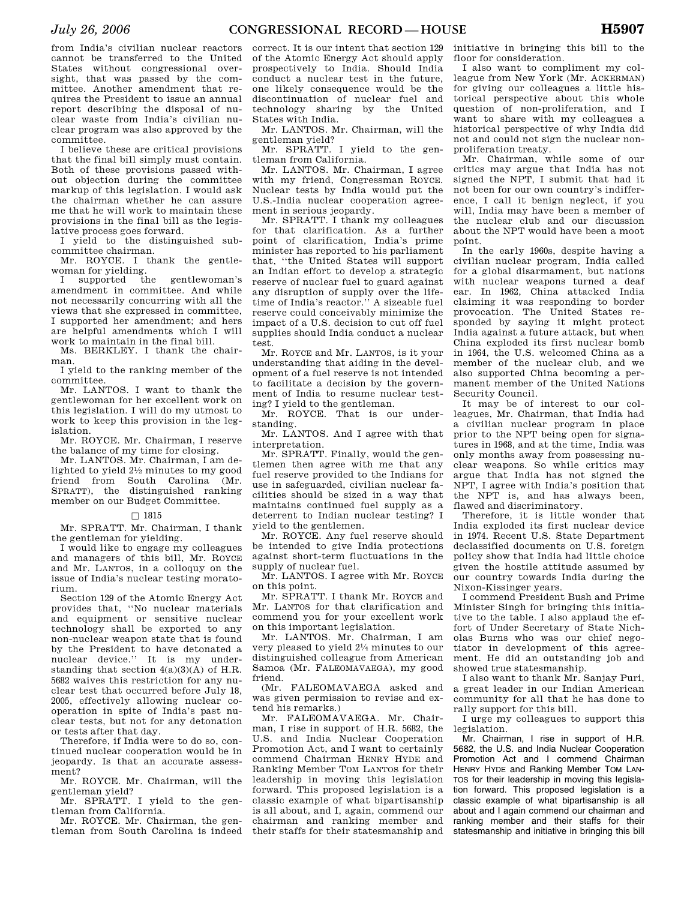from India's civilian nuclear reactors cannot be transferred to the United States without congressional oversight, that was passed by the committee. Another amendment that requires the President to issue an annual report describing the disposal of nuclear waste from India's civilian nuclear program was also approved by the committee.

I believe these are critical provisions that the final bill simply must contain. Both of these provisions passed without objection during the committee markup of this legislation. I would ask the chairman whether he can assure me that he will work to maintain these provisions in the final bill as the legislative process goes forward.

I yield to the distinguished subcommittee chairman.

Mr. ROYCE. I thank the gentlewoman for yielding.

I supported the gentlewoman's amendment in committee. And while not necessarily concurring with all the views that she expressed in committee, I supported her amendment; and hers are helpful amendments which I will work to maintain in the final bill.

Ms. BERKLEY. I thank the chairman.

I yield to the ranking member of the committee.

Mr. LANTOS. I want to thank the gentlewoman for her excellent work on this legislation. I will do my utmost to work to keep this provision in the legislation.

Mr. ROYCE. Mr. Chairman, I reserve the balance of my time for closing.

Mr. LANTOS. Mr. Chairman, I am delighted to yield 2½ minutes to my good friend from South Carolina (Mr. SPRATT), the distinguished ranking member on our Budget Committee.

□ 1815

Mr. SPRATT. Mr. Chairman, I thank the gentleman for yielding.

I would like to engage my colleagues and managers of this bill, Mr. ROYCE and Mr. LANTOS, in a colloquy on the issue of India's nuclear testing moratorium.

Section 129 of the Atomic Energy Act provides that, "No nuclear materials and equipment or sensitive nuclear technology shall be exported to any non-nuclear weapon state that is found by the President to have detonated a nuclear device." It is my understanding that section 4(a)(3)(A) of H.R. 5682 waives this restriction for any nuclear test that occurred before July 18, 2005, effectively allowing nuclear cooperation in spite of India's past nuclear tests, but not for any detonation or tests after that day.

Therefore, if India were to do so, continued nuclear cooperation would be in jeopardy. Is that an accurate assessment?

Mr. ROYCE. Mr. Chairman, will the gentleman yield?

Mr. SPRATT. I yield to the gentleman from California.

Mr. ROYCE. Mr. Chairman, the gentleman from South Carolina is indeed correct. It is our intent that section 129 of the Atomic Energy Act should apply prospectively to India. Should India conduct a nuclear test in the future, one likely consequence would be the discontinuation of nuclear fuel and technology sharing by the United States with India.

Mr. LANTOS. Mr. Chairman, will the gentleman yield?

Mr. SPRATT. I yield to the gentleman from California.

Mr. LANTOS. Mr. Chairman, I agree with my friend, Congressman ROYCE. Nuclear tests by India would put the U.S.-India nuclear cooperation agreement in serious jeopardy.

Mr. SPRATT. I thank my colleagues for that clarification. As a further point of clarification, India's prime minister has reported to his parliament that, "the United States will support an Indian effort to develop a strategic reserve of nuclear fuel to guard against any disruption of supply over the lifetime of India's reactor." A sizeable fuel reserve could conceivably minimize the impact of a U.S. decision to cut off fuel supplies should India conduct a nuclear test.

Mr. ROYCE and Mr. LANTOS, is it your understanding that aiding in the development of a fuel reserve is not intended to facilitate a decision by the government of India to resume nuclear testing? I yield to the gentleman.

Mr. ROYCE. That is our understanding.

Mr. LANTOS. And I agree with that interpretation.

Mr. SPRATT. Finally, would the gentlemen then agree with me that any fuel reserve provided to the Indians for use in safeguarded, civilian nuclear facilities should be sized in a way that maintains continued fuel supply as a deterrent to Indian nuclear testing? I yield to the gentlemen.

Mr. ROYCE. Any fuel reserve should be intended to give India protections against short-term fluctuations in the supply of nuclear fuel.

Mr. LANTOS. I agree with Mr. ROYCE on this point.

Mr. SPRATT. I thank Mr. ROYCE and Mr. LANTOS for that clarification and commend you for your excellent work on this important legislation.

Mr. LANTOS. Mr. Chairman, I am very pleased to yield 2¼ minutes to our distinguished colleague from American Samoa (Mr. FALEOMAVAEGA), my good friend.

(Mr. FALEOMAVAEGA asked and was given permission to revise and extend his remarks.)

Mr. FALEOMAVAEGA. Mr. Chairman, I rise in support of H.R. 5682, the U.S. and India Nuclear Cooperation Promotion Act, and I want to certainly commend Chairman HENRY HYDE and Ranking Member TOM LANTOS for their leadership in moving this legislation forward. This proposed legislation is a classic example of what bipartisanship is all about, and I, again, commend our chairman and ranking member and their staffs for their statesmanship and initiative in bringing this bill to the floor for consideration.

I also want to compliment my colleague from New York (Mr. ACKERMAN) for giving our colleagues a little historical perspective about this whole question of non-proliferation, and I want to share with my colleagues a historical perspective of why India did not and could not sign the nuclear non-proliferation treaty.

Mr. Chairman, while some of our critics may argue that India has not signed the NPT, I submit that had it not been for our own country's indifference, I call it benign neglect, if you will, India may have been a member of the nuclear club and our discussion about the NPT would have been a moot point.

In the early 1960s, despite having a civilian nuclear program, India called for a global disarmament, but nations with nuclear weapons turned a deaf ear. In 1962, China attacked India claiming it was responding to border provocation. The United States responded by saying it might protect India against a future attack, but when China exploded its first nuclear bomb in 1964, the U.S. welcomed China as a member of the nuclear club, and we also supported China becoming a permanent member of the United Nations Security Council.

It may be of interest to our colleagues, Mr. Chairman, that India had a civilian nuclear program in place prior to the NPT being open for signatures in 1968, and at the time, India was only months away from possessing nuclear weapons. So while critics may argue that India has not signed the NPT, I agree with India's position that the NPT is, and has always been, flawed and discriminatory.

Therefore, it is little wonder that India exploded its first nuclear device in 1974. Recent U.S. State Department declassified documents on U.S. foreign policy show that India had little choice given the hostile attitude assumed by our country towards India during the Nixon-Kissinger years.

I commend President Bush and Prime Minister Singh for bringing this initiative to the table. I also applaud the effort of Under Secretary of State Nicholas Burns who was our chief negotiator in development of this agreement. He did an outstanding job and showed true statesmanship.

I also want to thank Mr. Sanjay Puri, a great leader in our Indian American community for all that he has done to rally support for this bill.

I urge my colleagues to support this legislation.

Mr. Chairman, I rise in support of H.R. 5682, the U.S. and India Nuclear Cooperation Promotion Act and I commend Chairman HENRY HYDE and Ranking Member TOM LANTOS for their leadership in moving this legislation forward. This proposed legislation is a classic example of what bipartisanship is all about and I again commend our chairman and ranking member and their staffs for their statesmanship and initiative in bringing this bill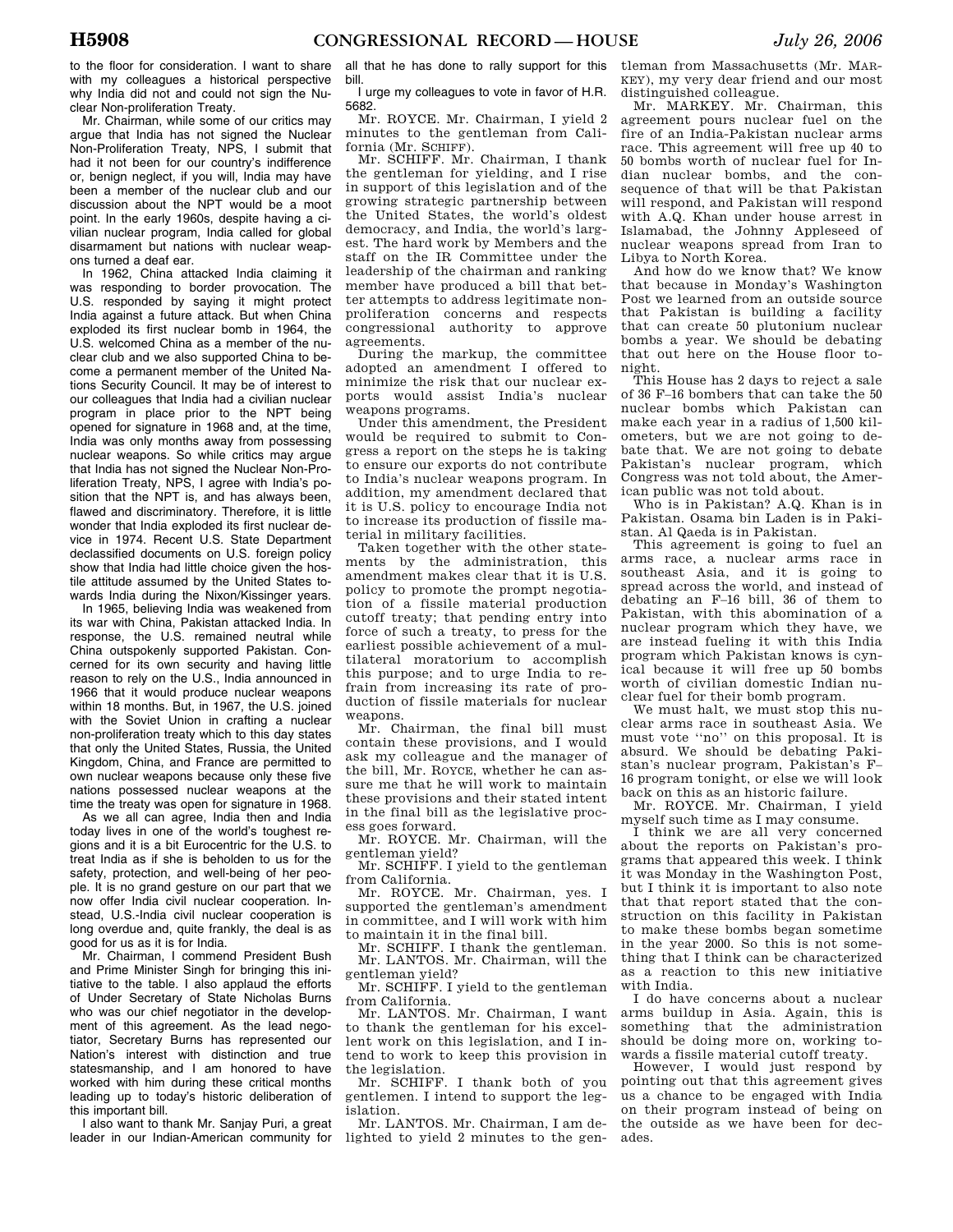to the floor for consideration. I want to share with my colleagues a historical perspective why India did not and could not sign the Nuclear Non-proliferation Treaty.

Mr. Chairman, while some of our critics may argue that India has not signed the Nuclear Non-Proliferation Treaty, NPS, I submit that had it not been for our country's indifference or, benign neglect, if you will, India may have been a member of the nuclear club and our discussion about the NPT would be a moot point. In the early 1960s, despite having a civilian nuclear program, India called for global disarmament but nations with nuclear weapons turned a deaf ear.

In 1962, China attacked India claiming it was responding to border provocation. The U.S. responded by saying it might protect India against a future attack. But when China exploded its first nuclear bomb in 1964, the U.S. welcomed China as a member of the nuclear club and we also supported China to become a permanent member of the United Nations Security Council. It may be of interest to our colleagues that India had a civilian nuclear program in place prior to the NPT being opened for signature in 1968 and, at the time, India was only months away from possessing nuclear weapons. So while critics may argue that India has not signed the Nuclear Non-Proliferation Treaty, NPS, I agree with India's position that the NPT is, and has always been, flawed and discriminatory. Therefore, it is little wonder that India exploded its first nuclear device in 1974. Recent U.S. State Department declassified documents on U.S. foreign policy show that India had little choice given the hostile attitude assumed by the United States towards India during the Nixon/Kissinger years.

In 1965, believing India was weakened from its war with China, Pakistan attacked India. In response, the U.S. remained neutral while China outspokenly supported Pakistan. Concerned for its own security and having little reason to rely on the U.S., India announced in 1966 that it would produce nuclear weapons within 18 months. But, in 1967, the U.S. joined with the Soviet Union in crafting a nuclear non-proliferation treaty which to this day states that only the United States, Russia, the United Kingdom, China, and France are permitted to own nuclear weapons because only these five nations possessed nuclear weapons at the time the treaty was open for signature in 1968.

As we all can agree, India then and India today lives in one of the world's toughest regions and it is a bit Eurocentric for the U.S. to treat India as if she is beholden to us for the safety, protection, and well-being of her people. It is no grand gesture on our part that we now offer India civil nuclear cooperation. Instead, U.S.-India civil nuclear cooperation is long overdue and, quite frankly, the deal is as good for us as it is for India.

Mr. Chairman, I commend President Bush and Prime Minister Singh for bringing this initiative to the table. I also applaud the efforts of Under Secretary of State Nicholas Burns who was our chief negotiator in the development of this agreement. As the lead negotiator, Secretary Burns has represented our Nation's interest with distinction and true statesmanship, and I am honored to have worked with him during these critical months leading up to today's historic deliberation of this important bill.

I also want to thank Mr. Sanjay Puri, a great leader in our Indian-American community for all that he has done to rally support for this bill.

I urge my colleagues to vote in favor of H.R. 5682.

Mr. ROYCE. Mr. Chairman, I yield 2 minutes to the gentleman from California (Mr. SCHIFF).

Mr. SCHIFF. Mr. Chairman, I thank the gentleman for yielding, and I rise in support of this legislation and of the growing strategic partnership between the United States, the world's oldest democracy, and India, the world's largest. The hard work by Members and the staff on the IR Committee under the leadership of the chairman and ranking member have produced a bill that better attempts to address legitimate nonproliferation concerns and respects congressional authority to approve agreements.

During the markup, the committee adopted an amendment I offered to minimize the risk that our nuclear exports would assist India's nuclear weapons programs.

Under this amendment, the President would be required to submit to Congress a report on the steps he is taking to ensure our exports do not contribute to India's nuclear weapons program. In addition, my amendment declared that it is U.S. policy to encourage India not to increase its production of fissile material in military facilities.

Taken together with the other statements by the administration, this amendment makes clear that it is U.S. policy to promote the prompt negotiation of a fissile material production cutoff treaty; that pending entry into force of such a treaty, to press for the earliest possible achievement of a multilateral moratorium to accomplish this purpose; and to urge India to refrain from increasing its rate of production of fissile materials for nuclear weapons.

Mr. Chairman, the final bill must contain these provisions, and I would ask my colleague and the manager of the bill, Mr. ROYCE, whether he can assure me that he will work to maintain these provisions and their stated intent in the final bill as the legislative process goes forward.

Mr. ROYCE. Mr. Chairman, will the gentleman yield?

Mr. SCHIFF. I yield to the gentleman from California.

Mr. ROYCE. Mr. Chairman, yes. I supported the gentleman's amendment in committee, and I will work with him to maintain it in the final bill.

Mr. SCHIFF. I thank the gentleman.

Mr. LANTOS. Mr. Chairman, will the gentleman yield?

Mr. SCHIFF. I yield to the gentleman from California.

Mr. LANTOS. Mr. Chairman, I want to thank the gentleman for his excellent work on this legislation, and I intend to work to keep this provision in the legislation.

Mr. SCHIFF. I thank both of you gentlemen. I intend to support the legislation.

Mr. LANTOS. Mr. Chairman, I am delighted to yield 2 minutes to the gentleman from Massachusetts (Mr. MARKEY), my very dear friend and our most distinguished colleague.

Mr. MARKEY. Mr. Chairman, this agreement pours nuclear fuel on the fire of an India-Pakistan nuclear arms race. This agreement will free up 40 to 50 bombs worth of nuclear fuel for Indian nuclear bombs, and the consequence of that will be that Pakistan will respond, and Pakistan will respond with A.Q. Khan under house arrest in Islamabad, the Johnny Appleseed of nuclear weapons spread from Iran to Libya to North Korea.

And how do we know that? We know that because in Monday's Washington Post we learned from an outside source that Pakistan is building a facility that can create 50 plutonium nuclear bombs a year. We should be debating that out here on the House floor tonight.

This House has 2 days to reject a sale of 36 F–16 bombers that can take the 50 nuclear bombs which Pakistan can make each year in a radius of 1,500 kilometers, but we are not going to debate that. We are not going to debate Pakistan's nuclear program, which Congress was not told about, the American public was not told about.

Who is in Pakistan? A.Q. Khan is in Pakistan. Osama bin Laden is in Pakistan. Al Qaeda is in Pakistan.

This agreement is going to fuel an arms race, a nuclear arms race in southeast Asia, and it is going to spread across the world, and instead of debating an F–16 bill, 36 of them to Pakistan, with this abomination of a nuclear program which they have, we are instead fueling it with this India program which Pakistan knows is cynical because it will free up 50 bombs worth of civilian domestic Indian nuclear fuel for their bomb program.

We must halt, we must stop this nuclear arms race in southeast Asia. We must vote "no" on this proposal. It is absurd. We should be debating Pakistan's nuclear program, Pakistan's F–16 program tonight, or else we will look back on this as an historic failure.

Mr. ROYCE. Mr. Chairman, I yield myself such time as I may consume.

I think we are all very concerned about the reports on Pakistan's programs that appeared this week. I think it was Monday in the Washington Post, but I think it is important to also note that that report stated that the construction on this facility in Pakistan to make these bombs began sometime in the year 2000. So this is not something that I think can be characterized as a reaction to this new initiative with India.

I do have concerns about a nuclear arms buildup in Asia. Again, this is something that the administration should be doing more on, working towards a fissile material cutoff treaty.

However, I would just respond by pointing out that this agreement gives us a chance to be engaged with India on their program instead of being on the outside as we have been for decades.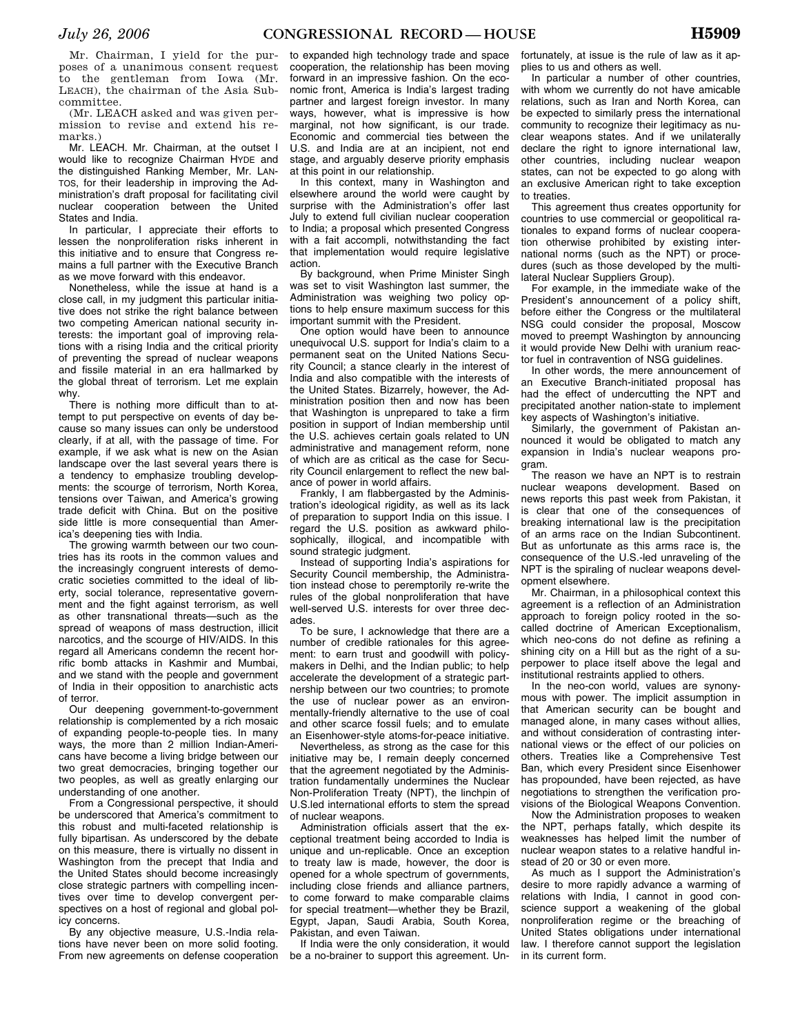Mr. Chairman, I yield for the purposes of a unanimous consent request to the gentleman from Iowa (Mr. LEACH), the chairman of the Asia Subcommittee.

(Mr. LEACH asked and was given permission to revise and extend his remarks.)

Mr. LEACH. Mr. Chairman, at the outset I would like to recognize Chairman HYDE and the distinguished Ranking Member, Mr. LANTOS, for their leadership in improving the Administration's draft proposal for facilitating civil nuclear cooperation between the United States and India.

In particular, I appreciate their efforts to lessen the nonproliferation risks inherent in this initiative and to ensure that Congress remains a full partner with the Executive Branch as we move forward with this endeavor.

Nonetheless, while the issue at hand is a close call, in my judgment this particular initiative does not strike the right balance between two competing American national security interests: the important goal of improving relations with a rising India and the critical priority of preventing the spread of nuclear weapons and fissile material in an era hallmarked by the global threat of terrorism. Let me explain why.

There is nothing more difficult than to attempt to put perspective on events of day because so many issues can only be understood clearly, if at all, with the passage of time. For example, if we ask what is new on the Asian landscape over the last several years there is a tendency to emphasize troubling developments: the scourge of terrorism, North Korea, tensions over Taiwan, and America's growing trade deficit with China. But on the positive side little is more consequential than America's deepening ties with India.

The growing warmth between our two countries has its roots in the common values and the increasingly congruent interests of democratic societies committed to the ideal of liberty, social tolerance, representative government and the fight against terrorism, as well as other transnational threats—such as the spread of weapons of mass destruction, illicit narcotics, and the scourge of HIV/AIDS. In this regard all Americans condemn the recent horrific bomb attacks in Kashmir and Mumbai, and we stand with the people and government of India in their opposition to anarchistic acts of terror.

Our deepening government-to-government relationship is complemented by a rich mosaic of expanding people-to-people ties. In many ways, the more than 2 million Indian-Americans have become a living bridge between our two great democracies, bringing together our two peoples, as well as greatly enlarging our understanding of one another.

From a Congressional perspective, it should be underscored that America's commitment to this robust and multi-faceted relationship is fully bipartisan. As underscored by the debate on this measure, there is virtually no dissent in Washington from the precept that India and the United States should become increasingly close strategic partners with compelling incentives over time to develop convergent perspectives on a host of regional and global policy concerns.

By any objective measure, U.S.-India relations have never been on more solid footing. From new agreements on defense cooperation to expanded high technology trade and space cooperation, the relationship has been moving forward in an impressive fashion. On the economic front, America is India's largest trading partner and largest foreign investor. In many ways, however, what is impressive is how marginal, not how significant, is our trade. Economic and commercial ties between the U.S. and India are at an incipient, not end stage, and arguably deserve priority emphasis at this point in our relationship.

In this context, many in Washington and elsewhere around the world were caught by surprise with the Administration's offer last July to extend full civilian nuclear cooperation to India; a proposal which presented Congress with a fait accompli, notwithstanding the fact that implementation would require legislative action.

By background, when Prime Minister Singh was set to visit Washington last summer, the Administration was weighing two policy options to help ensure maximum success for this important summit with the President.

One option would have been to announce unequivocal U.S. support for India's claim to a permanent seat on the United Nations Security Council; a stance clearly in the interest of India and also compatible with the interests of the United States. Bizarrely, however, the Administration position then and now has been that Washington is unprepared to take a firm position in support of Indian membership until the U.S. achieves certain goals related to UN administrative and management reform, none of which are as critical as the case for Security Council enlargement to reflect the new balance of power in world affairs.

Frankly, I am flabbergasted by the Administration's ideological rigidity, as well as its lack of preparation to support India on this issue. I regard the U.S. position as awkward philosophically, illogical, and incompatible with sound strategic judgment.

Instead of supporting India's aspirations for Security Council membership, the Administration instead chose to peremptorily re-write the rules of the global nonproliferation that have well-served U.S. interests for over three decades.

To be sure, I acknowledge that there are a number of credible rationales for this agreement: to earn trust and goodwill with policymakers in Delhi, and the Indian public; to help accelerate the development of a strategic partnership between our two countries; to promote the use of nuclear power as an environmentally-friendly alternative to the use of coal and other scarce fossil fuels; and to emulate an Eisenhower-style atoms-for-peace initiative.

Nevertheless, as strong as the case for this initiative may be, I remain deeply concerned that the agreement negotiated by the Administration fundamentally undermines the Nuclear Non-Proliferation Treaty (NPT), the linchpin of U.S.led international efforts to stem the spread of nuclear weapons.

Administration officials assert that the exceptional treatment being accorded to India is unique and un-replicable. Once an exception to treaty law is made, however, the door is opened for a whole spectrum of governments, including close friends and alliance partners, to come forward to make comparable claims for special treatment—whether they be Brazil, Egypt, Japan, Saudi Arabia, South Korea, Pakistan, and even Taiwan.

If India were the only consideration, it would be a no-brainer to support this agreement. Unfortunately, at issue is the rule of law as it applies to us and others as well.

In particular a number of other countries, with whom we currently do not have amicable relations, such as Iran and North Korea, can be expected to similarly press the international community to recognize their legitimacy as nuclear weapons states. And if we unilaterally declare the right to ignore international law, other countries, including nuclear weapon states, can not be expected to go along with an exclusive American right to take exception to treaties.

This agreement thus creates opportunity for countries to use commercial or geopolitical rationales to expand forms of nuclear cooperation otherwise prohibited by existing international norms (such as the NPT) or procedures (such as those developed by the multilateral Nuclear Suppliers Group).

For example, in the immediate wake of the President's announcement of a policy shift, before either the Congress or the multilateral NSG could consider the proposal, Moscow moved to preempt Washington by announcing it would provide New Delhi with uranium reactor fuel in contravention of NSG guidelines.

In other words, the mere announcement of an Executive Branch-initiated proposal has had the effect of undercutting the NPT and precipitated another nation-state to implement key aspects of Washington's initiative.

Similarly, the government of Pakistan announced it would be obligated to match any expansion in India's nuclear weapons program.

The reason we have an NPT is to restrain nuclear weapons development. Based on news reports this past week from Pakistan, it is clear that one of the consequences of breaking international law is the precipitation of an arms race on the Indian Subcontinent. But as unfortunate as this arms race is, the consequence of the U.S.-led unraveling of the NPT is the spiraling of nuclear weapons development elsewhere.

Mr. Chairman, in a philosophical context this agreement is a reflection of an Administration approach to foreign policy rooted in the so-called doctrine of American Exceptionalism, which neo-cons do not define as refining a shining city on a Hill but as the right of a superpower to place itself above the legal and institutional restraints applied to others.

In the neo-con world, values are synonymous with power. The implicit assumption in that American security can be bought and managed alone, in many cases without allies, and without consideration of contrasting international views or the effect of our policies on others. Treaties like a Comprehensive Test Ban, which every President since Eisenhower has propounded, have been rejected, as have negotiations to strengthen the verification provisions of the Biological Weapons Convention.

Now the Administration proposes to weaken the NPT, perhaps fatally, which despite its weaknesses has helped limit the number of nuclear weapon states to a relative handful instead of 20 or 30 or even more.

As much as I support the Administration's desire to more rapidly advance a warming of relations with India, I cannot in good conscience support a weakening of the global nonproliferation regime or the breaching of United States obligations under international law. I therefore cannot support the legislation in its current form.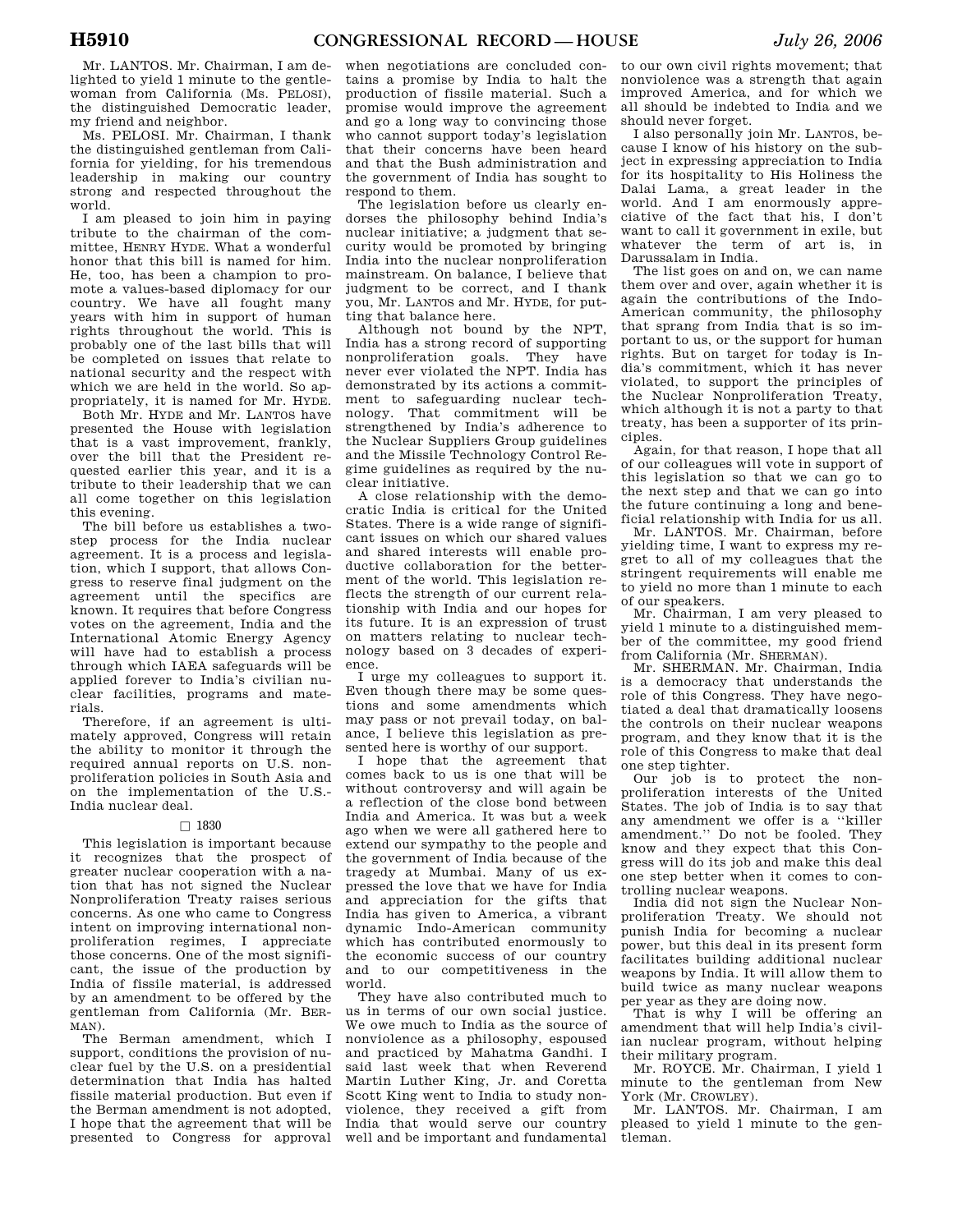Mr. LANTOS. Mr. Chairman, I am delighted to yield 1 minute to the gentlewoman from California (Ms. PELOSI), the distinguished Democratic leader, my friend and neighbor.

Ms. PELOSI. Mr. Chairman, I thank the distinguished gentleman from California for yielding, for his tremendous leadership in making our country strong and respected throughout the world.

I am pleased to join him in paying tribute to the chairman of the committee, HENRY HYDE. What a wonderful honor that this bill is named for him. He, too, has been a champion to promote a values-based diplomacy for our country. We have all fought many years with him in support of human rights throughout the world. This is probably one of the last bills that will be completed on issues that relate to national security and the respect with which we are held in the world. So appropriately, it is named for Mr. HYDE.

Both Mr. HYDE and Mr. LANTOS have presented the House with legislation that is a vast improvement, frankly, over the bill that the President requested earlier this year, and it is a tribute to their leadership that we can all come together on this legislation this evening.

The bill before us establishes a two-step process for the India nuclear agreement. It is a process and legislation, which I support, that allows Congress to reserve final judgment on the agreement until the specifics are known. It requires that before Congress votes on the agreement, India and the International Atomic Energy Agency will have had to establish a process through which IAEA safeguards will be applied forever to India's civilian nuclear facilities, programs and materials.

Therefore, if an agreement is ultimately approved, Congress will retain the ability to monitor it through the required annual reports on U.S. nonproliferation policies in South Asia and on the implementation of the U.S.-India nuclear deal.

□ 1830

This legislation is important because it recognizes that the prospect of greater nuclear cooperation with a nation that has not signed the Nuclear Nonproliferation Treaty raises serious concerns. As one who came to Congress intent on improving international nonproliferation regimes, I appreciate those concerns. One of the most significant, the issue of the production by India of fissile material, is addressed by an amendment to be offered by the gentleman from California (Mr. BERMAN).

The Berman amendment, which I support, conditions the provision of nuclear fuel by the U.S. on a presidential determination that India has halted fissile material production. But even if the Berman amendment is not adopted, I hope that the agreement that will be presented to Congress for approval when negotiations are concluded contains a promise by India to halt the production of fissile material. Such a promise would improve the agreement and go a long way to convincing those who cannot support today's legislation that their concerns have been heard and that the Bush administration and the government of India has sought to respond to them.

The legislation before us clearly endorses the philosophy behind India's nuclear initiative; a judgment that security would be promoted by bringing India into the nuclear nonproliferation mainstream. On balance, I believe that judgment to be correct, and I thank you, Mr. LANTOS and Mr. HYDE, for putting that balance here.

Although not bound by the NPT, India has a strong record of supporting nonproliferation goals. They have never ever violated the NPT. India has demonstrated by its actions a commitment to safeguarding nuclear technology. That commitment will be strengthened by India's adherence to the Nuclear Suppliers Group guidelines and the Missile Technology Control Regime guidelines as required by the nuclear initiative.

A close relationship with the democratic India is critical for the United States. There is a wide range of significant issues on which our shared values and shared interests will enable productive collaboration for the betterment of the world. This legislation reflects the strength of our current relationship with India and our hopes for its future. It is an expression of trust on matters relating to nuclear technology based on 3 decades of experience.

I urge my colleagues to support it. Even though there may be some questions and some amendments which may pass or not prevail today, on balance, I believe this legislation as presented here is worthy of our support.

I hope that the agreement that comes back to us is one that will be without controversy and will again be a reflection of the close bond between India and America. It was but a week ago when we were all gathered here to extend our sympathy to the people and the government of India because of the tragedy at Mumbai. Many of us expressed the love that we have for India and appreciation for the gifts that India has given to America, a vibrant dynamic Indo-American community which has contributed enormously to the economic success of our country and to our competitiveness in the world.

They have also contributed much to us in terms of our own social justice. We owe much to India as the source of nonviolence as a philosophy, espoused and practiced by Mahatma Gandhi. I said last week that when Reverend Martin Luther King, Jr. and Coretta Scott King went to India to study nonviolence, they received a gift from India that would serve our country well and be important and fundamental to our own civil rights movement; that nonviolence was a strength that again improved America, and for which we all should be indebted to India and we should never forget.

I also personally join Mr. LANTOS, because I know of his history on the subject in expressing appreciation to India for its hospitality to His Holiness the Dalai Lama, a great leader in the world. And I am enormously appreciative of the fact that his, I don't want to call it government in exile, but whatever the term of art is, in Darussalam in India.

The list goes on and on, we can name them over and over, again whether it is again the contributions of the Indo-American community, the philosophy that sprang from India that is so important to us, or the support for human rights. But on target for today is India's commitment, which it has never violated, to support the principles of the Nuclear Nonproliferation Treaty, which although it is not a party to that treaty, has been a supporter of its principles.

Again, for that reason, I hope that all of our colleagues will vote in support of this legislation so that we can go to the next step and that we can go into the future continuing a long and beneficial relationship with India for us all.

Mr. LANTOS. Mr. Chairman, before yielding time, I want to express my regret to all of my colleagues that the stringent requirements will enable me to yield no more than 1 minute to each of our speakers.

Mr. Chairman, I am very pleased to yield 1 minute to a distinguished member of the committee, my good friend from California (Mr. SHERMAN).

Mr. SHERMAN. Mr. Chairman, India is a democracy that understands the role of this Congress. They have negotiated a deal that dramatically loosens the controls on their nuclear weapons program, and they know that it is the role of this Congress to make that deal one step tighter.

Our job is to protect the nonproliferation interests of the United States. The job of India is to say that any amendment we offer is a "killer amendment." Do not be fooled. They know and they expect that this Congress will do its job and make this deal one step better when it comes to controlling nuclear weapons.

India did not sign the Nuclear Nonproliferation Treaty. We should not punish India for becoming a nuclear power, but this deal in its present form facilitates building additional nuclear weapons by India. It will allow them to build twice as many nuclear weapons per year as they are doing now.

That is why I will be offering an amendment that will help India's civilian nuclear program, without helping their military program.

Mr. ROYCE. Mr. Chairman, I yield 1 minute to the gentleman from New York (Mr. CROWLEY).

Mr. LANTOS. Mr. Chairman, I am pleased to yield 1 minute to the gentleman.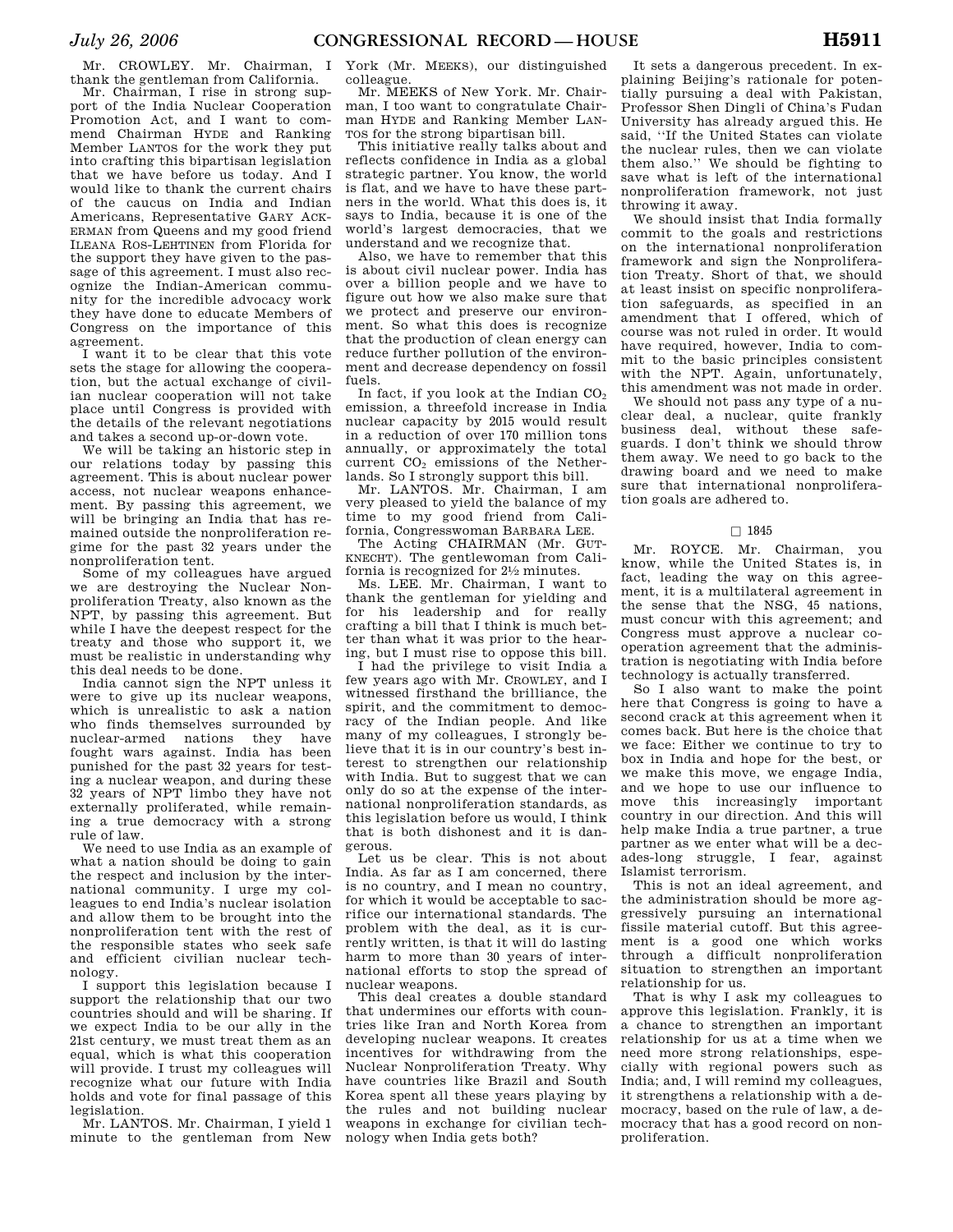Mr. CROWLEY. Mr. Chairman, I thank the gentleman from California.

Mr. Chairman, I rise in strong support of the India Nuclear Cooperation Promotion Act, and I want to commend Chairman HYDE and Ranking Member LANTOS for the work they put into crafting this bipartisan legislation that we have before us today. And I would like to thank the current chairs of the caucus on India and Indian Americans, Representative GARY ACKERMAN from Queens and my good friend ILEANA ROS-LEHTINEN from Florida for the support they have given to the passage of this agreement. I must also recognize the Indian-American community for the incredible advocacy work they have done to educate Members of Congress on the importance of this agreement.

I want it to be clear that this vote sets the stage for allowing the cooperation, but the actual exchange of civilian nuclear cooperation will not take place until Congress is provided with the details of the relevant negotiations and takes a second up-or-down vote.

We will be taking an historic step in our relations today by passing this agreement. This is about nuclear power access, not nuclear weapons enhancement. By passing this agreement, we will be bringing an India that has remained outside the nonproliferation regime for the past 32 years under the nonproliferation tent.

Some of my colleagues have argued we are destroying the Nuclear Nonproliferation Treaty, also known as the NPT, by passing this agreement. But while I have the deepest respect for the treaty and those who support it, we must be realistic in understanding why this deal needs to be done.

India cannot sign the NPT unless it were to give up its nuclear weapons, which is unrealistic to ask a nation who finds themselves surrounded by nuclear-armed nations they have fought wars against. India has been punished for the past 32 years for testing a nuclear weapon, and during these 32 years of NPT limbo they have not externally proliferated, while remaining a true democracy with a strong rule of law.

We need to use India as an example of what a nation should be doing to gain the respect and inclusion by the international community. I urge my colleagues to end India's nuclear isolation and allow them to be brought into the nonproliferation tent with the rest of the responsible states who seek safe and efficient civilian nuclear technology.

I support this legislation because I support the relationship that our two countries should and will be sharing. If we expect India to be our ally in the 21st century, we must treat them as an equal, which is what this cooperation will provide. I trust my colleagues will recognize what our future with India holds and vote for final passage of this legislation.

Mr. LANTOS. Mr. Chairman, I yield 1 minute to the gentleman from New York (Mr. MEEKS), our distinguished colleague.

Mr. MEEKS of New York. Mr. Chairman, I too want to congratulate Chairman HYDE and Ranking Member LANTOS for the strong bipartisan bill.

This initiative really talks about and reflects confidence in India as a global strategic partner. You know, the world is flat, and we have to have these partners in the world. What this does is, it says to India, because it is one of the world's largest democracies, that we understand and we recognize that.

Also, we have to remember that this is about civil nuclear power. India has over a billion people and we have to figure out how we also make sure that we protect and preserve our environment. So what this does is recognize that the production of clean energy can reduce further pollution of the environment and decrease dependency on fossil fuels.

In fact, if you look at the Indian $CO_2$ emission, a threefold increase in India nuclear capacity by 2015 would result in a reduction of over 170 million tons annually, or approximately the total current $CO_2$ emissions of the Netherlands. So I strongly support this bill.

Mr. LANTOS. Mr. Chairman, I am very pleased to yield the balance of my time to my good friend from California, Congresswoman BARBARA LEE.

The Acting CHAIRMAN (Mr. GUTKNECHT). The gentlewoman from California is recognized for 2½ minutes.

Ms. LEE. Mr. Chairman, I want to thank the gentleman for yielding and for his leadership and for really crafting a bill that I think is much better than what it was prior to the hearing, but I must rise to oppose this bill.

I had the privilege to visit India a few years ago with Mr. CROWLEY, and I witnessed firsthand the brilliance, the spirit, and the commitment to democracy of the Indian people. And like many of my colleagues, I strongly believe that it is in our country's best interest to strengthen our relationship with India. But to suggest that we can only do so at the expense of the international nonproliferation standards, as this legislation before us would, I think that is both dishonest and it is dangerous.

Let us be clear. This is not about India. As far as I am concerned, there is no country, and I mean no country, for which it would be acceptable to sacrifice our international standards. The problem with the deal, as it is currently written, is that it will do lasting harm to more than 30 years of international efforts to stop the spread of nuclear weapons.

This deal creates a double standard that undermines our efforts with countries like Iran and North Korea from developing nuclear weapons. It creates incentives for withdrawing from the Nuclear Nonproliferation Treaty. Why have countries like Brazil and South Korea spent all these years playing by the rules and not building nuclear weapons in exchange for civilian technology when India gets both?

It sets a dangerous precedent. In explaining Beijing's rationale for potentially pursuing a deal with Pakistan, Professor Shen Dingli of China's Fudan University has already argued this. He said, "If the United States can violate the nuclear rules, then we can violate them also." We should be fighting to save what is left of the international nonproliferation framework, not just throwing it away.

We should insist that India formally commit to the goals and restrictions on the international nonproliferation framework and sign the Nonproliferation Treaty. Short of that, we should at least insist on specific nonproliferation safeguards, as specified in an amendment that I offered, which of course was not ruled in order. It would have required, however, India to commit to the basic principles consistent with the NPT. Again, unfortunately, this amendment was not made in order.

We should not pass any type of a nuclear deal, a nuclear, quite frankly business deal, without these safeguards. I don't think we should throw them away. We need to go back to the drawing board and we need to make sure that international nonproliferation goals are adhered to.

□ 1845

Mr. ROYCE. Mr. Chairman, you know, while the United States is, in fact, leading the way on this agreement, it is a multilateral agreement in the sense that the NSG, 45 nations, must concur with this agreement; and Congress must approve a nuclear cooperation agreement that the administration is negotiating with India before technology is actually transferred.

So I also want to make the point here that Congress is going to have a second crack at this agreement when it comes back. But here is the choice that we face: Either we continue to try to box in India and hope for the best, or we make this move, we engage India, and we hope to use our influence to move this increasingly important country in our direction. And this will help make India a true partner, a true partner as we enter what will be a decades-long struggle, I fear, against Islamist terrorism.

This is not an ideal agreement, and the administration should be more aggressively pursuing an international fissile material cutoff. But this agreement is a good one which works through a difficult nonproliferation situation to strengthen an important relationship for us.

That is why I ask my colleagues to approve this legislation. Frankly, it is a chance to strengthen an important relationship for us at a time when we need more strong relationships, especially with regional powers such as India; and, I will remind my colleagues, it strengthens a relationship with a democracy, based on the rule of law, a democracy that has a good record on nonproliferation.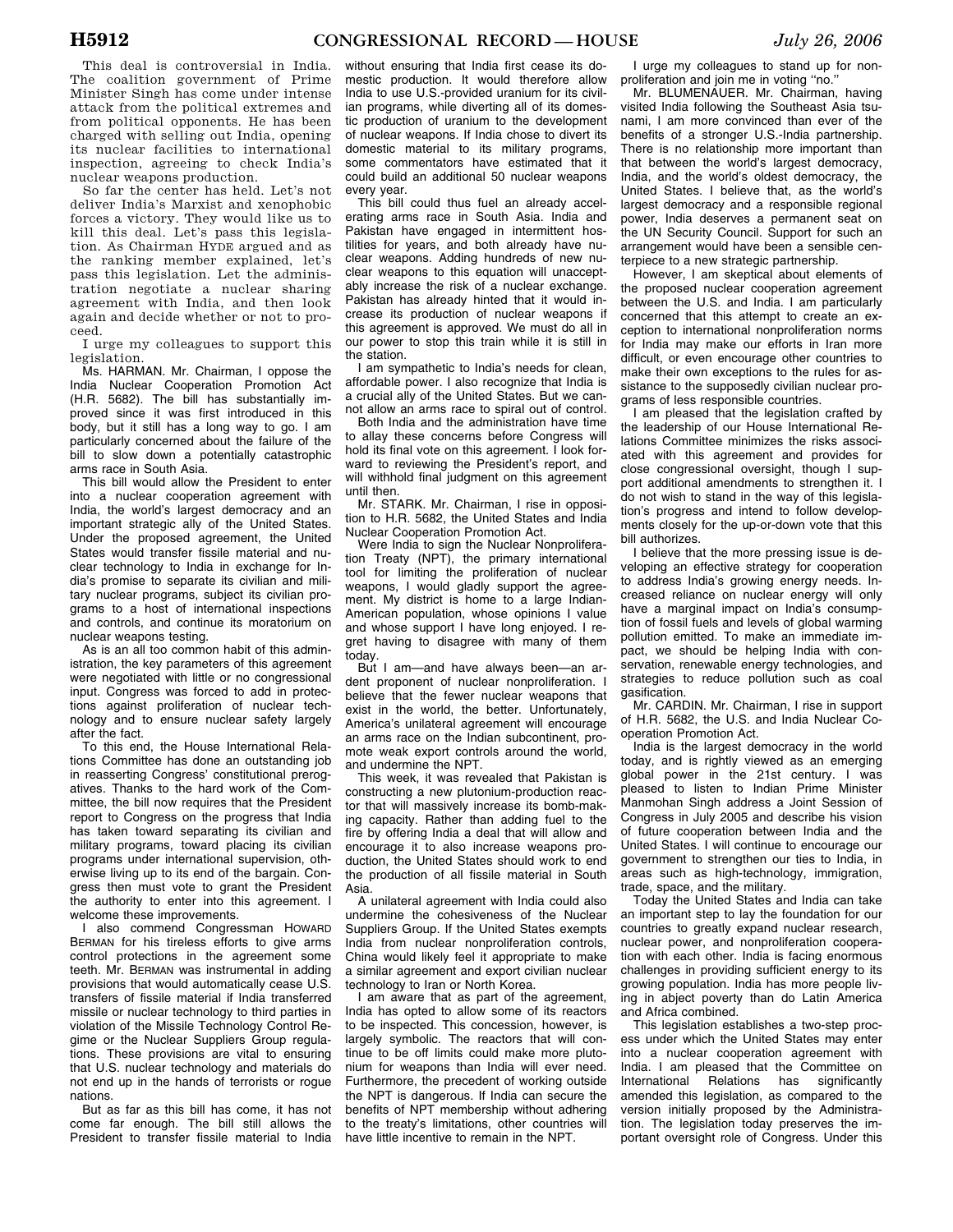This deal is controversial in India. The coalition government of Prime Minister Singh has come under intense attack from the political extremes and from political opponents. He has been charged with selling out India, opening its nuclear facilities to international inspection, agreeing to check India's nuclear weapons production.

So far the center has held. Let's not deliver India's Marxist and xenophobic forces a victory. They would like us to kill this deal. Let's pass this legislation. As Chairman HYDE argued and as the ranking member explained, let's pass this legislation. Let the administration negotiate a nuclear sharing agreement with India, and then look again and decide whether or not to proceed.

I urge my colleagues to support this legislation.

Ms. HARMAN. Mr. Chairman, I oppose the India Nuclear Cooperation Promotion Act (H.R. 5682). The bill has substantially improved since it was first introduced in this body, but it still has a long way to go. I am particularly concerned about the failure of the bill to slow down a potentially catastrophic arms race in South Asia.

This bill would allow the President to enter into a nuclear cooperation agreement with India, the world's largest democracy and an important strategic ally of the United States. Under the proposed agreement, the United States would transfer fissile material and nuclear technology to India in exchange for India's promise to separate its civilian and military nuclear programs, subject its civilian programs to a host of international inspections and controls, and continue its moratorium on nuclear weapons testing.

As is an all too common habit of this administration, the key parameters of this agreement were negotiated with little or no congressional input. Congress was forced to add in protections against proliferation of nuclear technology and to ensure nuclear safety largely after the fact.

To this end, the House International Relations Committee has done an outstanding job in reasserting Congress' constitutional prerogatives. Thanks to the hard work of the Committee, the bill now requires that the President report to Congress on the progress that India has taken toward separating its civilian and military programs, toward placing its civilian programs under international supervision, otherwise living up to its end of the bargain. Congress then must vote to grant the President the authority to enter into this agreement. I welcome these improvements.

I also commend Congressman HOWARD BERMAN for his tireless efforts to give arms control protections in the agreement some teeth. Mr. BERMAN was instrumental in adding provisions that would automatically cease U.S. transfers of fissile material if India transferred missile or nuclear technology to third parties in violation of the Missile Technology Control Regime or the Nuclear Suppliers Group regulations. These provisions are vital to ensuring that U.S. nuclear technology and materials do not end up in the hands of terrorists or rogue nations.

But as far as this bill has come, it has not come far enough. The bill still allows the President to transfer fissile material to India without ensuring that India first cease its domestic production. It would therefore allow India to use U.S.-provided uranium for its civilian programs, while diverting all of its domestic production of uranium to the development of nuclear weapons. If India chose to divert its domestic material to its military programs, some commentators have estimated that it could build an additional 50 nuclear weapons every year.

This bill could thus fuel an already accelerating arms race in South Asia. India and Pakistan have engaged in intermittent hostilities for years, and both already have nuclear weapons. Adding hundreds of new nuclear weapons to this equation will unacceptably increase the risk of a nuclear exchange. Pakistan has already hinted that it would increase its production of nuclear weapons if this agreement is approved. We must do all in our power to stop this train while it is still in the station.

I am sympathetic to India's needs for clean, affordable power. I also recognize that India is a crucial ally of the United States. But we cannot allow an arms race to spiral out of control.

Both India and the administration have time to allay these concerns before Congress will hold its final vote on this agreement. I look forward to reviewing the President's report, and will withhold final judgment on this agreement until then.

Mr. STARK. Mr. Chairman, I rise in opposition to H.R. 5682, the United States and India Nuclear Cooperation Promotion Act.

Were India to sign the Nuclear Nonproliferation Treaty (NPT), the primary international tool for limiting the proliferation of nuclear weapons, I would gladly support the agreement. My district is home to a large Indian-American population, whose opinions I value and whose support I have long enjoyed. I regret having to disagree with many of them today.

But I am—and have always been—an ardent proponent of nuclear nonproliferation. I believe that the fewer nuclear weapons that exist in the world, the better. Unfortunately, America's unilateral agreement will encourage an arms race on the Indian subcontinent, promote weak export controls around the world, and undermine the NPT.

This week, it was revealed that Pakistan is constructing a new plutonium-production reactor that will massively increase its bomb-making capacity. Rather than adding fuel to the fire by offering India a deal that will allow and encourage it to also increase weapons production, the United States should work to end the production of all fissile material in South Asia.

A unilateral agreement with India could also undermine the cohesiveness of the Nuclear Suppliers Group. If the United States exempts India from nuclear nonproliferation controls, China would likely feel it appropriate to make a similar agreement and export civilian nuclear technology to Iran or North Korea.

I am aware that as part of the agreement, India has opted to allow some of its reactors to be inspected. This concession, however, is largely symbolic. The reactors that will continue to be off limits could make more plutonium for weapons than India will ever need. Furthermore, the precedent of working outside the NPT is dangerous. If India can secure the benefits of NPT membership without adhering to the treaty's limitations, other countries will have little incentive to remain in the NPT.

I urge my colleagues to stand up for nonproliferation and join me in voting "no."

Mr. BLUMENAUER. Mr. Chairman, having visited India following the Southeast Asia tsunami, I am more convinced than ever of the benefits of a stronger U.S.-India partnership. There is no relationship more important than that between the world's largest democracy, India, and the world's oldest democracy, the United States. I believe that, as the world's largest democracy and a responsible regional power, India deserves a permanent seat on the UN Security Council. Support for such an arrangement would have been a sensible centerpiece to a new strategic partnership.

However, I am skeptical about elements of the proposed nuclear cooperation agreement between the U.S. and India. I am particularly concerned that this attempt to create an exception to international nonproliferation norms for India may make our efforts in Iran more difficult, or even encourage other countries to make their own exceptions to the rules for assistance to the supposedly civilian nuclear programs of less responsible countries.

I am pleased that the legislation crafted by the leadership of our House International Relations Committee minimizes the risks associated with this agreement and provides for close congressional oversight, though I support additional amendments to strengthen it. I do not wish to stand in the way of this legislation's progress and intend to follow developments closely for the up-or-down vote that this bill authorizes.

I believe that the more pressing issue is developing an effective strategy for cooperation to address India's growing energy needs. Increased reliance on nuclear energy will only have a marginal impact on India's consumption of fossil fuels and levels of global warming pollution emitted. To make an immediate impact, we should be helping India with conservation, renewable energy technologies, and strategies to reduce pollution such as coal gasification.

Mr. CARDIN. Mr. Chairman, I rise in support of H.R. 5682, the U.S. and India Nuclear Cooperation Promotion Act.

India is the largest democracy in the world today, and is rightly viewed as an emerging global power in the 21st century. I was pleased to listen to Indian Prime Minister Manmohan Singh address a Joint Session of Congress in July 2005 and describe his vision of future cooperation between India and the United States. I will continue to encourage our government to strengthen our ties to India, in areas such as high-technology, immigration, trade, space, and the military.

Today the United States and India can take an important step to lay the foundation for our countries to greatly expand nuclear research, nuclear power, and nonproliferation cooperation with each other. India is facing enormous challenges in providing sufficient energy to its growing population. India has more people living in abject poverty than do Latin America and Africa combined.

This legislation establishes a two-step process under which the United States may enter into a nuclear cooperation agreement with India. I am pleased that the Committee on International Relations has significantly amended this legislation, as compared to the version initially proposed by the Administration. The legislation today preserves the important oversight role of Congress. Under this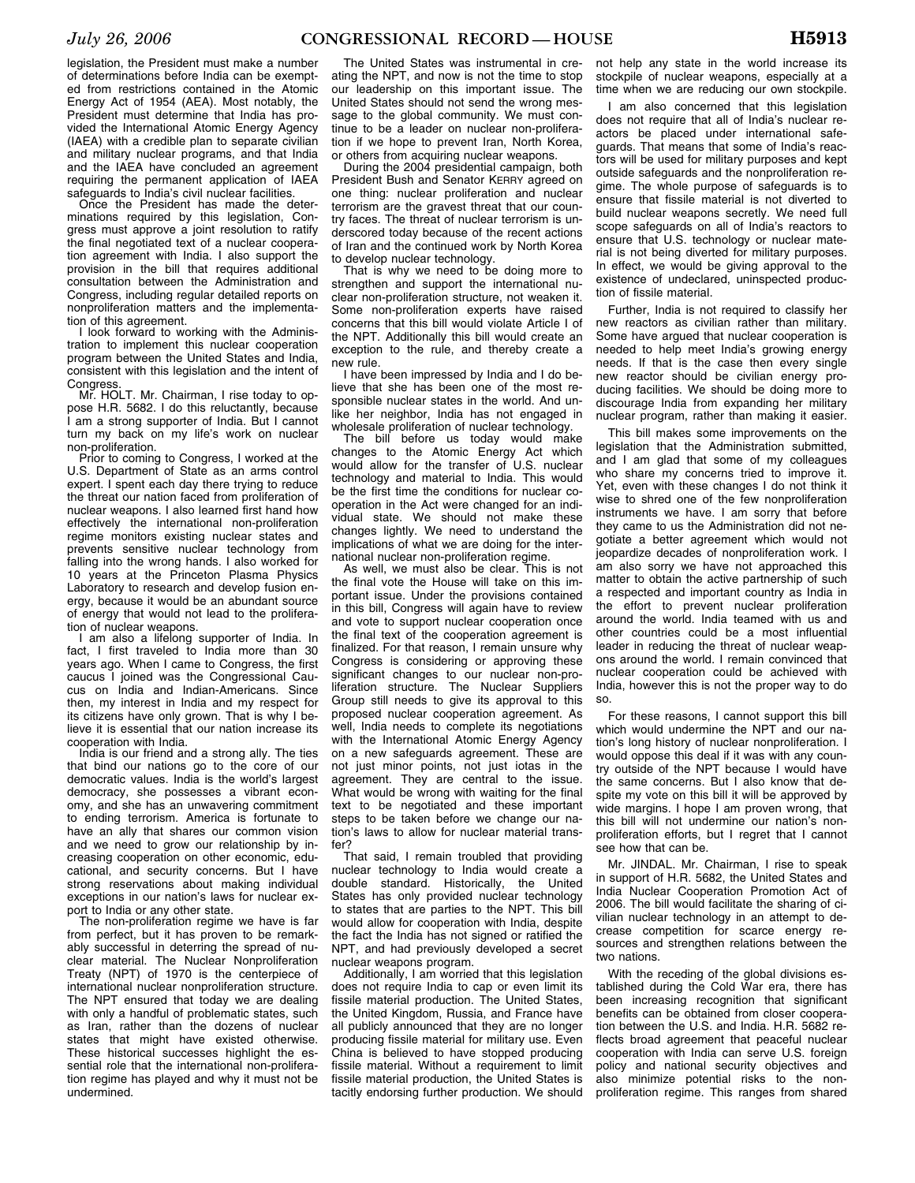legislation, the President must make a number of determinations before India can be exempted from restrictions contained in the Atomic Energy Act of 1954 (AEA). Most notably, the President must determine that India has provided the International Atomic Energy Agency (IAEA) with a credible plan to separate civilian and military nuclear programs, and that India and the IAEA have concluded an agreement requiring the permanent application of IAEA safeguards to India's civil nuclear facilities.

Once the President has made the determinations required by this legislation, Congress must approve a joint resolution to ratify the final negotiated text of a nuclear cooperation agreement with India. I also support the provision in the bill that requires additional consultation between the Administration and Congress, including regular detailed reports on nonproliferation matters and the implementation of this agreement.

I look forward to working with the Administration to implement this nuclear cooperation program between the United States and India, consistent with this legislation and the intent of Congress.

Mr. HOLT. Mr. Chairman, I rise today to oppose H.R. 5682. I do this reluctantly, because I am a strong supporter of India. But I cannot turn my back on my life's work on nuclear non-proliferation.

Prior to coming to Congress, I worked at the U.S. Department of State as an arms control expert. I spent each day there trying to reduce the threat our nation faced from proliferation of nuclear weapons. I also learned first hand how effectively the international non-proliferation regime monitors existing nuclear states and prevents sensitive nuclear technology from falling into the wrong hands. I also worked for 10 years at the Princeton Plasma Physics Laboratory to research and develop fusion energy, because it would be an abundant source of energy that would not lead to the proliferation of nuclear weapons.

I am also a lifelong supporter of India. In fact, I first traveled to India more than 30 years ago. When I came to Congress, the first caucus I joined was the Congressional Caucus on India and Indian-Americans. Since then, my interest in India and my respect for its citizens have only grown. That is why I believe it is essential that our nation increase its cooperation with India.

India is our friend and a strong ally. The ties that bind our nations go to the core of our democratic values. India is the world's largest democracy, she possesses a vibrant economy, and she has an unwavering commitment to ending terrorism. America is fortunate to have an ally that shares our common vision and we need to grow our relationship by increasing cooperation on other economic, educational, and security concerns. But I have strong reservations about making individual exceptions in our nation's laws for nuclear export to India or any other state.

The non-proliferation regime we have is far from perfect, but it has proven to be remarkably successful in deterring the spread of nuclear material. The Nuclear Nonproliferation Treaty (NPT) of 1970 is the centerpiece of international nuclear nonproliferation structure. The NPT ensured that today we are dealing with only a handful of problematic states, such as Iran, rather than the dozens of nuclear states that might have existed otherwise. These historical successes highlight the essential role that the international non-proliferation regime has played and why it must not be undermined.

The United States was instrumental in creating the NPT, and now is not the time to stop our leadership on this important issue. The United States should not send the wrong message to the global community. We must continue to be a leader on nuclear non-proliferation if we hope to prevent Iran, North Korea, or others from acquiring nuclear weapons.

During the 2004 presidential campaign, both President Bush and Senator KERRY agreed on one thing: nuclear proliferation and nuclear terrorism are the gravest threat that our country faces. The threat of nuclear terrorism is underscored today because of the recent actions of Iran and the continued work by North Korea to develop nuclear technology.

That is why we need to be doing more to strengthen and support the international nuclear non-proliferation structure, not weaken it. Some non-proliferation experts have raised concerns that this bill would violate Article I of the NPT. Additionally this bill would create an exception to the rule, and thereby create a new rule.

I have been impressed by India and I do believe that she has been one of the most responsible nuclear states in the world. And unlike her neighbor, India has not engaged in wholesale proliferation of nuclear technology.

The bill before us today would make changes to the Atomic Energy Act which would allow for the transfer of U.S. nuclear technology and material to India. This would be the first time the conditions for nuclear cooperation in the Act were changed for an individual state. We should not make these changes lightly. We need to understand the implications of what we are doing for the international nuclear non-proliferation regime.

As well, we must also be clear. This is not the final vote the House will take on this important issue. Under the provisions contained in this bill, Congress will again have to review and vote to support nuclear cooperation once the final text of the cooperation agreement is finalized. For that reason, I remain unsure why Congress is considering or approving these significant changes to our nuclear non-proliferation structure. The Nuclear Suppliers Group still needs to give its approval to this proposed nuclear cooperation agreement. As well, India needs to complete its negotiations with the International Atomic Energy Agency on a new safeguards agreement. These are not just minor points, not just iotas in the agreement. They are central to the issue. What would be wrong with waiting for the final text to be negotiated and these important steps to be taken before we change our nation's laws to allow for nuclear material transfer?

That said, I remain troubled that providing nuclear technology to India would create a double standard. Historically, the United States has only provided nuclear technology to states that are parties to the NPT. This bill would allow for cooperation with India, despite the fact the India has not signed or ratified the NPT, and had previously developed a secret nuclear weapons program.

Additionally, I am worried that this legislation does not require India to cap or even limit its fissile material production. The United States, the United Kingdom, Russia, and France have all publicly announced that they are no longer producing fissile material for military use. Even China is believed to have stopped producing fissile material. Without a requirement to limit fissile material production, the United States is tacitly endorsing further production. We should not help any state in the world increase its stockpile of nuclear weapons, especially at a time when we are reducing our own stockpile.

I am also concerned that this legislation does not require that all of India's nuclear reactors be placed under international safeguards. That means that some of India's reactors will be used for military purposes and kept outside safeguards and the nonproliferation regime. The whole purpose of safeguards is to ensure that fissile material is not diverted to build nuclear weapons secretly. We need full scope safeguards on all of India's reactors to ensure that U.S. technology or nuclear material is not being diverted for military purposes. In effect, we would be giving approval to the existence of undeclared, uninspected production of fissile material.

Further, India is not required to classify her new reactors as civilian rather than military. Some have argued that nuclear cooperation is needed to help meet India's growing energy needs. If that is the case then every single new reactor should be civilian energy producing facilities. We should be doing more to discourage India from expanding her military nuclear program, rather than making it easier.

This bill makes some improvements on the legislation that the Administration submitted, and I am glad that some of my colleagues who share my concerns tried to improve it. Yet, even with these changes I do not think it wise to shred one of the few nonproliferation instruments we have. I am sorry that before they came to us the Administration did not negotiate a better agreement which would not jeopardize decades of nonproliferation work. I am also sorry we have not approached this matter to obtain the active partnership of such a respected and important country as India in the effort to prevent nuclear proliferation around the world. India teamed with us and other countries could be a most influential leader in reducing the threat of nuclear weapons around the world. I remain convinced that nuclear cooperation could be achieved with India, however this is not the proper way to do so.

For these reasons, I cannot support this bill which would undermine the NPT and our nation's long history of nuclear nonproliferation. I would oppose this deal if it was with any country outside of the NPT because I would have the same concerns. But I also know that despite my vote on this bill it will be approved by wide margins. I hope I am proven wrong, that this bill will not undermine our nation's nonproliferation efforts, but I regret that I cannot see how that can be.

Mr. JINDAL. Mr. Chairman, I rise to speak in support of H.R. 5682, the United States and India Nuclear Cooperation Promotion Act of 2006. The bill would facilitate the sharing of civilian nuclear technology in an attempt to decrease competition for scarce energy resources and strengthen relations between the two nations.

With the receding of the global divisions established during the Cold War era, there has been increasing recognition that significant benefits can be obtained from closer cooperation between the U.S. and India. H.R. 5682 reflects broad agreement that peaceful nuclear cooperation with India can serve U.S. foreign policy and national security objectives and also minimize potential risks to the nonproliferation regime. This ranges from shared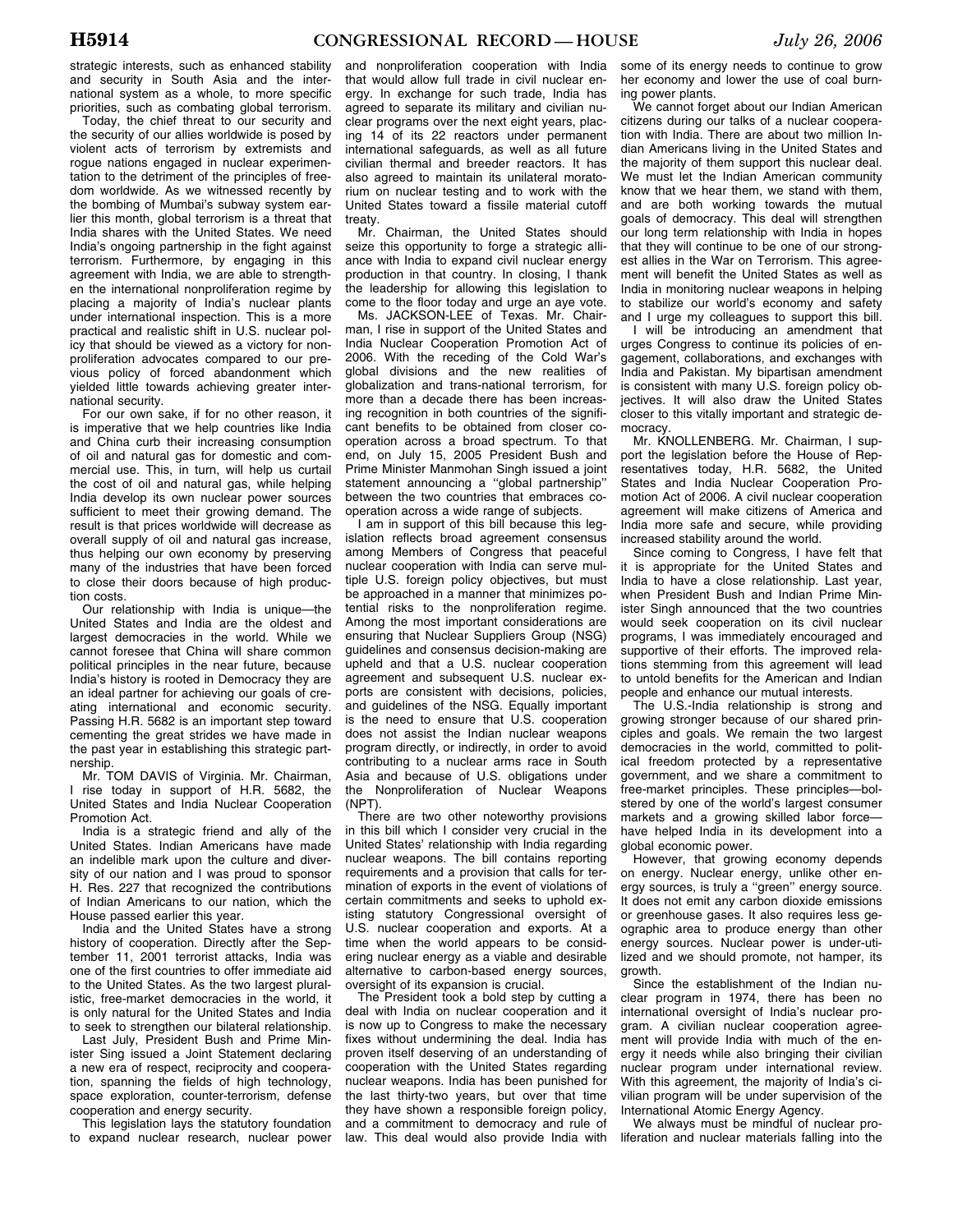strategic interests, such as enhanced stability and security in South Asia and the international system as a whole, to more specific priorities, such as combating global terrorism.

Today, the chief threat to our security and the security of our allies worldwide is posed by violent acts of terrorism by extremists and rogue nations engaged in nuclear experimentation to the detriment of the principles of freedom worldwide. As we witnessed recently by the bombing of Mumbai's subway system earlier this month, global terrorism is a threat that India shares with the United States. We need India's ongoing partnership in the fight against terrorism. Furthermore, by engaging in this agreement with India, we are able to strengthen the international nonproliferation regime by placing a majority of India's nuclear plants under international inspection. This is a more practical and realistic shift in U.S. nuclear policy that should be viewed as a victory for nonproliferation advocates compared to our previous policy of forced abandonment which yielded little towards achieving greater international security.

For our own sake, if for no other reason, it is imperative that we help countries like India and China curb their increasing consumption of oil and natural gas for domestic and commercial use. This, in turn, will help us curtail the cost of oil and natural gas, while helping India develop its own nuclear power sources sufficient to meet their growing demand. The result is that prices worldwide will decrease as overall supply of oil and natural gas increase, thus helping our own economy by preserving many of the industries that have been forced to close their doors because of high production costs.

Our relationship with India is unique—the United States and India are the oldest and largest democracies in the world. While we cannot foresee that China will share common political principles in the near future, because India's history is rooted in Democracy they are an ideal partner for achieving our goals of creating international and economic security. Passing H.R. 5682 is an important step toward cementing the great strides we have made in the past year in establishing this strategic partnership.

Mr. TOM DAVIS of Virginia. Mr. Chairman, I rise today in support of H.R. 5682, the United States and India Nuclear Cooperation Promotion Act.

India is a strategic friend and ally of the United States. Indian Americans have made an indelible mark upon the culture and diversity of our nation and I was proud to sponsor H. Res. 227 that recognized the contributions of Indian Americans to our nation, which the House passed earlier this year.

India and the United States have a strong history of cooperation. Directly after the September 11, 2001 terrorist attacks, India was one of the first countries to offer immediate aid to the United States. As the two largest pluralistic, free-market democracies in the world, it is only natural for the United States and India to seek to strengthen our bilateral relationship.

Last July, President Bush and Prime Minister Sing issued a Joint Statement declaring a new era of respect, reciprocity and cooperation, spanning the fields of high technology, space exploration, counter-terrorism, defense cooperation and energy security.

This legislation lays the statutory foundation to expand nuclear research, nuclear power and nonproliferation cooperation with India that would allow full trade in civil nuclear energy. In exchange for such trade, India has agreed to separate its military and civilian nuclear programs over the next eight years, placing 14 of its 22 reactors under permanent international safeguards, as well as all future civilian thermal and breeder reactors. It has also agreed to maintain its unilateral moratorium on nuclear testing and to work with the United States toward a fissile material cutoff treaty.

Mr. Chairman, the United States should seize this opportunity to forge a strategic alliance with India to expand civil nuclear energy production in that country. In closing, I thank the leadership for allowing this legislation to come to the floor today and urge an aye vote.

Ms. JACKSON-LEE of Texas. Mr. Chairman, I rise in support of the United States and India Nuclear Cooperation Promotion Act of 2006. With the receding of the Cold War's global divisions and the new realities of globalization and trans-national terrorism, for more than a decade there has been increasing recognition in both countries of the significant benefits to be obtained from closer cooperation across a broad spectrum. To that end, on July 15, 2005 President Bush and Prime Minister Manmohan Singh issued a joint statement announcing a "global partnership" between the two countries that embraces cooperation across a wide range of subjects.

I am in support of this bill because this legislation reflects broad agreement consensus among Members of Congress that peaceful nuclear cooperation with India can serve multiple U.S. foreign policy objectives, but must be approached in a manner that minimizes potential risks to the nonproliferation regime. Among the most important considerations are ensuring that Nuclear Suppliers Group (NSG) guidelines and consensus decision-making are upheld and that a U.S. nuclear cooperation agreement and subsequent U.S. nuclear exports are consistent with decisions, policies, and guidelines of the NSG. Equally important is the need to ensure that U.S. cooperation does not assist the Indian nuclear weapons program directly, or indirectly, in order to avoid contributing to a nuclear arms race in South Asia and because of U.S. obligations under the Nonproliferation of Nuclear Weapons (NPT).

There are two other noteworthy provisions in this bill which I consider very crucial in the United States' relationship with India regarding nuclear weapons. The bill contains reporting requirements and a provision that calls for termination of exports in the event of violations of certain commitments and seeks to uphold existing statutory Congressional oversight of U.S. nuclear cooperation and exports. At a time when the world appears to be considering nuclear energy as a viable and desirable alternative to carbon-based energy sources, oversight of its expansion is crucial.

The President took a bold step by cutting a deal with India on nuclear cooperation and it is now up to Congress to make the necessary fixes without undermining the deal. India has proven itself deserving of an understanding of cooperation with the United States regarding nuclear weapons. India has been punished for the last thirty-two years, but over that time they have shown a responsible foreign policy, and a commitment to democracy and rule of law. This deal would also provide India with some of its energy needs to continue to grow her economy and lower the use of coal burning power plants.

We cannot forget about our Indian American citizens during our talks of a nuclear cooperation with India. There are about two million Indian Americans living in the United States and the majority of them support this nuclear deal. We must let the Indian American community know that we hear them, we stand with them, and are both working towards the mutual goals of democracy. This deal will strengthen our long term relationship with India in hopes that they will continue to be one of our strongest allies in the War on Terrorism. This agreement will benefit the United States as well as India in monitoring nuclear weapons in helping to stabilize our world's economy and safety and I urge my colleagues to support this bill.

I will be introducing an amendment that urges Congress to continue its policies of engagement, collaborations, and exchanges with India and Pakistan. My bipartisan amendment is consistent with many U.S. foreign policy objectives. It will also draw the United States closer to this vitally important and strategic democracy.

Mr. KNOLLENBERG. Mr. Chairman, I support the legislation before the House of Representatives today, H.R. 5682, the United States and India Nuclear Cooperation Promotion Act of 2006. A civil nuclear cooperation agreement will make citizens of America and India more safe and secure, while providing increased stability around the world.

Since coming to Congress, I have felt that it is appropriate for the United States and India to have a close relationship. Last year, when President Bush and Indian Prime Minister Singh announced that the two countries would seek cooperation on its civil nuclear programs, I was immediately encouraged and supportive of their efforts. The improved relations stemming from this agreement will lead to untold benefits for the American and Indian people and enhance our mutual interests.

The U.S.-India relationship is strong and growing stronger because of our shared principles and goals. We remain the two largest democracies in the world, committed to political freedom protected by a representative government, and we share a commitment to free-market principles. These principles—bolstered by one of the world's largest consumer markets and a growing skilled labor force—have helped India in its development into a global economic power.

However, that growing economy depends on energy. Nuclear energy, unlike other energy sources, is truly a "green" energy source. It does not emit any carbon dioxide emissions or greenhouse gases. It also requires less geographic area to produce energy than other energy sources. Nuclear power is under-utilized and we should promote, not hamper, its growth.

Since the establishment of the Indian nuclear program in 1974, there has been no international oversight of India's nuclear program. A civilian nuclear cooperation agreement will provide India with much of the energy it needs while also bringing their civilian nuclear program under international review. With this agreement, the majority of India's civilian program will be under supervision of the International Atomic Energy Agency.

We always must be mindful of nuclear proliferation and nuclear materials falling into the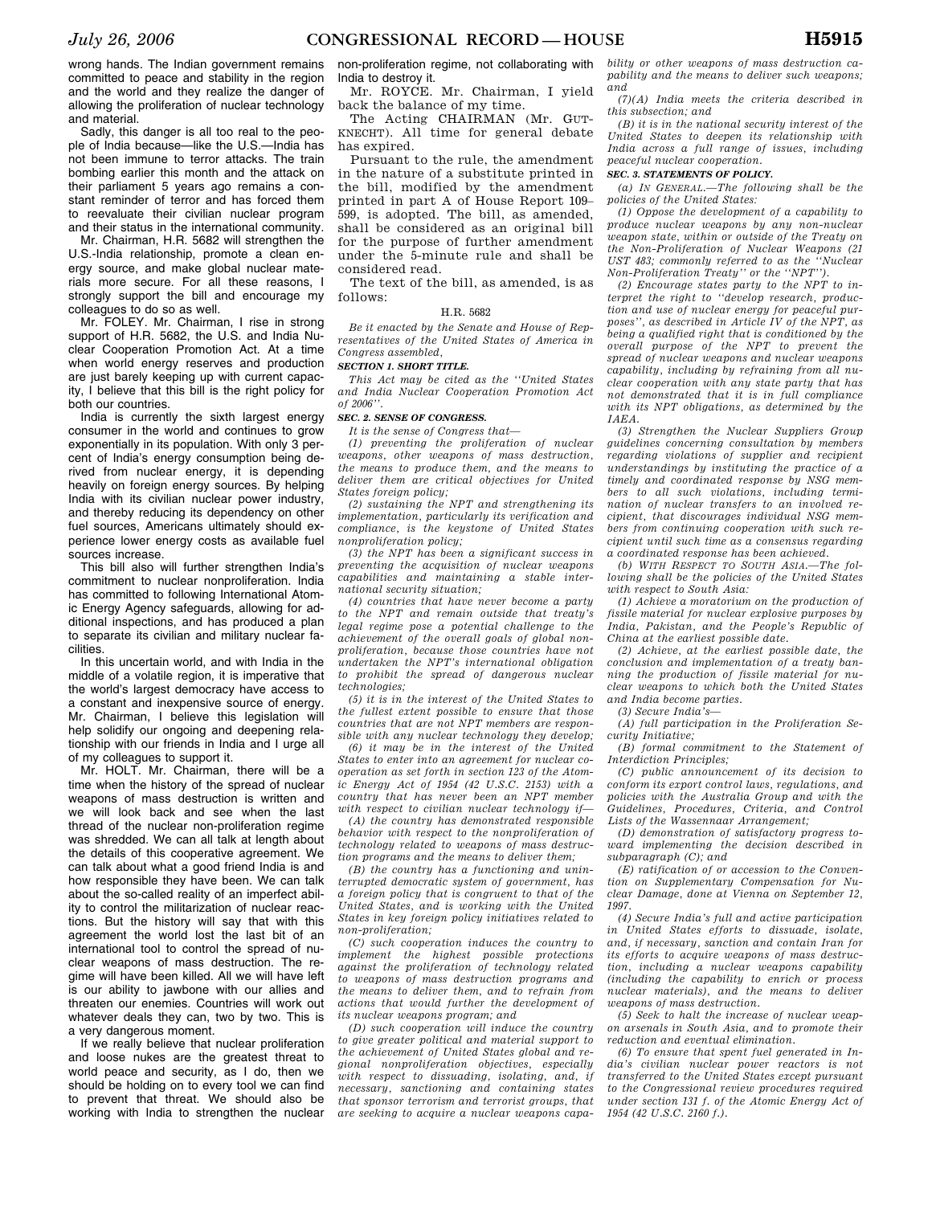wrong hands. The Indian government remains committed to peace and stability in the region and the world and they realize the danger of allowing the proliferation of nuclear technology and material.

Sadly, this danger is all too real to the people of India because—like the U.S.—India has not been immune to terror attacks. The train bombing earlier this month and the attack on their parliament 5 years ago remains a constant reminder of terror and has forced them to reevaluate their civilian nuclear program and their status in the international community.

Mr. Chairman, H.R. 5682 will strengthen the U.S.-India relationship, promote a clean energy source, and make global nuclear materials more secure. For all these reasons, I strongly support the bill and encourage my colleagues to do so as well.

Mr. FOLEY. Mr. Chairman, I rise in strong support of H.R. 5682, the U.S. and India Nuclear Cooperation Promotion Act. At a time when world energy reserves and production are just barely keeping up with current capacity, I believe that this bill is the right policy for both our countries.

India is currently the sixth largest energy consumer in the world and continues to grow exponentially in its population. With only 3 percent of India's energy consumption being derived from nuclear energy, it is depending heavily on foreign energy sources. By helping India with its civilian nuclear power industry, and thereby reducing its dependency on other fuel sources, Americans ultimately should experience lower energy costs as available fuel sources increase.

This bill also will further strengthen India's commitment to nuclear nonproliferation. India has committed to following International Atomic Energy Agency safeguards, allowing for additional inspections, and has produced a plan to separate its civilian and military nuclear facilities.

In this uncertain world, and with India in the middle of a volatile region, it is imperative that the world's largest democracy have access to a constant and inexpensive source of energy. Mr. Chairman, I believe this legislation will help solidify our ongoing and deepening relationship with our friends in India and I urge all of my colleagues to support it.

Mr. HOLT. Mr. Chairman, there will be a time when the history of the spread of nuclear weapons of mass destruction is written and we will look back and see when the last thread of the nuclear non-proliferation regime was shredded. We can all talk at length about the details of this cooperative agreement. We can talk about what a good friend India is and how responsible they have been. We can talk about the so-called reality of an imperfect ability to control the militarization of nuclear reactions. But the history will say that with this agreement the world lost the last bit of an international tool to control the spread of nuclear weapons of mass destruction. The regime will have been killed. All we will have left is our ability to jawbone with our allies and threaten our enemies. Countries will work out whatever deals they can, two by two. This is a very dangerous moment.

If we really believe that nuclear proliferation and loose nukes are the greatest threat to world peace and security, as I do, then we should be holding on to every tool we can find to prevent that threat. We should also be working with India to strengthen the nuclear non-proliferation regime, not collaborating with India to destroy it.

Mr. ROYCE. Mr. Chairman, I yield back the balance of my time.

The Acting CHAIRMAN (Mr. GUTKNECHT). All time for general debate has expired.

Pursuant to the rule, the amendment in the nature of a substitute printed in the bill, modified by the amendment printed in part A of House Report 109–599, is adopted. The bill, as amended, shall be considered as an original bill for the purpose of further amendment under the 5-minute rule and shall be considered read.

The text of the bill, as amended, is as follows:

H.R. 5682

*Be it enacted by the Senate and House of Representatives of the United States of America in Congress assembled,*

***SECTION 1. SHORT TITLE.***

*This Act may be cited as the ''United States and India Nuclear Cooperation Promotion Act of 2006''.*

***SEC. 2. SENSE OF CONGRESS.***

*It is the sense of Congress that—*

*(1) preventing the proliferation of nuclear weapons, other weapons of mass destruction, the means to produce them, and the means to deliver them are critical objectives for United States foreign policy;*

*(2) sustaining the NPT and strengthening its implementation, particularly its verification and compliance, is the keystone of United States nonproliferation policy;*

*(3) the NPT has been a significant success in preventing the acquisition of nuclear weapons capabilities and maintaining a stable international security situation;*

*(4) countries that have never become a party to the NPT and remain outside that treaty's legal regime pose a potential challenge to the achievement of the overall goals of global nonproliferation, because those countries have not undertaken the NPT's international obligation to prohibit the spread of dangerous nuclear technologies;*

*(5) it is in the interest of the United States to the fullest extent possible to ensure that those countries that are not NPT members are responsible with any nuclear technology they develop;*

*(6) it may be in the interest of the United States to enter into an agreement for nuclear cooperation as set forth in section 123 of the Atomic Energy Act of 1954 (42 U.S.C. 2153) with a country that has never been an NPT member with respect to civilian nuclear technology if—*

*(A) the country has demonstrated responsible behavior with respect to the nonproliferation of technology related to weapons of mass destruction programs and the means to deliver them;*

*(B) the country has a functioning and uninterrupted democratic system of government, has a foreign policy that is congruent to that of the United States, and is working with the United States in key foreign policy initiatives related to non-proliferation;*

*(C) such cooperation induces the country to implement the highest possible protections against the proliferation of technology related to weapons of mass destruction programs and the means to deliver them, and to refrain from actions that would further the development of its nuclear weapons program; and*

*(D) such cooperation will induce the country to give greater political and material support to the achievement of United States global and regional nonproliferation objectives, especially with respect to dissuading, isolating, and, if necessary, sanctioning and containing states that sponsor terrorism and terrorist groups, that are seeking to acquire a nuclear weapons capability or other weapons of mass destruction capability and the means to deliver such weapons; and*

*(7)(A) India meets the criteria described in this subsection; and*

*(B) it is in the national security interest of the United States to deepen its relationship with India across a full range of issues, including peaceful nuclear cooperation.*

***SEC. 3. STATEMENTS OF POLICY.***

*(a) IN GENERAL.—The following shall be the policies of the United States:*

*(1) Oppose the development of a capability to produce nuclear weapons by any non-nuclear weapon state, within or outside of the Treaty on the Non-Proliferation of Nuclear Weapons (21 UST 483; commonly referred to as the ''Nuclear Non-Proliferation Treaty'' or the ''NPT'').*

*(2) Encourage states party to the NPT to interpret the right to ''develop research, production and use of nuclear energy for peaceful purposes'', as described in Article IV of the NPT, as being a qualified right that is conditioned by the overall purpose of the NPT to prevent the spread of nuclear weapons and nuclear weapons capability, including by refraining from all nuclear cooperation with any state party that has not demonstrated that it is in full compliance with its NPT obligations, as determined by the IAEA.*

*(3) Strengthen the Nuclear Suppliers Group guidelines concerning consultation by members regarding violations of supplier and recipient understandings by instituting the practice of a timely and coordinated response by NSG members to all such violations, including termination of nuclear transfers to an involved recipient, that discourages individual NSG members from continuing cooperation with such recipient until such time as a consensus regarding a coordinated response has been achieved.*

*(b) WITH RESPECT TO SOUTH ASIA.—The following shall be the policies of the United States with respect to South Asia:*

*(1) Achieve a moratorium on the production of fissile material for nuclear explosive purposes by India, Pakistan, and the People's Republic of China at the earliest possible date.*

*(2) Achieve, at the earliest possible date, the conclusion and implementation of a treaty banning the production of fissile material for nuclear weapons to which both the United States and India become parties.*

*(3) Secure India's—*

*(A) full participation in the Proliferation Security Initiative;*

*(B) formal commitment to the Statement of Interdiction Principles;*

*(C) public announcement of its decision to conform its export control laws, regulations, and policies with the Australia Group and with the Guidelines, Procedures, Criteria, and Control Lists of the Wassennaar Arrangement;*

*(D) demonstration of satisfactory progress toward implementing the decision described in subparagraph (C); and*

*(E) ratification of or accession to the Convention on Supplementary Compensation for Nuclear Damage, done at Vienna on September 12, 1997.*

*(4) Secure India's full and active participation in United States efforts to dissuade, isolate, and, if necessary, sanction and contain Iran for its efforts to acquire weapons of mass destruction, including a nuclear weapons capability (including the capability to enrich or process nuclear materials), and the means to deliver weapons of mass destruction.*

*(5) Seek to halt the increase of nuclear weapon arsenals in South Asia, and to promote their reduction and eventual elimination.*

*(6) To ensure that spent fuel generated in India's civilian nuclear power reactors is not transferred to the United States except pursuant to the Congressional review procedures required under section 131 f. of the Atomic Energy Act of 1954 (42 U.S.C. 2160 f.).*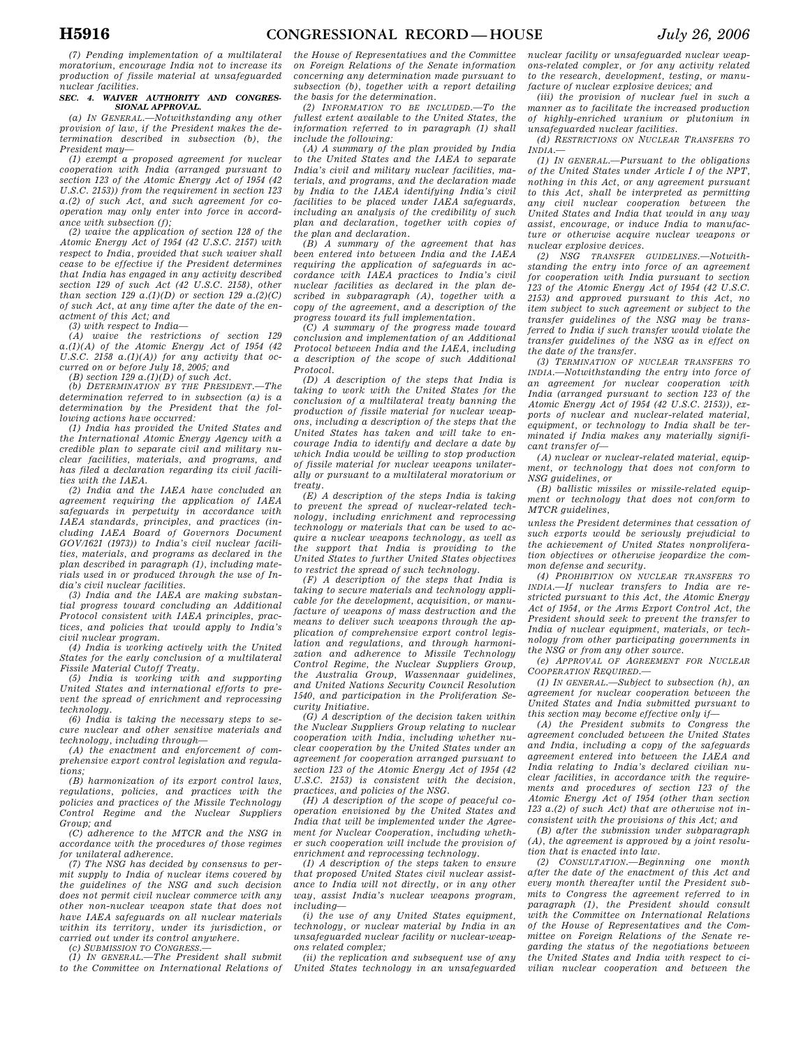*(7) Pending implementation of a multilateral moratorium, encourage India not to increase its production of fissile material at unsafeguarded nuclear facilities.*

**SEC. 4. WAIVER AUTHORITY AND CONGRESSIONAL APPROVAL.**

*(a) IN GENERAL.—Notwithstanding any other provision of law, if the President makes the determination described in subsection (b), the President may—*

*(1) exempt a proposed agreement for nuclear cooperation with India (arranged pursuant to section 123 of the Atomic Energy Act of 1954 (42 U.S.C. 2153)) from the requirement in section 123 a.(2) of such Act, and such agreement for cooperation may only enter into force in accordance with subsection (f);*

*(2) waive the application of section 128 of the Atomic Energy Act of 1954 (42 U.S.C. 2157) with respect to India, provided that such waiver shall cease to be effective if the President determines that India has engaged in any activity described section 129 of such Act (42 U.S.C. 2158), other than section 129 a.(1)(D) or section 129 a.(2)(C) of such Act, at any time after the date of the enactment of this Act; and*

*(3) with respect to India—*

*(A) waive the restrictions of section 129 a.(1)(A) of the Atomic Energy Act of 1954 (42 U.S.C. 2158 a.(1)(A)) for any activity that occurred on or before July 18, 2005; and*

*(B) section 129 a.(1)(D) of such Act.*

*(b) DETERMINATION BY THE PRESIDENT.—The determination referred to in subsection (a) is a determination by the President that the following actions have occurred:*

*(1) India has provided the United States and the International Atomic Energy Agency with a credible plan to separate civil and military nuclear facilities, materials, and programs, and has filed a declaration regarding its civil facilities with the IAEA.*

*(2) India and the IAEA have concluded an agreement requiring the application of IAEA safeguards in perpetuity in accordance with IAEA standards, principles, and practices (including IAEA Board of Governors Document GOV/1621 (1973)) to India's civil nuclear facilities, materials, and programs as declared in the plan described in paragraph (1), including materials used in or produced through the use of India's civil nuclear facilities.*

*(3) India and the IAEA are making substantial progress toward concluding an Additional Protocol consistent with IAEA principles, practices, and policies that would apply to India's civil nuclear program.*

*(4) India is working actively with the United States for the early conclusion of a multilateral Fissile Material Cutoff Treaty.*

*(5) India is working with and supporting United States and international efforts to prevent the spread of enrichment and reprocessing technology.*

*(6) India is taking the necessary steps to secure nuclear and other sensitive materials and technology, including through—*

*(A) the enactment and enforcement of comprehensive export control legislation and regulations;*

*(B) harmonization of its export control laws, regulations, policies, and practices with the policies and practices of the Missile Technology Control Regime and the Nuclear Suppliers Group; and*

*(C) adherence to the MTCR and the NSG in accordance with the procedures of those regimes for unilateral adherence.*

*(7) The NSG has decided by consensus to permit supply to India of nuclear items covered by the guidelines of the NSG and such decision does not permit civil nuclear commerce with any other non-nuclear weapon state that does not have IAEA safeguards on all nuclear materials within its territory, under its jurisdiction, or carried out under its control anywhere.*

*(c) SUBMISSION TO CONGRESS.—*

*(1) IN GENERAL.—The President shall submit to the Committee on International Relations of the House of Representatives and the Committee on Foreign Relations of the Senate information concerning any determination made pursuant to subsection (b), together with a report detailing the basis for the determination.*

*(2) INFORMATION TO BE INCLUDED.—To the fullest extent available to the United States, the information referred to in paragraph (1) shall include the following:*

*(A) A summary of the plan provided by India to the United States and the IAEA to separate India's civil and military nuclear facilities, materials, and programs, and the declaration made by India to the IAEA identifying India's civil facilities to be placed under IAEA safeguards, including an analysis of the credibility of such plan and declaration, together with copies of the plan and declaration.*

*(B) A summary of the agreement that has been entered into between India and the IAEA requiring the application of safeguards in accordance with IAEA practices to India's civil nuclear facilities as declared in the plan described in subparagraph (A), together with a copy of the agreement, and a description of the progress toward its full implementation.*

*(C) A summary of the progress made toward conclusion and implementation of an Additional Protocol between India and the IAEA, including a description of the scope of such Additional Protocol.*

*(D) A description of the steps that India is taking to work with the United States for the conclusion of a multilateral treaty banning the production of fissile material for nuclear weapons, including a description of the steps that the United States has taken and will take to encourage India to identify and declare a date by which India would be willing to stop production of fissile material for nuclear weapons unilaterally or pursuant to a multilateral moratorium or treaty.*

*(E) A description of the steps India is taking to prevent the spread of nuclear-related technology, including enrichment and reprocessing technology or materials that can be used to acquire a nuclear weapons technology, as well as the support that India is providing to the United States to further United States objectives to restrict the spread of such technology.*

*(F) A description of the steps that India is taking to secure materials and technology applicable for the development, acquisition, or manufacture of weapons of mass destruction and the means to deliver such weapons through the application of comprehensive export control legislation and regulations, and through harmonization and adherence to Missile Technology Control Regime, the Nuclear Suppliers Group, the Australia Group, Wassennaar guidelines, and United Nations Security Council Resolution 1540, and participation in the Proliferation Security Initiative.*

*(G) A description of the decision taken within the Nuclear Suppliers Group relating to nuclear cooperation with India, including whether nuclear cooperation by the United States under an agreement for cooperation arranged pursuant to section 123 of the Atomic Energy Act of 1954 (42 U.S.C. 2153) is consistent with the decision, practices, and policies of the NSG.*

*(H) A description of the scope of peaceful cooperation envisioned by the United States and India that will be implemented under the Agreement for Nuclear Cooperation, including whether such cooperation will include the provision of enrichment and reprocessing technology.*

*(I) A description of the steps taken to ensure that proposed United States civil nuclear assistance to India will not directly, or in any other way, assist India's nuclear weapons program, including—*

*(i) the use of any United States equipment, technology, or nuclear material by India in an unsafeguarded nuclear facility or nuclear-weapons related complex;*

*(ii) the replication and subsequent use of any United States technology in an unsafeguarded nuclear facility or unsafeguarded nuclear weapons-related complex, or for any activity related to the research, development, testing, or manufacture of nuclear explosive devices; and*

*(iii) the provision of nuclear fuel in such a manner as to facilitate the increased production of highly-enriched uranium or plutonium in unsafeguarded nuclear facilities.*

*(d) RESTRICTIONS ON NUCLEAR TRANSFERS TO INDIA.—*

*(1) IN GENERAL.—Pursuant to the obligations of the United States under Article I of the NPT, nothing in this Act, or any agreement pursuant to this Act, shall be interpreted as permitting any civil nuclear cooperation between the United States and India that would in any way assist, encourage, or induce India to manufacture or otherwise acquire nuclear weapons or nuclear explosive devices.*

*(2) NSG TRANSFER GUIDELINES.—Notwithstanding the entry into force of an agreement for cooperation with India pursuant to section 123 of the Atomic Energy Act of 1954 (42 U.S.C. 2153) and approved pursuant to this Act, no item subject to such agreement or subject to the transfer guidelines of the NSG may be transferred to India if such transfer would violate the transfer guidelines of the NSG as in effect on the date of the transfer.*

*(3) TERMINATION OF NUCLEAR TRANSFERS TO INDIA.—Notwithstanding the entry into force of an agreement for nuclear cooperation with India (arranged pursuant to section 123 of the Atomic Energy Act of 1954 (42 U.S.C. 2153)), exports of nuclear and nuclear-related material, equipment, or technology to India shall be terminated if India makes any materially significant transfer of—*

*(A) nuclear or nuclear-related material, equipment, or technology that does not conform to NSG guidelines, or*

*(B) ballistic missiles or missile-related equipment or technology that does not conform to MTCR guidelines,*

*unless the President determines that cessation of such exports would be seriously prejudicial to the achievement of United States nonproliferation objectives or otherwise jeopardize the common defense and security.*

*(4) PROHIBITION ON NUCLEAR TRANSFERS TO INDIA.—If nuclear transfers to India are restricted pursuant to this Act, the Atomic Energy Act of 1954, or the Arms Export Control Act, the President should seek to prevent the transfer to India of nuclear equipment, materials, or technology from other participating governments in the NSG or from any other source.*

*(e) APPROVAL OF AGREEMENT FOR NUCLEAR COOPERATION REQUIRED.—*

*(1) IN GENERAL.—Subject to subsection (h), an agreement for nuclear cooperation between the United States and India submitted pursuant to this section may become effective only if—*

*(A) the President submits to Congress the agreement concluded between the United States and India, including a copy of the safeguards agreement entered into between the IAEA and India relating to India's declared civilian nuclear facilities, in accordance with the requirements and procedures of section 123 of the Atomic Energy Act of 1954 (other than section 123 a.(2) of such Act) that are otherwise not inconsistent with the provisions of this Act; and*

*(B) after the submission under subparagraph (A), the agreement is approved by a joint resolution that is enacted into law.*

*(2) CONSULTATION.—Beginning one month after the date of the enactment of this Act and every month thereafter until the President submits to Congress the agreement referred to in paragraph (1), the President should consult with the Committee on International Relations of the House of Representatives and the Committee on Foreign Relations of the Senate regarding the status of the negotiations between the United States and India with respect to civilian nuclear cooperation and between the*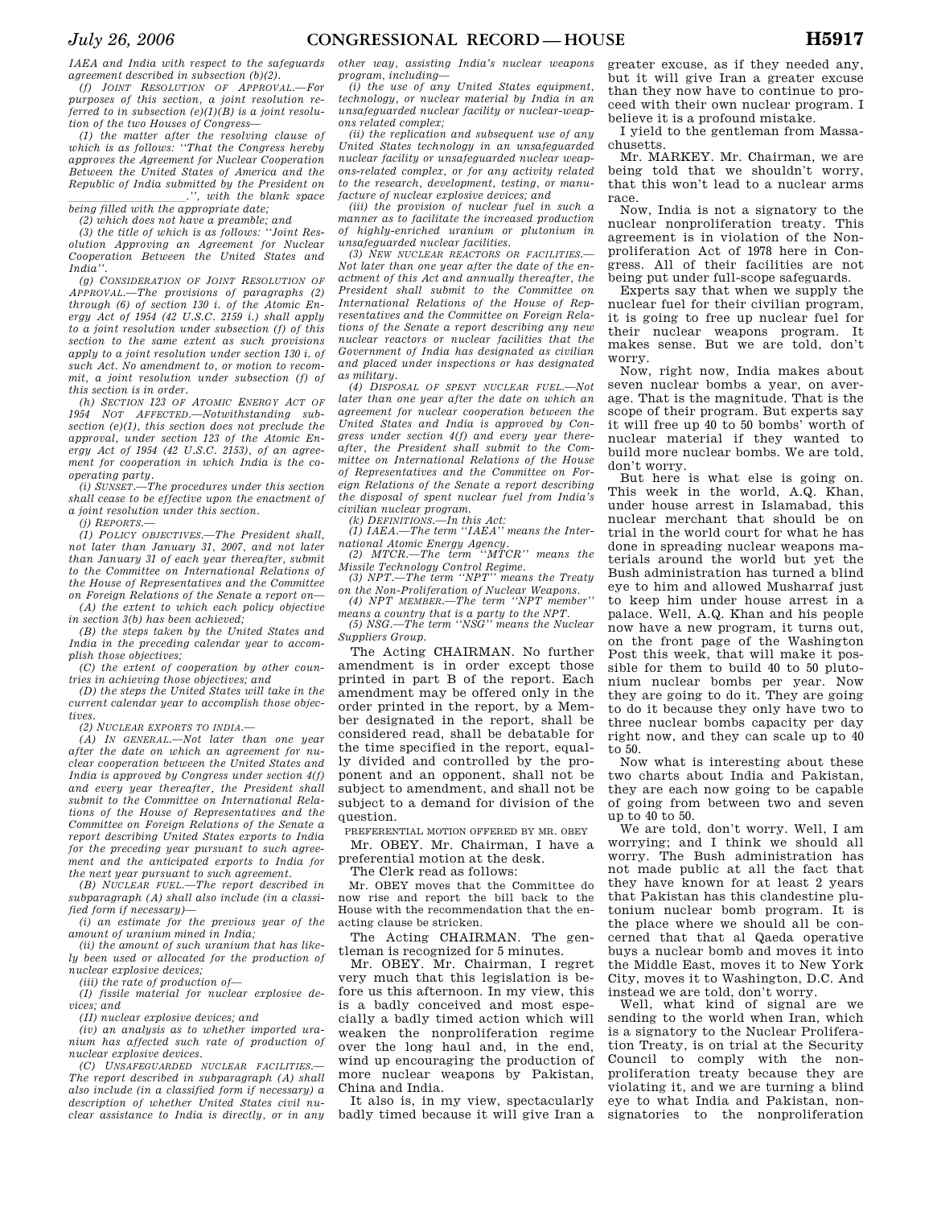IAEA and India with respect to the safeguards agreement described in subsection (b)(2).

(f) *JOINT RESOLUTION OF APPROVAL.*—*For purposes of this section, a joint resolution referred to in subsection (e)(1)(B) is a joint resolution of the two Houses of Congress—*

*(1) the matter after the resolving clause of which is as follows: "That the Congress hereby approves the Agreement for Nuclear Cooperation Between the United States of America and the Republic of India submitted by the President on ____________________.", with the blank space being filled with the appropriate date;*

*(2) which does not have a preamble; and*

*(3) the title of which is as follows: "Joint Resolution Approving an Agreement for Nuclear Cooperation Between the United States and India".*

*(g) CONSIDERATION OF JOINT RESOLUTION OF APPROVAL.—The provisions of paragraphs (2) through (6) of section 130 i. of the Atomic Energy Act of 1954 (42 U.S.C. 2159 i.) shall apply to a joint resolution under subsection (f) of this section to the same extent as such provisions apply to a joint resolution under section 130 i. of such Act. No amendment to, or motion to recommit, a joint resolution under subsection (f) of this section is in order.*

*(h) SECTION 123 OF ATOMIC ENERGY ACT OF 1954 NOT AFFECTED.—Notwithstanding subsection (e)(1), this section does not preclude the approval, under section 123 of the Atomic Energy Act of 1954 (42 U.S.C. 2153), of an agreement for cooperation in which India is the cooperating party.*

*(i) SUNSET.—The procedures under this section shall cease to be effective upon the enactment of a joint resolution under this section.*

*(j) REPORTS.—*

*(1) POLICY OBJECTIVES.—The President shall, not later than January 31, 2007, and not later than January 31 of each year thereafter, submit to the Committee on International Relations of the House of Representatives and the Committee on Foreign Relations of the Senate a report on—*

*(A) the extent to which each policy objective in section 3(b) has been achieved;*

*(B) the steps taken by the United States and India in the preceding calendar year to accomplish those objectives;*

*(C) the extent of cooperation by other countries in achieving those objectives; and*

*(D) the steps the United States will take in the current calendar year to accomplish those objectives.*

*(2) NUCLEAR EXPORTS TO INDIA.—*

*(A) IN GENERAL.—Not later than one year after the date on which an agreement for nuclear cooperation between the United States and India is approved by Congress under section 4(f) and every year thereafter, the President shall submit to the Committee on International Relations of the House of Representatives and the Committee on Foreign Relations of the Senate a report describing United States exports to India for the preceding year pursuant to such agreement and the anticipated exports to India for the next year pursuant to such agreement.*

*(B) NUCLEAR FUEL.—The report described in subparagraph (A) shall also include (in a classified form if necessary)—*

*(i) an estimate for the previous year of the amount of uranium mined in India;*

*(ii) the amount of such uranium that has likely been used or allocated for the production of nuclear explosive devices;*

*(iii) the rate of production of—*

*(I) fissile material for nuclear explosive devices; and*

*(II) nuclear explosive devices; and*

*(iv) an analysis as to whether imported uranium has affected such rate of production of nuclear explosive devices.*

*(C) UNSAFEGUARDED NUCLEAR FACILITIES.—The report described in subparagraph (A) shall also include (in a classified form if necessary) a description of whether United States civil nuclear assistance to India is directly, or in any other way, assisting India's nuclear weapons program, including—*

*(i) the use of any United States equipment, technology, or nuclear material by India in an unsafeguarded nuclear facility or nuclear-weapons related complex;*

*(ii) the replication and subsequent use of any United States technology in an unsafeguarded nuclear facility or unsafeguarded nuclear weapons-related complex, or for any activity related to the research, development, testing, or manufacture of nuclear explosive devices; and*

*(iii) the provision of nuclear fuel in such a manner as to facilitate the increased production of highly-enriched uranium or plutonium in unsafeguarded nuclear facilities.*

*(3) NEW NUCLEAR REACTORS OR FACILITIES.—Not later than one year after the date of the enactment of this Act and annually thereafter, the President shall submit to the Committee on International Relations of the House of Representatives and the Committee on Foreign Relations of the Senate a report describing any new nuclear reactors or nuclear facilities that the Government of India has designated as civilian and placed under inspections or has designated as military.*

*(4) DISPOSAL OF SPENT NUCLEAR FUEL.—Not later than one year after the date on which an agreement for nuclear cooperation between the United States and India is approved by Congress under section 4(f) and every year thereafter, the President shall submit to the Committee on International Relations of the House of Representatives and the Committee on Foreign Relations of the Senate a report describing the disposal of spent nuclear fuel from India's civilian nuclear program.*

*(k) DEFINITIONS.—In this Act:*

*(1) IAEA.—The term "IAEA" means the International Atomic Energy Agency.*

*(2) MTCR.—The term "MTCR" means the Missile Technology Control Regime.*

*(3) NPT.—The term "NPT" means the Treaty on the Non-Proliferation of Nuclear Weapons.*

*(4) NPT MEMBER.—The term "NPT member" means a country that is a party to the NPT.*

*(5) NSG.—The term "NSG" means the Nuclear Suppliers Group.*

The Acting CHAIRMAN. No further amendment is in order except those printed in part B of the report. Each amendment may be offered only in the order printed in the report, by a Member designated in the report, shall be considered read, shall be debatable for the time specified in the report, equally divided and controlled by the proponent and an opponent, shall not be subject to amendment, and shall not be subject to a demand for division of the question.

PREFERENTIAL MOTION OFFERED BY MR. OBEY

Mr. OBEY. Mr. Chairman, I have a preferential motion at the desk.

The Clerk read as follows:

Mr. OBEY moves that the Committee do now rise and report the bill back to the House with the recommendation that the enacting clause be stricken.

The Acting CHAIRMAN. The gentleman is recognized for 5 minutes.

Mr. OBEY. Mr. Chairman, I regret very much that this legislation is before us this afternoon. In my view, this is a badly conceived and most especially a badly timed action which will weaken the nonproliferation regime over the long haul and, in the end, wind up encouraging the production of more nuclear weapons by Pakistan, China and India.

It also is, in my view, spectacularly badly timed because it will give Iran a greater excuse, as if they needed any, but it will give Iran a greater excuse than they now have to continue to proceed with their own nuclear program. I believe it is a profound mistake.

I yield to the gentleman from Massachusetts.

Mr. MARKEY. Mr. Chairman, we are being told that we shouldn't worry, that this won't lead to a nuclear arms race.

Now, India is not a signatory to the nuclear nonproliferation treaty. This agreement is in violation of the Nonproliferation Act of 1978 here in Congress. All of their facilities are not being put under full-scope safeguards.

Experts say that when we supply the nuclear fuel for their civilian program, it is going to free up nuclear fuel for their nuclear weapons program. It makes sense. But we are told, don't worry.

Now, right now, India makes about seven nuclear bombs a year, on average. That is the magnitude. That is the scope of their program. But experts say it will free up 40 to 50 bombs' worth of nuclear material if they wanted to build more nuclear bombs. We are told, don't worry.

But here is what else is going on. This week in the world, A.Q. Khan, under house arrest in Islamabad, this nuclear merchant that should be on trial in the world court for what he has done in spreading nuclear weapons materials around the world but yet the Bush administration has turned a blind eye to him and allowed Musharraf just to keep him under house arrest in a palace. Well, A.Q. Khan and his people now have a new program, it turns out, on the front page of the Washington Post this week, that will make it possible for them to build 40 to 50 plutonium nuclear bombs per year. Now they are going to do it. They are going to do it because they only have two to three nuclear bombs capacity per day right now, and they can scale up to 40 to 50.

Now what is interesting about these two charts about India and Pakistan, they are each now going to be capable of going from between two and seven up to 40 to 50.

We are told, don't worry. Well, I am worrying; and I think we should all worry. The Bush administration has not made public at all the fact that they have known for at least 2 years that Pakistan has this clandestine plutonium nuclear bomb program. It is the place where we should all be concerned that that al Qaeda operative buys a nuclear bomb and moves it into the Middle East, moves it to New York City, moves it to Washington, D.C. And instead we are told, don't worry.

Well, what kind of signal are we sending to the world when Iran, which is a signatory to the Nuclear Proliferation Treaty, is on trial at the Security Council to comply with the nonproliferation treaty because they are violating it, and we are turning a blind eye to what India and Pakistan, nonsignatories to the nonproliferation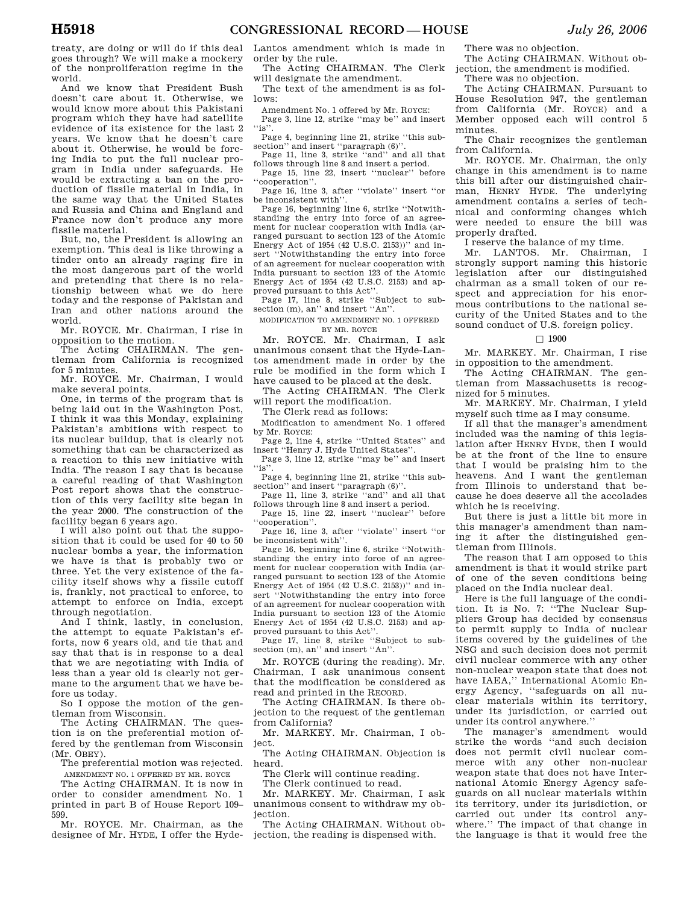treaty, are doing or will do if this deal goes through? We will make a mockery of the nonproliferation regime in the world.

And we know that President Bush doesn't care about it. Otherwise, we would know more about this Pakistani program which they have had satellite evidence of its existence for the last 2 years. We know that he doesn't care about it. Otherwise, he would be forcing India to put the full nuclear program in India under safeguards. He would be extracting a ban on the production of fissile material in India, in the same way that the United States and Russia and China and England and France now don't produce any more fissile material.

But, no, the President is allowing an exemption. This deal is like throwing a tinder onto an already raging fire in the most dangerous part of the world and pretending that there is no relationship between what we do here today and the response of Pakistan and Iran and other nations around the world.

Mr. ROYCE. Mr. Chairman, I rise in opposition to the motion.

The Acting CHAIRMAN. The gentleman from California is recognized for 5 minutes.

Mr. ROYCE. Mr. Chairman, I would make several points.

One, in terms of the program that is being laid out in the Washington Post, I think it was this Monday, explaining Pakistan's ambitions with respect to its nuclear buildup, that is clearly not something that can be characterized as a reaction to this new initiative with India. The reason I say that is because a careful reading of that Washington Post report shows that the construction of this very facility site began in the year 2000. The construction of the facility began 6 years ago.

I will also point out that the supposition that it could be used for 40 to 50 nuclear bombs a year, the information we have is that is probably two or three. Yet the very existence of the facility itself shows why a fissile cutoff is, frankly, not practical to enforce, to attempt to enforce on India, except through negotiation.

And I think, lastly, in conclusion, the attempt to equate Pakistan's efforts, now 6 years old, and tie that and say that that is in response to a deal that we are negotiating with India of less than a year old is clearly not germane to the argument that we have before us today.

So I oppose the motion of the gentleman from Wisconsin.

The Acting CHAIRMAN. The question is on the preferential motion offered by the gentleman from Wisconsin (Mr. OBEY).

The preferential motion was rejected.

AMENDMENT NO. 1 OFFERED BY MR. ROYCE

The Acting CHAIRMAN. It is now in order to consider amendment No. 1 printed in part B of House Report 109–599.

Mr. ROYCE. Mr. Chairman, as the designee of Mr. HYDE, I offer the Hyde-Lantos amendment which is made in order by the rule.

The Acting CHAIRMAN. The Clerk will designate the amendment.

The text of the amendment is as follows:

Amendment No. 1 offered by Mr. ROYCE:

Page 3, line 12, strike "may be" and insert "is".

Page 4, beginning line 21, strike "this subsection" and insert "paragraph (6)".

Page 11, line 3, strike "and" and all that follows through line 8 and insert a period.

Page 15, line 22, insert "nuclear" before "cooperation".

Page 16, line 3, after "violate" insert "or be inconsistent with".

Page 16, beginning line 6, strike "Notwithstanding the entry into force of an agreement for nuclear cooperation with India (arranged pursuant to section 123 of the Atomic Energy Act of 1954 (42 U.S.C. 2153))" and insert "Notwithstanding the entry into force of an agreement for nuclear cooperation with India pursuant to section 123 of the Atomic Energy Act of 1954 (42 U.S.C. 2153 and approved pursuant to this Act".

Page 17, line 8, strike "Subject to subsection (m), an" and insert "An".

MODIFICATION TO AMENDMENT NO. 1 OFFERED BY MR. ROYCE

Mr. ROYCE. Mr. Chairman, I ask unanimous consent that the Hyde-Lantos amendment made in order by the rule be modified in the form which I have caused to be placed at the desk.

The Acting CHAIRMAN. The Clerk will report the modification.

The Clerk read as follows:

Modification to amendment No. 1 offered by Mr. ROYCE:

Page 2, line 4, strike "United States" and insert "Henry J. Hyde United States".

Page 3, line 12, strike "may be" and insert "is".

Page 4, beginning line 21, strike "this subsection" and insert "paragraph (6)".

Page 11, line 3, strike "and" and all that follows through line 8 and insert a period.

Page 15, line 22, insert "nuclear" before "cooperation".

Page 16, line 3, after "violate" insert "or be inconsistent with".

Page 16, beginning line 6, strike "Notwithstanding the entry into force of an agreement for nuclear cooperation with India (arranged pursuant to section 123 of the Atomic Energy Act of 1954 (42 U.S.C. 2153))" and insert "Notwithstanding the entry into force of an agreement for nuclear cooperation with India pursuant to section 123 of the Atomic Energy Act of 1954 (42 U.S.C. 2153 and approved pursuant to this Act".

Page 17, line 8, strike "Subject to subsection (m), an" and insert "An".

Mr. ROYCE (during the reading). Mr. Chairman, I ask unanimous consent that the modification be considered as read and printed in the RECORD.

The Acting CHAIRMAN. Is there objection to the request of the gentleman from California?

Mr. MARKEY. Mr. Chairman, I object.

The Acting CHAIRMAN. Objection is heard.

The Clerk will continue reading.

The Clerk continued to read.

Mr. MARKEY. Mr. Chairman, I ask unanimous consent to withdraw my objection.

The Acting CHAIRMAN. Without objection, the reading is dispensed with.

There was no objection.

The Acting CHAIRMAN. Without objection, the amendment is modified.

There was no objection.

The Acting CHAIRMAN. Pursuant to House Resolution 947, the gentleman from California (Mr. ROYCE) and a Member opposed each will control 5 minutes.

The Chair recognizes the gentleman from California.

Mr. ROYCE. Mr. Chairman, the only change in this amendment is to name this bill after our distinguished chairman, HENRY HYDE. The underlying amendment contains a series of technical and conforming changes which were needed to ensure the bill was properly drafted.

I reserve the balance of my time.

Mr. LANTOS. Mr. Chairman, I strongly support naming this historic legislation after our distinguished chairman as a small token of our respect and appreciation for his enormous contributions to the national security of the United States and to the sound conduct of U.S. foreign policy.

□ 1900

Mr. MARKEY. Mr. Chairman, I rise in opposition to the amendment.

The Acting CHAIRMAN. The gentleman from Massachusetts is recognized for 5 minutes.

Mr. MARKEY. Mr. Chairman, I yield myself such time as I may consume.

If all that the manager's amendment included was the naming of this legislation after HENRY HYDE, then I would be at the front of the line to ensure that I would be praising him to the heavens. And I want the gentleman from Illinois to understand that because he does deserve all the accolades which he is receiving.

But there is just a little bit more in this manager's amendment than naming it after the distinguished gentleman from Illinois.

The reason that I am opposed to this amendment is that it would strike part of one of the seven conditions being placed on the India nuclear deal.

Here is the full language of the condition. It is No. 7: "The Nuclear Suppliers Group has decided by consensus to permit supply to India of nuclear items covered by the guidelines of the NSG and such decision does not permit civil nuclear commerce with any other non-nuclear weapon state that does not have IAEA," International Atomic Energy Agency, "safeguards on all nuclear materials within its territory, under its jurisdiction, or carried out under its control anywhere."

The manager's amendment would strike the words "and such decision does not permit civil nuclear commerce with any other non-nuclear weapon state that does not have International Atomic Energy Agency safeguards on all nuclear materials within its territory, under its jurisdiction, or carried out under its control anywhere." The impact of that change in the language is that it would free the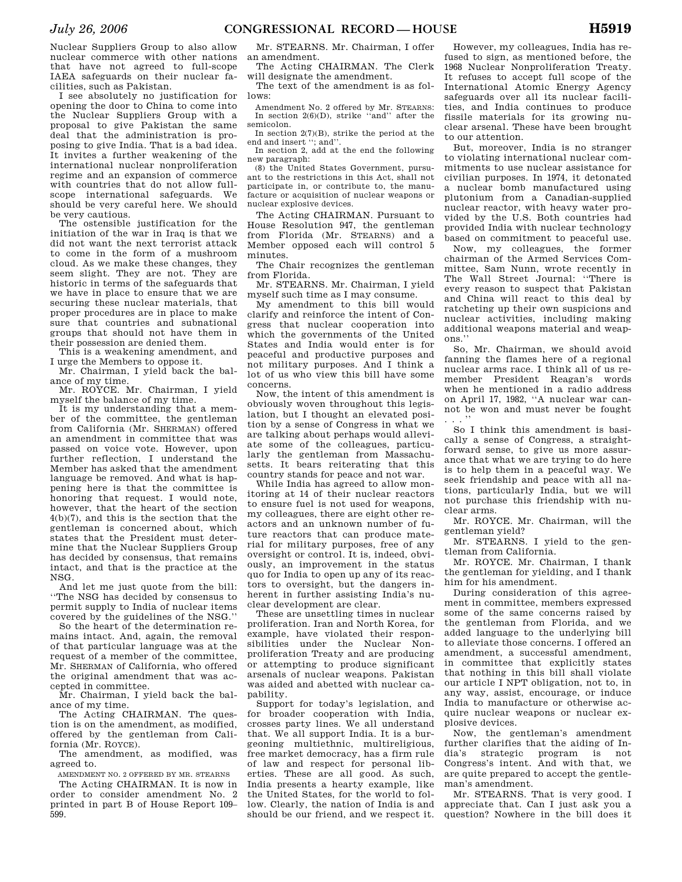Nuclear Suppliers Group to also allow nuclear commerce with other nations that have not agreed to full-scope IAEA safeguards on their nuclear facilities, such as Pakistan.

I see absolutely no justification for opening the door to China to come into the Nuclear Suppliers Group with a proposal to give Pakistan the same deal that the administration is proposing to give India. That is a bad idea. It invites a further weakening of the international nuclear nonproliferation regime and an expansion of commerce with countries that do not allow full-scope international safeguards. We should be very careful here. We should be very cautious.

The ostensible justification for the initiation of the war in Iraq is that we did not want the next terrorist attack to come in the form of a mushroom cloud. As we make these changes, they seem slight. They are not. They are historic in terms of the safeguards that we have in place to ensure that we are securing these nuclear materials, that proper procedures are in place to make sure that countries and subnational groups that should not have them in their possession are denied them.

This is a weakening amendment, and I urge the Members to oppose it.

Mr. Chairman, I yield back the balance of my time.

Mr. ROYCE. Mr. Chairman, I yield myself the balance of my time.

It is my understanding that a member of the committee, the gentleman from California (Mr. SHERMAN) offered an amendment in committee that was passed on voice vote. However, upon further reflection, I understand the Member has asked that the amendment language be removed. And what is happening here is that the committee is honoring that request. I would note, however, that the heart of the section 4(b)(7), and this is the section that the gentleman is concerned about, which states that the President must determine that the Nuclear Suppliers Group has decided by consensus, that remains intact, and that is the practice at the NSG.

And let me just quote from the bill: ''The NSG has decided by consensus to permit supply to India of nuclear items covered by the guidelines of the NSG.''

So the heart of the determination remains intact. And, again, the removal of that particular language was at the request of a member of the committee, Mr. SHERMAN of California, who offered the original amendment that was accepted in committee.

Mr. Chairman, I yield back the balance of my time.

The Acting CHAIRMAN. The question is on the amendment, as modified, offered by the gentleman from California (Mr. ROYCE).

The amendment, as modified, was agreed to.

AMENDMENT NO. 2 OFFERED BY MR. STEARNS

The Acting CHAIRMAN. It is now in order to consider amendment No. 2 printed in part B of House Report 109–599.

Mr. STEARNS. Mr. Chairman, I offer an amendment.

The Acting CHAIRMAN. The Clerk will designate the amendment.

The text of the amendment is as follows:

Amendment No. 2 offered by Mr. STEARNS:

In section 2(6)(D), strike ''and'' after the semicolon.

In section 2(7)(B), strike the period at the end and insert ''; and''.

In section 2, add at the end the following new paragraph:

(8) the United States Government, pursuant to the restrictions in this Act, shall not participate in, or contribute to, the manufacture or acquisition of nuclear weapons or nuclear explosive devices.

The Acting CHAIRMAN. Pursuant to House Resolution 947, the gentleman from Florida (Mr. STEARNS) and a Member opposed each will control 5 minutes.

The Chair recognizes the gentleman from Florida.

Mr. STEARNS. Mr. Chairman, I yield myself such time as I may consume.

My amendment to this bill would clarify and reinforce the intent of Congress that nuclear cooperation into which the governments of the United States and India would enter is for peaceful and productive purposes and not military purposes. And I think a lot of us who view this bill have some concerns.

Now, the intent of this amendment is obviously woven throughout this legislation, but I thought an elevated position by a sense of Congress in what we are talking about perhaps would alleviate some of the colleagues, particularly the gentleman from Massachusetts. It bears reiterating that this country stands for peace and not war.

While India has agreed to allow monitoring at 14 of their nuclear reactors to ensure fuel is not used for weapons, my colleagues, there are eight other reactors and an unknown number of future reactors that can produce material for military purposes, free of any oversight or control. It is, indeed, obviously, an improvement in the status quo for India to open up any of its reactors to oversight, but the dangers inherent in further assisting India's nuclear development are clear.

These are unsettling times in nuclear proliferation. Iran and North Korea, for example, have violated their responsibilities under the Nuclear Nonproliferation Treaty and are producing or attempting to produce significant arsenals of nuclear weapons. Pakistan was aided and abetted with nuclear capability.

Support for today's legislation, and for broader cooperation with India, crosses party lines. We all understand that. We all support India. It is a burgeoning multiethnic, multireligious, free market democracy, has a firm rule of law and respect for personal liberties. These are all good. As such, India presents a hearty example, like the United States, for the world to follow. Clearly, the nation of India is and should be our friend, and we respect it.

However, my colleagues, India has refused to sign, as mentioned before, the 1968 Nuclear Nonproliferation Treaty. It refuses to accept full scope of the International Atomic Energy Agency safeguards over all its nuclear facilities, and India continues to produce fissile materials for its growing nuclear arsenal. These have been brought to our attention.

But, moreover, India is no stranger to violating international nuclear commitments to use nuclear assistance for civilian purposes. In 1974, it detonated a nuclear bomb manufactured using plutonium from a Canadian-supplied nuclear reactor, with heavy water provided by the U.S. Both countries had provided India with nuclear technology based on commitment to peaceful use.

Now, my colleagues, the former chairman of the Armed Services Committee, Sam Nunn, wrote recently in The Wall Street Journal: ''There is every reason to suspect that Pakistan and China will react to this deal by ratcheting up their own suspicions and nuclear activities, including making additional weapons material and weapons.''

So, Mr. Chairman, we should avoid fanning the flames here of a regional nuclear arms race. I think all of us remember President Reagan's words when he mentioned in a radio address on April 17, 1982, ''A nuclear war cannot be won and must never be fought . . .''

So I think this amendment is basically a sense of Congress, a straightforward sense, to give us more assurance that what we are trying to do here is to help them in a peaceful way. We seek friendship and peace with all nations, particularly India, but we will not purchase this friendship with nuclear arms.

Mr. ROYCE. Mr. Chairman, will the gentleman yield?

Mr. STEARNS. I yield to the gentleman from California.

Mr. ROYCE. Mr. Chairman, I thank the gentleman for yielding, and I thank him for his amendment.

During consideration of this agreement in committee, members expressed some of the same concerns raised by the gentleman from Florida, and we added language to the underlying bill to alleviate those concerns. I offered an amendment, a successful amendment, in committee that explicitly states that nothing in this bill shall violate our article I NPT obligation, not to, in any way, assist, encourage, or induce India to manufacture or otherwise acquire nuclear weapons or nuclear explosive devices.

Now, the gentleman's amendment further clarifies that the aiding of India's strategic program is not Congress's intent. And with that, we are quite prepared to accept the gentleman's amendment.

Mr. STEARNS. That is very good. I appreciate that. Can I just ask you a question? Nowhere in the bill does it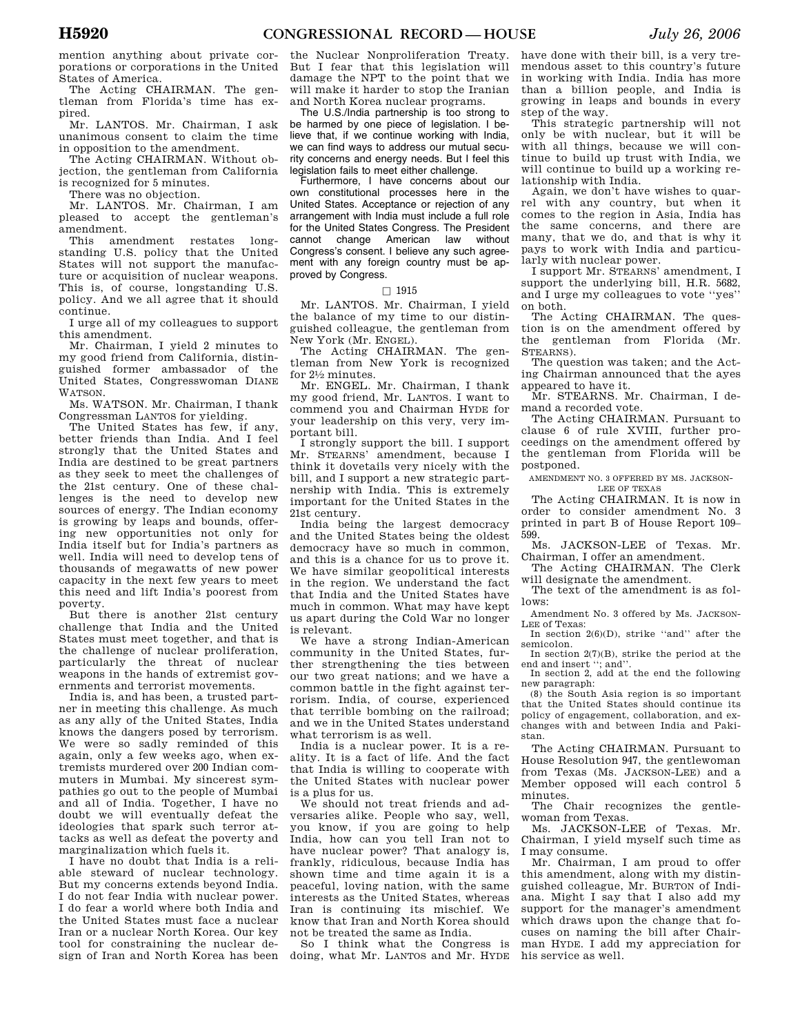mention anything about private corporations or corporations in the United States of America.

The Acting CHAIRMAN. The gentleman from Florida's time has expired.

Mr. LANTOS. Mr. Chairman, I ask unanimous consent to claim the time in opposition to the amendment.

The Acting CHAIRMAN. Without objection, the gentleman from California is recognized for 5 minutes.

There was no objection.

Mr. LANTOS. Mr. Chairman, I am pleased to accept the gentleman's amendment.

This amendment restates longstanding U.S. policy that the United States will not support the manufacture or acquisition of nuclear weapons. This is, of course, longstanding U.S. policy. And we all agree that it should continue.

I urge all of my colleagues to support this amendment.

Mr. Chairman, I yield 2 minutes to my good friend from California, distinguished former ambassador of the United States, Congresswoman DIANE WATSON.

Ms. WATSON. Mr. Chairman, I thank Congressman LANTOS for yielding.

The United States has few, if any, better friends than India. And I feel strongly that the United States and India are destined to be great partners as they seek to meet the challenges of the 21st century. One of these challenges is the need to develop new sources of energy. The Indian economy is growing by leaps and bounds, offering new opportunities not only for India itself but for India's partners as well. India will need to develop tens of thousands of megawatts of new power capacity in the next few years to meet this need and lift India's poorest from poverty.

But there is another 21st century challenge that India and the United States must meet together, and that is the challenge of nuclear proliferation, particularly the threat of nuclear weapons in the hands of extremist governments and terrorist movements.

India is, and has been, a trusted partner in meeting this challenge. As much as any ally of the United States, India knows the dangers posed by terrorism. We were so sadly reminded of this again, only a few weeks ago, when extremists murdered over 200 Indian commuters in Mumbai. My sincerest sympathies go out to the people of Mumbai and all of India. Together, I have no doubt we will eventually defeat the ideologies that spark such terror attacks as well as defeat the poverty and marginalization which fuels it.

I have no doubt that India is a reliable steward of nuclear technology. But my concerns extends beyond India. I do not fear India with nuclear power. I do fear a world where both India and the United States must face a nuclear Iran or a nuclear North Korea. Our key tool for constraining the nuclear design of Iran and North Korea has been the Nuclear Nonproliferation Treaty. But I fear that this legislation will damage the NPT to the point that we will make it harder to stop the Iranian and North Korea nuclear programs.

The U.S./India partnership is too strong to be harmed by one piece of legislation. I believe that, if we continue working with India, we can find ways to address our mutual security concerns and energy needs. But I feel this legislation fails to meet either challenge.

Furthermore, I have concerns about our own constitutional processes here in the United States. Acceptance or rejection of any arrangement with India must include a full role for the United States Congress. The President cannot change American law without Congress's consent. I believe any such agreement with any foreign country must be approved by Congress.

□ 1915

Mr. LANTOS. Mr. Chairman, I yield the balance of my time to our distinguished colleague, the gentleman from New York (Mr. ENGEL).

The Acting CHAIRMAN. The gentleman from New York is recognized for 2½ minutes.

Mr. ENGEL. Mr. Chairman, I thank my good friend, Mr. LANTOS. I want to commend you and Chairman HYDE for your leadership on this very, very important bill.

I strongly support the bill. I support Mr. STEARNS' amendment, because I think it dovetails very nicely with the bill, and I support a new strategic partnership with India. This is extremely important for the United States in the 21st century.

India being the largest democracy and the United States being the oldest democracy have so much in common, and this is a chance for us to prove it. We have similar geopolitical interests in the region. We understand the fact that India and the United States have much in common. What may have kept us apart during the Cold War no longer is relevant.

We have a strong Indian-American community in the United States, further strengthening the ties between our two great nations; and we have a common battle in the fight against terrorism. India, of course, experienced that terrible bombing on the railroad; and we in the United States understand what terrorism is as well.

India is a nuclear power. It is a reality. It is a fact of life. And the fact that India is willing to cooperate with the United States with nuclear power is a plus for us.

We should not treat friends and adversaries alike. People who say, well, you know, if you are going to help India, how can you tell Iran not to have nuclear power? That analogy is, frankly, ridiculous, because India has shown time and time again it is a peaceful, loving nation, with the same interests as the United States, whereas Iran is continuing its mischief. We know that Iran and North Korea should not be treated the same as India.

So I think what the Congress is doing, what Mr. LANTOS and Mr. HYDE have done with their bill, is a very tremendous asset to this country's future in working with India. India has more than a billion people, and India is growing in leaps and bounds in every step of the way.

This strategic partnership will not only be with nuclear, but it will be with all things, because we will continue to build up trust with India, we will continue to build up a working relationship with India.

Again, we don't have wishes to quarrel with any country, but when it comes to the region in Asia, India has the same concerns, and there are many, that we do, and that is why it pays to work with India and particularly with nuclear power.

I support Mr. STEARNS' amendment, I support the underlying bill, H.R. 5682, and I urge my colleagues to vote "yes" on both.

The Acting CHAIRMAN. The question is on the amendment offered by the gentleman from Florida (Mr. STEARNS).

The question was taken; and the Acting Chairman announced that the ayes appeared to have it.

Mr. STEARNS. Mr. Chairman, I demand a recorded vote.

The Acting CHAIRMAN. Pursuant to clause 6 of rule XVIII, further proceedings on the amendment offered by the gentleman from Florida will be postponed.

AMENDMENT NO. 3 OFFERED BY MS. JACKSON-LEE OF TEXAS

The Acting CHAIRMAN. It is now in order to consider amendment No. 3 printed in part B of House Report 109–599.

Ms. JACKSON-LEE of Texas. Mr. Chairman, I offer an amendment.

The Acting CHAIRMAN. The Clerk will designate the amendment.

The text of the amendment is as follows:

Amendment No. 3 offered by Ms. JACKSON-LEE of Texas:

In section 2(6)(D), strike "and" after the semicolon.

In section 2(7)(B), strike the period at the end and insert "; and".

In section 2, add at the end the following new paragraph:

(8) the South Asia region is so important that the United States should continue its policy of engagement, collaboration, and exchanges with and between India and Pakistan.

The Acting CHAIRMAN. Pursuant to House Resolution 947, the gentlewoman from Texas (Ms. JACKSON-LEE) and a Member opposed will each control 5 minutes.

The Chair recognizes the gentlewoman from Texas.

Ms. JACKSON-LEE of Texas. Mr. Chairman, I yield myself such time as I may consume.

Mr. Chairman, I am proud to offer this amendment, along with my distinguished colleague, Mr. BURTON of Indiana. Might I say that I also add my support for the manager's amendment which draws upon the change that focuses on naming the bill after Chairman HYDE. I add my appreciation for his service as well.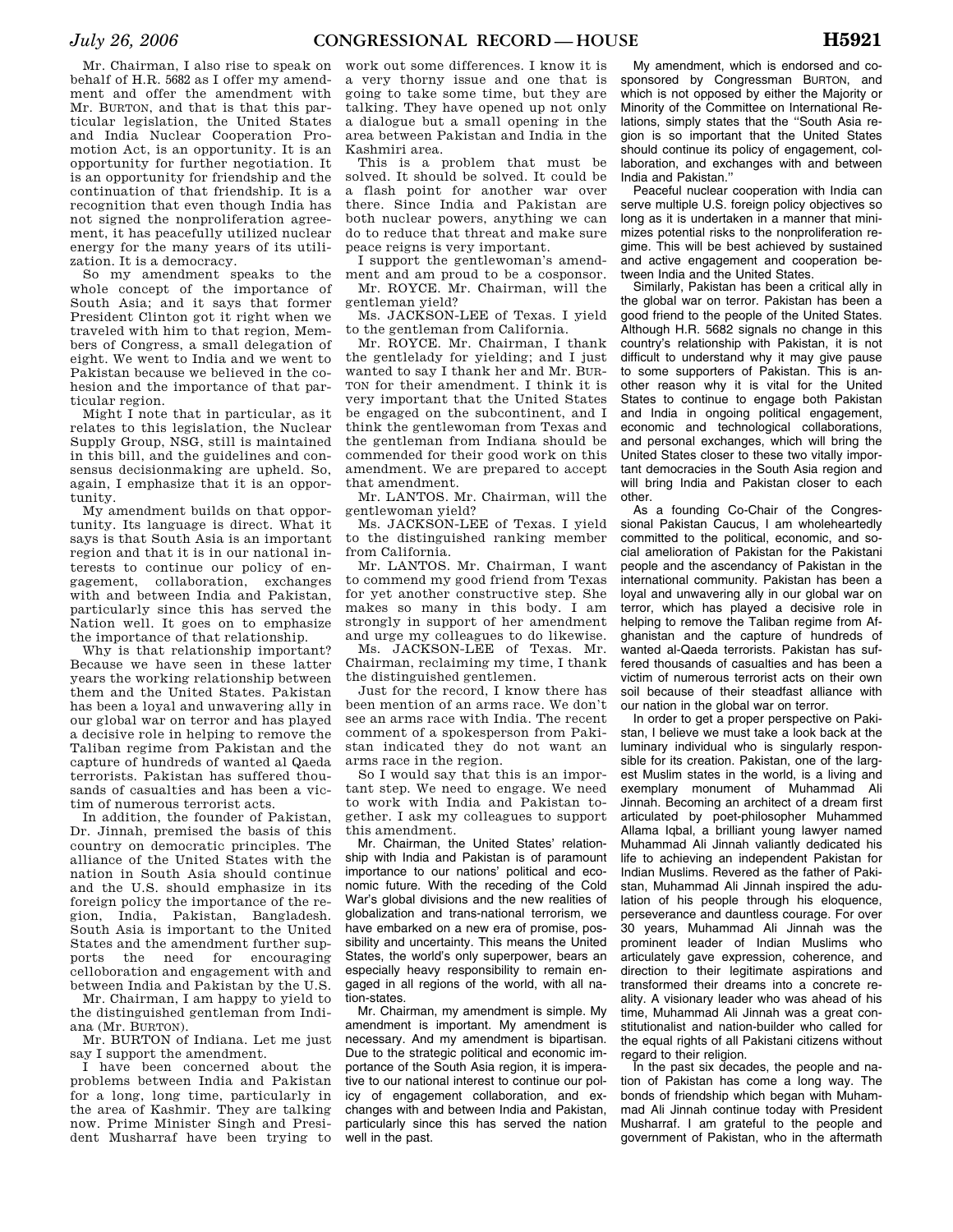Mr. Chairman, I also rise to speak on behalf of H.R. 5682 as I offer my amendment and offer the amendment with Mr. BURTON, and that is that this particular legislation, the United States and India Nuclear Cooperation Promotion Act, is an opportunity. It is an opportunity for further negotiation. It is an opportunity for friendship and the continuation of that friendship. It is a recognition that even though India has not signed the nonproliferation agreement, it has peacefully utilized nuclear energy for the many years of its utilization. It is a democracy.

So my amendment speaks to the whole concept of the importance of South Asia; and it says that former President Clinton got it right when we traveled with him to that region, Members of Congress, a small delegation of eight. We went to India and we went to Pakistan because we believed in the cohesion and the importance of that particular region.

Might I note that in particular, as it relates to this legislation, the Nuclear Supply Group, NSG, still is maintained in this bill, and the guidelines and consensus decisionmaking are upheld. So, again, I emphasize that it is an opportunity.

My amendment builds on that opportunity. Its language is direct. What it says is that South Asia is an important region and that it is in our national interests to continue our policy of engagement, collaboration, exchanges with and between India and Pakistan, particularly since this has served the Nation well. It goes on to emphasize the importance of that relationship.

Why is that relationship important? Because we have seen in these latter years the working relationship between them and the United States. Pakistan has been a loyal and unwavering ally in our global war on terror and has played a decisive role in helping to remove the Taliban regime from Pakistan and the capture of hundreds of wanted al Qaeda terrorists. Pakistan has suffered thousands of casualties and has been a victim of numerous terrorist acts.

In addition, the founder of Pakistan, Dr. Jinnah, premised the basis of this country on democratic principles. The alliance of the United States with the nation in South Asia should continue and the U.S. should emphasize in its foreign policy the importance of the region, India, Pakistan, Bangladesh. South Asia is important to the United States and the amendment further supports the need for encouraging celloboration and engagement with and between India and Pakistan by the U.S.

Mr. Chairman, I am happy to yield to the distinguished gentleman from Indiana (Mr. BURTON).

Mr. BURTON of Indiana. Let me just say I support the amendment.

I have been concerned about the problems between India and Pakistan for a long, long time, particularly in the area of Kashmir. They are talking now. Prime Minister Singh and President Musharraf have been trying to work out some differences. I know it is a very thorny issue and one that is going to take some time, but they are talking. They have opened up not only a dialogue but a small opening in the area between Pakistan and India in the Kashmiri area.

This is a problem that must be solved. It should be solved. It could be a flash point for another war over there. Since India and Pakistan are both nuclear powers, anything we can do to reduce that threat and make sure peace reigns is very important.

I support the gentlewoman's amendment and am proud to be a cosponsor.

Mr. ROYCE. Mr. Chairman, will the gentleman yield?

Ms. JACKSON-LEE of Texas. I yield to the gentleman from California.

Mr. ROYCE. Mr. Chairman, I thank the gentlelady for yielding; and I just wanted to say I thank her and Mr. BURTON for their amendment. I think it is very important that the United States be engaged on the subcontinent, and I think the gentlewoman from Texas and the gentleman from Indiana should be commended for their good work on this amendment. We are prepared to accept that amendment.

Mr. LANTOS. Mr. Chairman, will the gentlewoman yield?

Ms. JACKSON-LEE of Texas. I yield to the distinguished ranking member from California.

Mr. LANTOS. Mr. Chairman, I want to commend my good friend from Texas for yet another constructive step. She makes so many in this body. I am strongly in support of her amendment and urge my colleagues to do likewise.

Ms. JACKSON-LEE of Texas. Mr. Chairman, reclaiming my time, I thank the distinguished gentlemen.

Just for the record, I know there has been mention of an arms race. We don't see an arms race with India. The recent comment of a spokesperson from Pakistan indicated they do not want an arms race in the region.

So I would say that this is an important step. We need to engage. We need to work with India and Pakistan together. I ask my colleagues to support this amendment.

Mr. Chairman, the United States' relationship with India and Pakistan is of paramount importance to our nations' political and economic future. With the receding of the Cold War's global divisions and the new realities of globalization and trans-national terrorism, we have embarked on a new era of promise, possibility and uncertainty. This means the United States, the world's only superpower, bears an especially heavy responsibility to remain engaged in all regions of the world, with all nation-states.

Mr. Chairman, my amendment is simple. My amendment is important. My amendment is necessary. And my amendment is bipartisan. Due to the strategic political and economic importance of the South Asia region, it is imperative to our national interest to continue our policy of engagement collaboration, and exchanges with and between India and Pakistan, particularly since this has served the nation well in the past.

My amendment, which is endorsed and cosponsored by Congressman BURTON, and which is not opposed by either the Majority or Minority of the Committee on International Relations, simply states that the "South Asia region is so important that the United States should continue its policy of engagement, collaboration, and exchanges with and between India and Pakistan."

Peaceful nuclear cooperation with India can serve multiple U.S. foreign policy objectives so long as it is undertaken in a manner that minimizes potential risks to the nonproliferation regime. This will be best achieved by sustained and active engagement and cooperation between India and the United States.

Similarly, Pakistan has been a critical ally in the global war on terror. Pakistan has been a good friend to the people of the United States. Although H.R. 5682 signals no change in this country's relationship with Pakistan, it is not difficult to understand why it may give pause to some supporters of Pakistan. This is another reason why it is vital for the United States to continue to engage both Pakistan and India in ongoing political engagement, economic and technological collaborations, and personal exchanges, which will bring the United States closer to these two vitally important democracies in the South Asia region and will bring India and Pakistan closer to each other.

As a founding Co-Chair of the Congressional Pakistan Caucus, I am wholeheartedly committed to the political, economic, and social amelioration of Pakistan for the Pakistani people and the ascendancy of Pakistan in the international community. Pakistan has been a loyal and unwavering ally in our global war on terror, which has played a decisive role in helping to remove the Taliban regime from Afghanistan and the capture of hundreds of wanted al-Qaeda terrorists. Pakistan has suffered thousands of casualties and has been a victim of numerous terrorist acts on their own soil because of their steadfast alliance with our nation in the global war on terror.

In order to get a proper perspective on Pakistan, I believe we must take a look back at the luminary individual who is singularly responsible for its creation. Pakistan, one of the largest Muslim states in the world, is a living and exemplary monument of Muhammad Ali Jinnah. Becoming an architect of a dream first articulated by poet-philosopher Muhammed Allama Iqbal, a brilliant young lawyer named Muhammad Ali Jinnah valiantly dedicated his life to achieving an independent Pakistan for Indian Muslims. Revered as the father of Pakistan, Muhammad Ali Jinnah inspired the adulation of his people through his eloquence, perseverance and dauntless courage. For over 30 years, Muhammad Ali Jinnah was the prominent leader of Indian Muslims who articulately gave expression, coherence, and direction to their legitimate aspirations and transformed their dreams into a concrete reality. A visionary leader who was ahead of his time, Muhammad Ali Jinnah was a great constitutionalist and nation-builder who called for the equal rights of all Pakistani citizens without regard to their religion.

In the past six decades, the people and nation of Pakistan has come a long way. The bonds of friendship which began with Muhammad Ali Jinnah continue today with President Musharraf. I am grateful to the people and government of Pakistan, who in the aftermath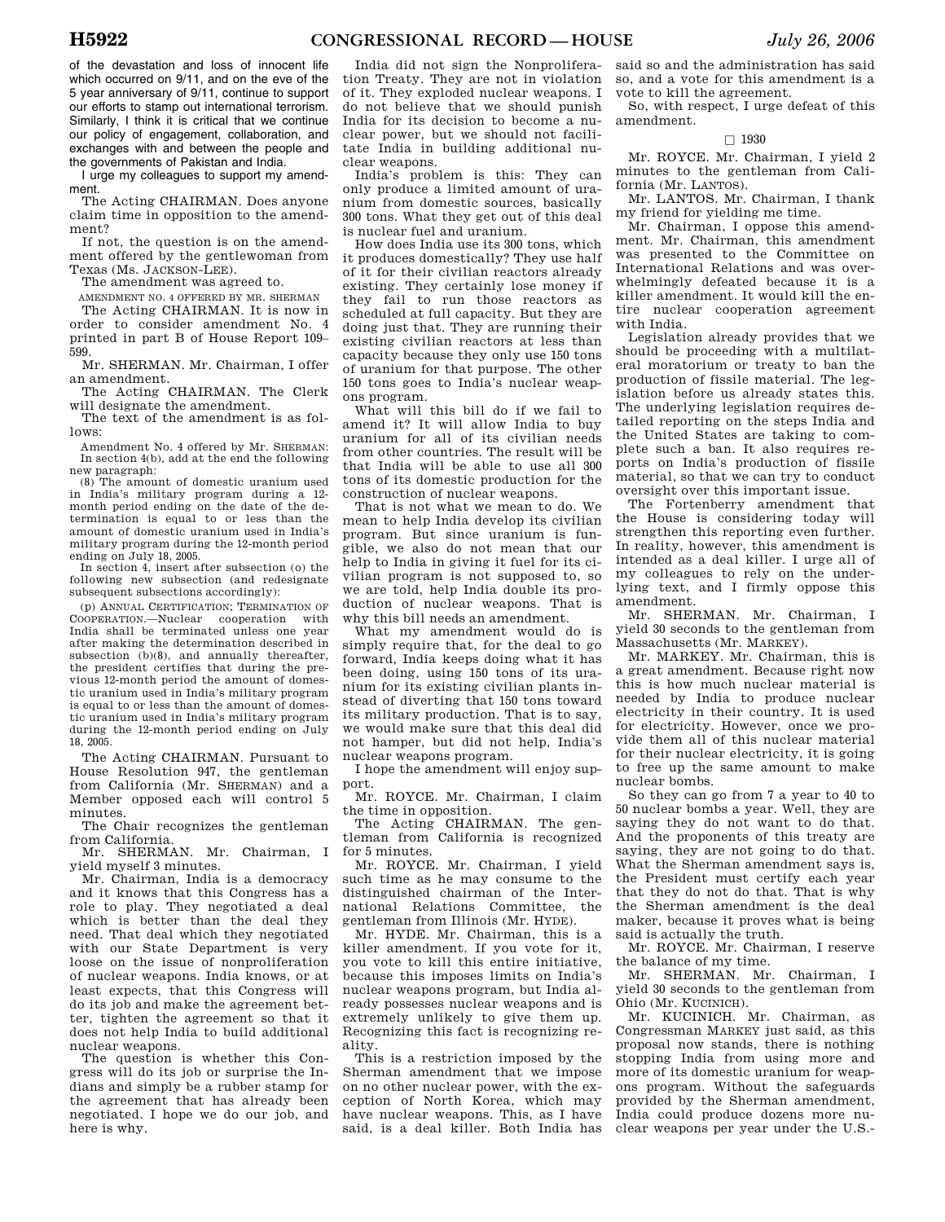of the devastation and loss of innocent life which occurred on 9/11, and on the eve of the 5 year anniversary of 9/11, continue to support our efforts to stamp out international terrorism. Similarly, I think it is critical that we continue our policy of engagement, collaboration, and exchanges with and between the people and the governments of Pakistan and India.

I urge my colleagues to support my amendment.

The Acting CHAIRMAN. Does anyone claim time in opposition to the amendment?

If not, the question is on the amendment offered by the gentlewoman from Texas (Ms. JACKSON-LEE).

The amendment was agreed to.

AMENDMENT NO. 4 OFFERED BY MR. SHERMAN

The Acting CHAIRMAN. It is now in order to consider amendment No. 4 printed in part B of House Report 109–599.

Mr. SHERMAN. Mr. Chairman, I offer an amendment.

The Acting CHAIRMAN. The Clerk will designate the amendment.

The text of the amendment is as follows:

Amendment No. 4 offered by Mr. SHERMAN:

In section 4(b), add at the end the following new paragraph:

(8) The amount of domestic uranium used in India's military program during a 12-month period ending on the date of the determination is equal to or less than the amount of domestic uranium used in India's military program during the 12-month period ending on July 18, 2005.

In section 4, insert after subsection (o) the following new subsection (and redesignate subsequent subsections accordingly):

(p) ANNUAL CERTIFICATION; TERMINATION OF COOPERATION.—Nuclear cooperation with India shall be terminated unless one year after making the determination described in subsection (b)(8), and annually thereafter, the president certifies that during the previous 12-month period the amount of domestic uranium used in India's military program is equal to or less than the amount of domestic uranium used in India's military program during the 12-month period ending on July 18, 2005.

The Acting CHAIRMAN. Pursuant to House Resolution 947, the gentleman from California (Mr. SHERMAN) and a Member opposed each will control 5 minutes.

The Chair recognizes the gentleman from California.

Mr. SHERMAN. Mr. Chairman, I yield myself 3 minutes.

Mr. Chairman, India is a democracy and it knows that this Congress has a role to play. They negotiated a deal which is better than the deal they need. That deal which they negotiated with our State Department is very loose on the issue of nonproliferation of nuclear weapons. India knows, or at least expects, that this Congress will do its job and make the agreement better, tighten the agreement so that it does not help India to build additional nuclear weapons.

The question is whether this Congress will do its job or surprise the Indians and simply be a rubber stamp for the agreement that has already been negotiated. I hope we do our job, and here is why.

India did not sign the Nonproliferation Treaty. They are not in violation of it. They exploded nuclear weapons. I do not believe that we should punish India for its decision to become a nuclear power, but we should not facilitate India in building additional nuclear weapons.

India's problem is this: They can only produce a limited amount of uranium from domestic sources, basically 300 tons. What they get out of this deal is nuclear fuel and uranium.

How does India use its 300 tons, which it produces domestically? They use half of it for their civilian reactors already existing. They certainly lose money if they fail to run those reactors as scheduled at full capacity. But they are doing just that. They are running their existing civilian reactors at less than capacity because they only use 150 tons of uranium for that purpose. The other 150 tons goes to India's nuclear weapons program.

What will this bill do if we fail to amend it? It will allow India to buy uranium for all of its civilian needs from other countries. The result will be that India will be able to use all 300 tons of its domestic production for the construction of nuclear weapons.

That is not what we mean to do. We mean to help India develop its civilian program. But since uranium is fungible, we also do not mean that our help to India in giving it fuel for its civilian program is not supposed to, so we are told, help India double its production of nuclear weapons. That is why this bill needs an amendment.

What my amendment would do is simply require that, for the deal to go forward, India keeps doing what it has been doing, using 150 tons of its uranium for its existing civilian plants instead of diverting that 150 tons toward its military production. That is to say, we would make sure that this deal did not hamper, but did not help, India's nuclear weapons program.

I hope the amendment will enjoy support.

Mr. ROYCE. Mr. Chairman, I claim the time in opposition.

The Acting CHAIRMAN. The gentleman from California is recognized for 5 minutes.

Mr. ROYCE. Mr. Chairman, I yield such time as he may consume to the distinguished chairman of the International Relations Committee, the gentleman from Illinois (Mr. HYDE).

Mr. HYDE. Mr. Chairman, this is a killer amendment. If you vote for it, you vote to kill this entire initiative, because this imposes limits on India's nuclear weapons program, but India already possesses nuclear weapons and is extremely unlikely to give them up. Recognizing this fact is recognizing reality.

This is a restriction imposed by the Sherman amendment that we impose on no other nuclear power, with the exception of North Korea, which may have nuclear weapons. This, as I have said, is a deal killer. Both India has said so and the administration has said so, and a vote for this amendment is a vote to kill the agreement.

So, with respect, I urge defeat of this amendment.

□ 1930

Mr. ROYCE. Mr. Chairman, I yield 2 minutes to the gentleman from California (Mr. LANTOS).

Mr. LANTOS. Mr. Chairman, I thank my friend for yielding me time.

Mr. Chairman, I oppose this amendment. Mr. Chairman, this amendment was presented to the Committee on International Relations and was overwhelmingly defeated because it is a killer amendment. It would kill the entire nuclear cooperation agreement with India.

Legislation already provides that we should be proceeding with a multilateral moratorium or treaty to ban the production of fissile material. The legislation before us already states this. The underlying legislation requires detailed reporting on the steps India and the United States are taking to complete such a ban. It also requires reports on India's production of fissile material, so that we can try to conduct oversight over this important issue.

The Fortenberry amendment that the House is considering today will strengthen this reporting even further. In reality, however, this amendment is intended as a deal killer. I urge all of my colleagues to rely on the underlying text, and I firmly oppose this amendment.

Mr. SHERMAN. Mr. Chairman, I yield 30 seconds to the gentleman from Massachusetts (Mr. MARKEY).

Mr. MARKEY. Mr. Chairman, this is a great amendment. Because right now this is how much nuclear material is needed by India to produce nuclear electricity in their country. It is used for electricity. However, once we provide them all of this nuclear material for their nuclear electricity, it is going to free up the same amount to make nuclear bombs.

So they can go from 7 a year to 40 to 50 nuclear bombs a year. Well, they are saying they do not want to do that. And the proponents of this treaty are saying, they are not going to do that. What the Sherman amendment says is, the President must certify each year that they do not do that. That is why the Sherman amendment is the deal maker, because it proves what is being said is actually the truth.

Mr. ROYCE. Mr. Chairman, I reserve the balance of my time.

Mr. SHERMAN. Mr. Chairman, I yield 30 seconds to the gentleman from Ohio (Mr. KUCINICH).

Mr. KUCINICH. Mr. Chairman, as Congressman MARKEY just said, as this proposal now stands, there is nothing stopping India from using more and more of its domestic uranium for weapons program. Without the safeguards provided by the Sherman amendment, India could produce dozens more nuclear weapons per year under the U.S.-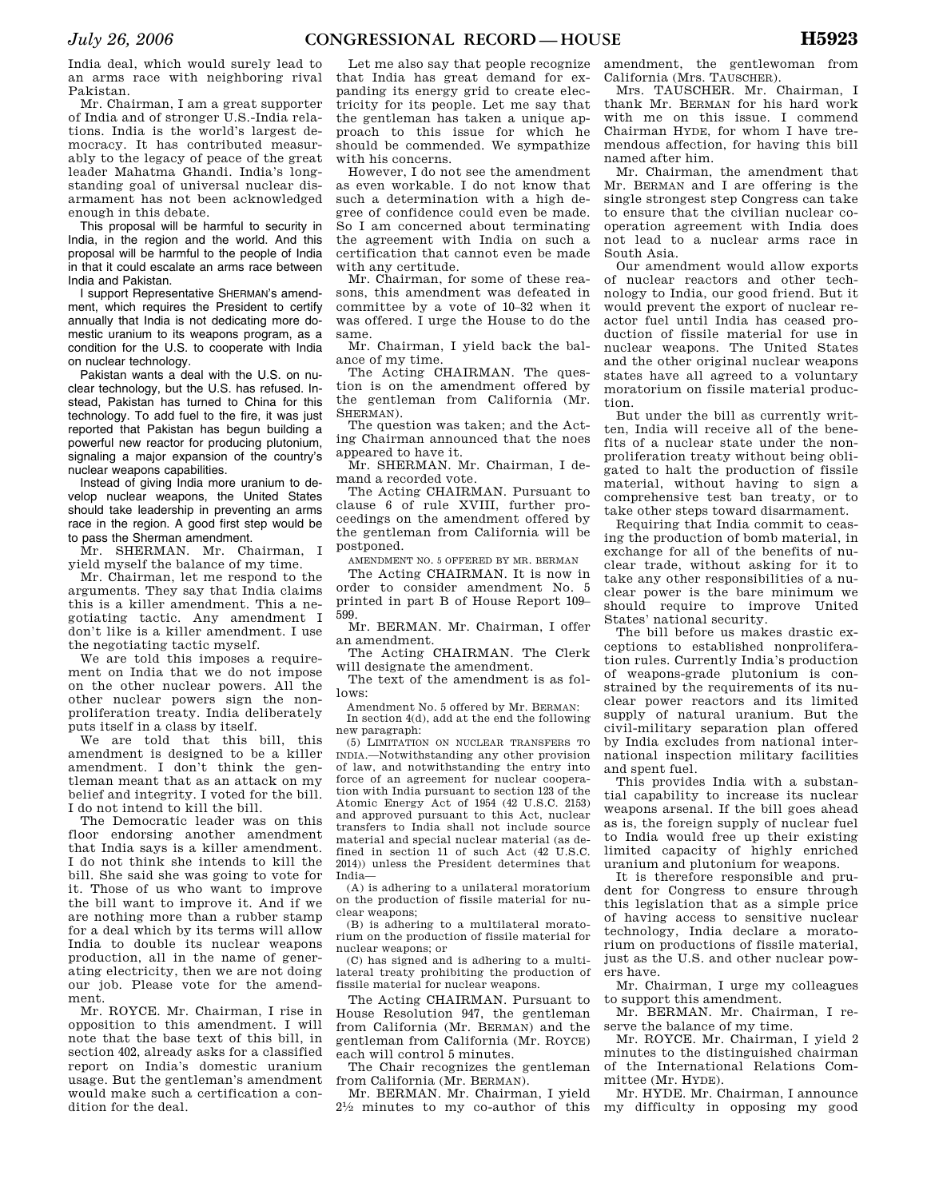India deal, which would surely lead to an arms race with neighboring rival Pakistan.

Mr. Chairman, I am a great supporter of India and of stronger U.S.-India relations. India is the world's largest democracy. It has contributed measurably to the legacy of peace of the great leader Mahatma Ghandi. India's longstanding goal of universal nuclear disarmament has not been acknowledged enough in this debate.

This proposal will be harmful to security in India, in the region and the world. And this proposal will be harmful to the people of India in that it could escalate an arms race between India and Pakistan.

I support Representative SHERMAN's amendment, which requires the President to certify annually that India is not dedicating more domestic uranium to its weapons program, as a condition for the U.S. to cooperate with India on nuclear technology.

Pakistan wants a deal with the U.S. on nuclear technology, but the U.S. has refused. Instead, Pakistan has turned to China for this technology. To add fuel to the fire, it was just reported that Pakistan has begun building a powerful new reactor for producing plutonium, signaling a major expansion of the country's nuclear weapons capabilities.

Instead of giving India more uranium to develop nuclear weapons, the United States should take leadership in preventing an arms race in the region. A good first step would be to pass the Sherman amendment.

Mr. SHERMAN. Mr. Chairman, I yield myself the balance of my time.

Mr. Chairman, let me respond to the arguments. They say that India claims this is a killer amendment. This a negotiating tactic. Any amendment I don't like is a killer amendment. I use the negotiating tactic myself.

We are told this imposes a requirement on India that we do not impose on the other nuclear powers. All the other nuclear powers sign the nonproliferation treaty. India deliberately puts itself in a class by itself.

We are told that this bill, this amendment is designed to be a killer amendment. I don't think the gentleman meant that as an attack on my belief and integrity. I voted for the bill. I do not intend to kill the bill.

The Democratic leader was on this floor endorsing another amendment that India says is a killer amendment. I do not think she intends to kill the bill. She said she was going to vote for it. Those of us who want to improve the bill want to improve it. And if we are nothing more than a rubber stamp for a deal which by its terms will allow India to double its nuclear weapons production, all in the name of generating electricity, then we are not doing our job. Please vote for the amendment.

Mr. ROYCE. Mr. Chairman, I rise in opposition to this amendment. I will note that the base text of this bill, in section 402, already asks for a classified report on India's domestic uranium usage. But the gentleman's amendment would make such a certification a condition for the deal.

Let me also say that people recognize that India has great demand for expanding its energy grid to create electricity for its people. Let me say that the gentleman has taken a unique approach to this issue for which he should be commended. We sympathize with his concerns.

However, I do not see the amendment as even workable. I do not know that such a determination with a high degree of confidence could even be made. So I am concerned about terminating the agreement with India on such a certification that cannot even be made with any certitude.

Mr. Chairman, for some of these reasons, this amendment was defeated in committee by a vote of 10–32 when it was offered. I urge the House to do the same.

Mr. Chairman, I yield back the balance of my time.

The Acting CHAIRMAN. The question is on the amendment offered by the gentleman from California (Mr. SHERMAN).

The question was taken; and the Acting Chairman announced that the noes appeared to have it.

Mr. SHERMAN. Mr. Chairman, I demand a recorded vote.

The Acting CHAIRMAN. Pursuant to clause 6 of rule XVIII, further proceedings on the amendment offered by the gentleman from California will be postponed.

AMENDMENT NO. 5 OFFERED BY MR. BERMAN

The Acting CHAIRMAN. It is now in order to consider amendment No. 5 printed in part B of House Report 109–599.

Mr. BERMAN. Mr. Chairman, I offer an amendment.

The Acting CHAIRMAN. The Clerk will designate the amendment.

The text of the amendment is as follows:

Amendment No. 5 offered by Mr. BERMAN:

In section 4(d), add at the end the following new paragraph:

(5) LIMITATION ON NUCLEAR TRANSFERS TO INDIA.—Notwithstanding any other provision of law, and notwithstanding the entry into force of an agreement for nuclear cooperation with India pursuant to section 123 of the Atomic Energy Act of 1954 (42 U.S.C. 2153) and approved pursuant to this Act, nuclear transfers to India shall not include source material and special nuclear material (as defined in section 11 of such Act (42 U.S.C. 2014)) unless the President determines that India—

(A) is adhering to a unilateral moratorium on the production of fissile material for nuclear weapons;

(B) is adhering to a multilateral moratorium on the production of fissile material for nuclear weapons; or

(C) has signed and is adhering to a multilateral treaty prohibiting the production of fissile material for nuclear weapons.

The Acting CHAIRMAN. Pursuant to House Resolution 947, the gentleman from California (Mr. BERMAN) and the gentleman from California (Mr. ROYCE) each will control 5 minutes.

The Chair recognizes the gentleman from California (Mr. BERMAN).

Mr. BERMAN. Mr. Chairman, I yield 2½ minutes to my co-author of this amendment, the gentlewoman from California (Mrs. TAUSCHER).

Mrs. TAUSCHER. Mr. Chairman, I thank Mr. BERMAN for his hard work with me on this issue. I commend Chairman HYDE, for whom I have tremendous affection, for having this bill named after him.

Mr. Chairman, the amendment that Mr. BERMAN and I are offering is the single strongest step Congress can take to ensure that the civilian nuclear cooperation agreement with India does not lead to a nuclear arms race in South Asia.

Our amendment would allow exports of nuclear reactors and other technology to India, our good friend. But it would prevent the export of nuclear reactor fuel until India has ceased production of fissile material for use in nuclear weapons. The United States and the other original nuclear weapons states have all agreed to a voluntary moratorium on fissile material production.

But under the bill as currently written, India will receive all of the benefits of a nuclear state under the nonproliferation treaty without being obligated to halt the production of fissile material, without having to sign a comprehensive test ban treaty, or to take other steps toward disarmament.

Requiring that India commit to ceasing the production of bomb material, in exchange for all of the benefits of nuclear trade, without asking for it to take any other responsibilities of a nuclear power is the bare minimum we should require to improve United States' national security.

The bill before us makes drastic exceptions to established nonproliferation rules. Currently India's production of weapons-grade plutonium is constrained by the requirements of its nuclear power reactors and its limited supply of natural uranium. But the civil-military separation plan offered by India excludes from national international inspection military facilities and spent fuel.

This provides India with a substantial capability to increase its nuclear weapons arsenal. If the bill goes ahead as is, the foreign supply of nuclear fuel to India would free up their existing limited capacity of highly enriched uranium and plutonium for weapons.

It is therefore responsible and prudent for Congress to ensure through this legislation that as a simple price of having access to sensitive nuclear technology, India declare a moratorium on productions of fissile material, just as the U.S. and other nuclear powers have.

Mr. Chairman, I urge my colleagues to support this amendment.

Mr. BERMAN. Mr. Chairman, I reserve the balance of my time.

Mr. ROYCE. Mr. Chairman, I yield 2 minutes to the distinguished chairman of the International Relations Committee (Mr. HYDE).

Mr. HYDE. Mr. Chairman, I announce my difficulty in opposing my good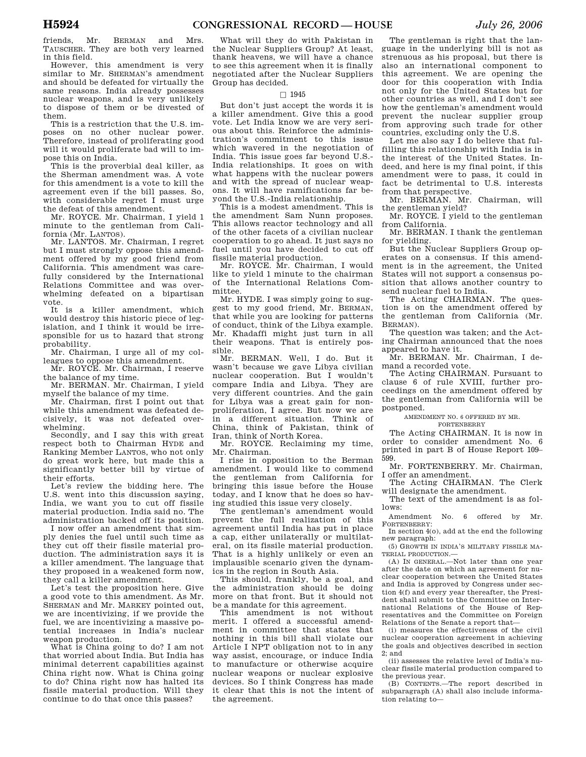friends, Mr. BERMAN and Mrs. TAUSCHER. They are both very learned in this field.

However, this amendment is very similar to Mr. SHERMAN's amendment and should be defeated for virtually the same reasons. India already possesses nuclear weapons, and is very unlikely to dispose of them or be divested of them.

This is a restriction that the U.S. imposes on no other nuclear power. Therefore, instead of proliferating good will it would proliferate bad will to impose this on India.

This is the proverbial deal killer, as the Sherman amendment was. A vote for this amendment is a vote to kill the agreement even if the bill passes. So, with considerable regret I must urge the defeat of this amendment.

Mr. ROYCE. Mr. Chairman, I yield 1 minute to the gentleman from California (Mr. LANTOS).

Mr. LANTOS. Mr. Chairman, I regret but I must strongly oppose this amendment offered by my good friend from California. This amendment was carefully considered by the International Relations Committee and was overwhelming defeated on a bipartisan vote.

It is a killer amendment, which would destroy this historic piece of legislation, and I think it would be irresponsible for us to hazard that strong probability.

Mr. Chairman, I urge all of my colleagues to oppose this amendment.

Mr. ROYCE. Mr. Chairman, I reserve the balance of my time.

Mr. BERMAN. Mr. Chairman, I yield myself the balance of my time.

Mr. Chairman, first I point out that while this amendment was defeated decisively, it was not defeated overwhelming.

Secondly, and I say this with great respect both to Chairman HYDE and Ranking Member LANTOS, who not only do great work here, but made this a significantly better bill by virtue of their efforts.

Let's review the bidding here. The U.S. went into this discussion saying, India, we want you to cut off fissile material production. India said no. The administration backed off its position.

I now offer an amendment that simply denies the fuel until such time as they cut off their fissile material production. The administration says it is a killer amendment. The language that they proposed in a weakened form now, they call a killer amendment.

Let's test the proposition here. Give a good vote to this amendment. As Mr. SHERMAN and Mr. MARKEY pointed out, we are incentivizing, if we provide the fuel, we are incentivizing a massive potential increases in India's nuclear weapon production.

What is China going to do? I am not that worried about India. But India has minimal deterrent capabilities against China right now. What is China going to do? China right now has halted its fissile material production. Will they continue to do that once this passes?

What will they do with Pakistan in the Nuclear Suppliers Group? At least, thank heavens, we will have a chance to see this agreement when it is finally negotiated after the Nuclear Suppliers Group has decided.

□ 1945

But don't just accept the words it is a killer amendment. Give this a good vote. Let India know we are very serious about this. Reinforce the administration's commitment to this issue which wavered in the negotiation of India. This issue goes far beyond U.S.-India relationships. It goes on with what happens with the nuclear powers and with the spread of nuclear weapons. It will have ramifications far beyond the U.S.-India relationship.

This is a modest amendment. This is the amendment Sam Nunn proposes. This allows reactor technology and all of the other facets of a civilian nuclear cooperation to go ahead. It just says no fuel until you have decided to cut off fissile material production.

Mr. ROYCE. Mr. Chairman, I would like to yield 1 minute to the chairman of the International Relations Committee.

Mr. HYDE. I was simply going to suggest to my good friend, Mr. BERMAN, that while you are looking for patterns of conduct, think of the Libya example. Mr. Khadaffi might just turn in all their weapons. That is entirely possible.

Mr. BERMAN. Well, I do. But it wasn't because we gave Libya civilian nuclear cooperation. But I wouldn't compare India and Libya. They are very different countries. And the gain for Libya was a great gain for nonproliferation, I agree. But now we are in a different situation. Think of China, think of Pakistan, think of Iran, think of North Korea.

Mr. ROYCE. Reclaiming my time, Mr. Chairman.

I rise in opposition to the Berman amendment. I would like to commend the gentleman from California for bringing this issue before the House today, and I know that he does so having studied this issue very closely.

The gentleman's amendment would prevent the full realization of this agreement until India has put in place a cap, either unilaterally or multilateral, on its fissile material production. That is a highly unlikely or even an implausible scenario given the dynamics in the region in South Asia.

This should, frankly, be a goal, and the administration should be doing more on that front. But it should not be a mandate for this agreement.

This amendment is not without merit. I offered a successful amendment in committee that states that nothing in this bill shall violate our Article I NPT obligation not to in any way assist, encourage, or induce India to manufacture or otherwise acquire nuclear weapons or nuclear explosive devices. So I think Congress has made it clear that this is not the intent of the agreement.

The gentleman is right that the language in the underlying bill is not as strenuous as his proposal, but there is also an international component to this agreement. We are opening the door for this cooperation with India not only for the United States but for other countries as well, and I don't see how the gentleman's amendment would prevent the nuclear supplier group from approving such trade for other countries, excluding only the U.S.

Let me also say I do believe that fulfilling this relationship with India is in the interest of the United States. Indeed, and here is my final point, if this amendment were to pass, it could in fact be detrimental to U.S. interests from that perspective.

Mr. BERMAN. Mr. Chairman, will the gentleman yield?

Mr. ROYCE. I yield to the gentleman from California.

Mr. BERMAN. I thank the gentleman for yielding.

But the Nuclear Suppliers Group operates on a consensus. If this amendment is in the agreement, the United States will not support a consensus position that allows another country to send nuclear fuel to India.

The Acting CHAIRMAN. The question is on the amendment offered by the gentleman from California (Mr. BERMAN).

The question was taken; and the Acting Chairman announced that the noes appeared to have it.

Mr. BERMAN. Mr. Chairman, I demand a recorded vote.

The Acting CHAIRMAN. Pursuant to clause 6 of rule XVIII, further proceedings on the amendment offered by the gentleman from California will be postponed.

AMENDMENT NO. 6 OFFERED BY MR. FORTENBERRY

The Acting CHAIRMAN. It is now in order to consider amendment No. 6 printed in part B of House Report 109–599.

Mr. FORTENBERRY. Mr. Chairman, I offer an amendment.

The Acting CHAIRMAN. The Clerk will designate the amendment.

The text of the amendment is as follows:

Amendment No. 6 offered by Mr. FORTENBERRY:

In section 4(o), add at the end the following new paragraph:

(5) GROWTH IN INDIA'S MILITARY FISSILE MATERIAL PRODUCTION.—

(A) IN GENERAL.—Not later than one year after the date on which an agreement for nuclear cooperation between the United States and India is approved by Congress under section 4(f) and every year thereafter, the President shall submit to the Committee on International Relations of the House of Representatives and the Committee on Foreign Relations of the Senate a report that—

(i) measures the effectiveness of the civil nuclear cooperation agreement in achieving the goals and objectives described in section 2; and

(ii) assesses the relative level of India's nuclear fissile material production compared to the previous year.

(B) CONTENTS.—The report described in subparagraph (A) shall also include information relating to—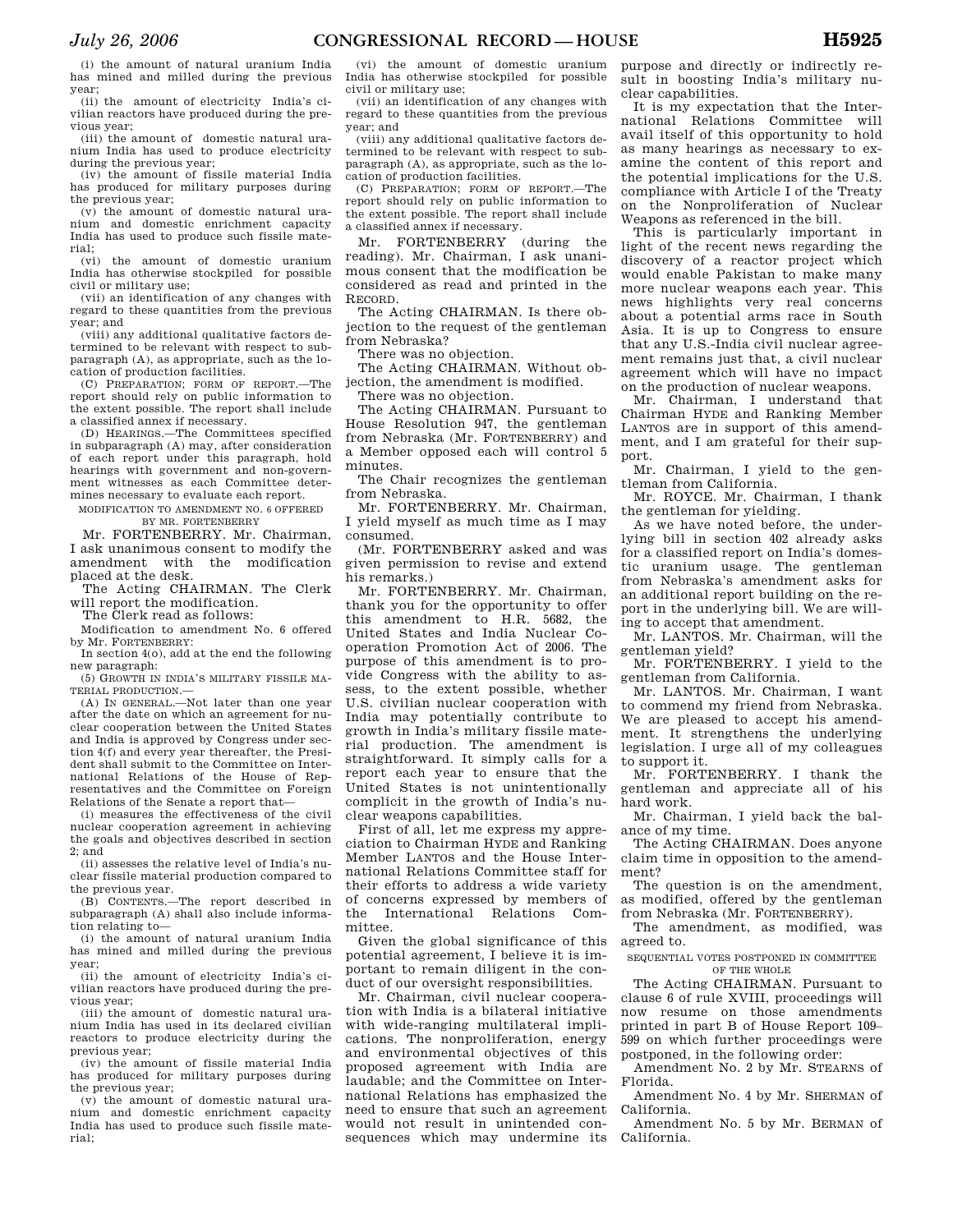(i) the amount of natural uranium India has mined and milled during the previous year;

(ii) the amount of electricity India's civilian reactors have produced during the previous year;

(iii) the amount of domestic natural uranium India has used to produce electricity during the previous year;

(iv) the amount of fissile material India has produced for military purposes during the previous year;

(v) the amount of domestic natural uranium and domestic enrichment capacity India has used to produce such fissile material;

(vi) the amount of domestic uranium India has otherwise stockpiled for possible civil or military use;

(vii) an identification of any changes with regard to these quantities from the previous year; and

(viii) any additional qualitative factors determined to be relevant with respect to subparagraph (A), as appropriate, such as the location of production facilities.

(C) PREPARATION; FORM OF REPORT.—The report should rely on public information to the extent possible. The report shall include a classified annex if necessary.

(D) HEARINGS.—The Committees specified in subparagraph (A) may, after consideration of each report under this paragraph, hold hearings with government and non-government witnesses as each Committee determines necessary to evaluate each report.

MODIFICATION TO AMENDMENT NO. 6 OFFERED BY MR. FORTENBERRY

Mr. FORTENBERRY. Mr. Chairman, I ask unanimous consent to modify the amendment with the modification placed at the desk.

The Acting CHAIRMAN. The Clerk will report the modification.

The Clerk read as follows:

Modification to amendment No. 6 offered by Mr. FORTENBERRY:

In section 4(o), add at the end the following new paragraph:

(5) GROWTH IN INDIA'S MILITARY FISSILE MATERIAL PRODUCTION.—

(A) IN GENERAL.—Not later than one year after the date on which an agreement for nuclear cooperation between the United States and India is approved by Congress under section 4(f) and every year thereafter, the President shall submit to the Committee on International Relations of the House of Representatives and the Committee on Foreign Relations of the Senate a report that—

(i) measures the effectiveness of the civil nuclear cooperation agreement in achieving the goals and objectives described in section 2; and

(ii) assesses the relative level of India's nuclear fissile material production compared to the previous year.

(B) CONTENTS.—The report described in subparagraph (A) shall also include information relating to—

(i) the amount of natural uranium India has mined and milled during the previous year;

(ii) the amount of electricity India's civilian reactors have produced during the previous year;

(iii) the amount of domestic natural uranium India has used in its declared civilian reactors to produce electricity during the previous year;

(iv) the amount of fissile material India has produced for military purposes during the previous year;

(v) the amount of domestic natural uranium and domestic enrichment capacity India has used to produce such fissile material;

(vi) the amount of domestic uranium India has otherwise stockpiled for possible civil or military use;

(vii) an identification of any changes with regard to these quantities from the previous year; and

(viii) any additional qualitative factors determined to be relevant with respect to subparagraph (A), as appropriate, such as the location of production facilities.

(C) PREPARATION; FORM OF REPORT.—The report should rely on public information to the extent possible. The report shall include a classified annex if necessary.

Mr. FORTENBERRY (during the reading). Mr. Chairman, I ask unanimous consent that the modification be considered as read and printed in the RECORD.

The Acting CHAIRMAN. Is there objection to the request of the gentleman from Nebraska?

There was no objection.

The Acting CHAIRMAN. Without objection, the amendment is modified.

There was no objection.

The Acting CHAIRMAN. Pursuant to House Resolution 947, the gentleman from Nebraska (Mr. FORTENBERRY) and a Member opposed each will control 5 minutes.

The Chair recognizes the gentleman from Nebraska.

Mr. FORTENBERRY. Mr. Chairman, I yield myself as much time as I may consumed.

(Mr. FORTENBERRY asked and was given permission to revise and extend his remarks.)

Mr. FORTENBERRY. Mr. Chairman, thank you for the opportunity to offer this amendment to H.R. 5682, the United States and India Nuclear Cooperation Promotion Act of 2006. The purpose of this amendment is to provide Congress with the ability to assess, to the extent possible, whether U.S. civilian nuclear cooperation with India may potentially contribute to growth in India's military fissile material production. The amendment is straightforward. It simply calls for a report each year to ensure that the United States is not unintentionally complicit in the growth of India's nuclear weapons capabilities.

First of all, let me express my appreciation to Chairman HYDE and Ranking Member LANTOS and the House International Relations Committee staff for their efforts to address a wide variety of concerns expressed by members of the International Relations Committee.

Given the global significance of this potential agreement, I believe it is important to remain diligent in the conduct of our oversight responsibilities.

Mr. Chairman, civil nuclear cooperation with India is a bilateral initiative with wide-ranging multilateral implications. The nonproliferation, energy and environmental objectives of this proposed agreement with India are laudable; and the Committee on International Relations has emphasized the need to ensure that such an agreement would not result in unintended consequences which may undermine its purpose and directly or indirectly result in boosting India's military nuclear capabilities.

It is my expectation that the International Relations Committee will avail itself of this opportunity to hold as many hearings as necessary to examine the content of this report and the potential implications for the U.S. compliance with Article I of the Treaty on the Nonproliferation of Nuclear Weapons as referenced in the bill.

This is particularly important in light of the recent news regarding the discovery of a reactor project which would enable Pakistan to make many more nuclear weapons each year. This news highlights very real concerns about a potential arms race in South Asia. It is up to Congress to ensure that any U.S.-India civil nuclear agreement remains just that, a civil nuclear agreement which will have no impact on the production of nuclear weapons.

Mr. Chairman, I understand that Chairman HYDE and Ranking Member LANTOS are in support of this amendment, and I am grateful for their support.

Mr. Chairman, I yield to the gentleman from California.

Mr. ROYCE. Mr. Chairman, I thank the gentleman for yielding.

As we have noted before, the underlying bill in section 402 already asks for a classified report on India's domestic uranium usage. The gentleman from Nebraska's amendment asks for an additional report building on the report in the underlying bill. We are willing to accept that amendment.

Mr. LANTOS. Mr. Chairman, will the gentleman yield?

Mr. FORTENBERRY. I yield to the gentleman from California.

Mr. LANTOS. Mr. Chairman, I want to commend my friend from Nebraska. We are pleased to accept his amendment. It strengthens the underlying legislation. I urge all of my colleagues to support it.

Mr. FORTENBERRY. I thank the gentleman and appreciate all of his hard work.

Mr. Chairman, I yield back the balance of my time.

The Acting CHAIRMAN. Does anyone claim time in opposition to the amendment?

The question is on the amendment, as modified, offered by the gentleman from Nebraska (Mr. FORTENBERRY).

The amendment, as modified, was agreed to.

SEQUENTIAL VOTES POSTPONED IN COMMITTEE OF THE WHOLE

The Acting CHAIRMAN. Pursuant to clause 6 of rule XVIII, proceedings will now resume on those amendments printed in part B of House Report 109–599 on which further proceedings were postponed, in the following order:

Amendment No. 2 by Mr. STEARNS of Florida.

Amendment No. 4 by Mr. SHERMAN of California.

Amendment No. 5 by Mr. BERMAN of California.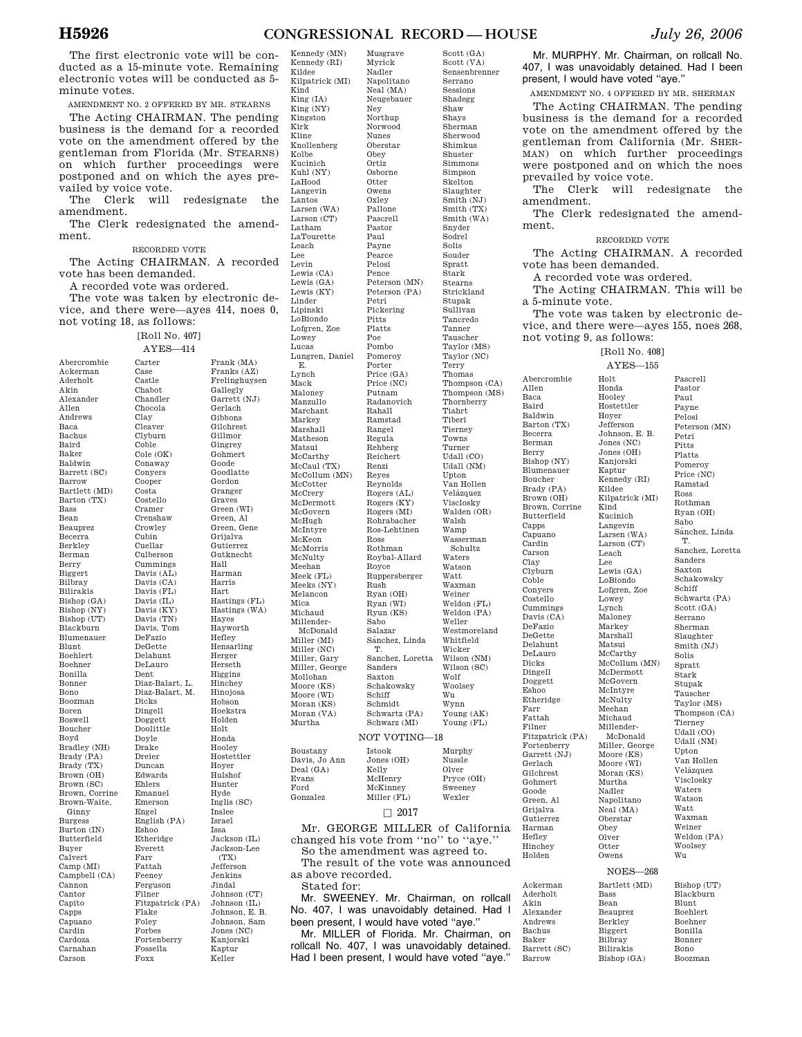The first electronic vote will be conducted as a 15-minute vote. Remaining electronic votes will be conducted as 5-minute votes.

AMENDMENT NO. 2 OFFERED BY MR. STEARNS

The Acting CHAIRMAN. The pending business is the demand for a recorded vote on the amendment offered by the gentleman from Florida (Mr. STEARNS) on which further proceedings were postponed and on which the ayes prevailed by voice vote.

The Clerk will redesignate the amendment.

The Clerk redesignated the amendment.

RECORDED VOTE

The Acting CHAIRMAN. A recorded vote has been demanded.

A recorded vote was ordered.

The vote was taken by electronic device, and there were—ayes 414, noes 0, not voting 18, as follows:

[Roll No. 407]

AYES—414

Abercrombie
Ackerman
Aderholt
Akin
Alexander
Allen
Andrews
Baca
Bachus
Baird
Baker
Baldwin
Barrett (SC)
Barrow
Bartlett (MD)
Barton (TX)
Bass
Bean
Beauprez
Becerra
Berkley
Berman
Berry
Biggert
Bilbray
Bilirakis
Bishop (GA)
Bishop (NY)
Bishop (UT)
Blackburn
Blumenauer
Blunt
Boehlert
Boehner
Bonilla
Bonner
Bono
Boozman
Boren
Boswell
Boucher
Boyd
Bradley (NH)
Brady (PA)
Brady (TX)
Brown (OH)
Brown (SC)
Brown, Corrine
Brown-Waite, Ginny
Burgess
Burton (IN)
Butterfield
Buyer
Calvert
Camp (MI)
Campbell (CA)
Cannon
Cantor
Capito
Capps
Capuano
Cardin
Cardoza
Carnahan
Carson
Carter
Case
Castle
Chabot
Chandler
Chocola
Clay
Cleaver
Clyburn
Coble
Cole (OK)
Conaway
Conyers
Cooper
Costa
Costello
Cramer
Crenshaw
Crowley
Cubin
Cuellar
Culberson
Cummings
Davis (AL)
Davis (CA)
Davis (FL)
Davis (IL)
Davis (KY)
Davis (TN)
Davis, Tom
DeFazio
DeGette
Delahunt
DeLauro
Dent
Diaz-Balart, L.
Diaz-Balart, M.
Dicks
Dingell
Doggett
Doolittle
Doyle
Drake
Dreier
Duncan
Edwards
Ehlers
Emanuel
Emerson
Engel
English (PA)
Eshoo
Etheridge
Everett
Farr
Fattah
Feeney
Ferguson
Filner
Fitzpatrick (PA)
Flake
Foley
Forbes
Fortenberry
Fossella
Foxx
Frank (MA)
Franks (AZ)
Frelinghuysen
Gallegly
Garrett (NJ)
Gerlach
Gibbons
Gilchrest
Gillmor
Gingrey
Gohmert
Goode
Goodlatte
Gordon
Granger
Graves
Green (WI)
Green, Al
Green, Gene
Grijalva
Gutierrez
Gutknecht
Hall
Harman
Harris
Hart
Hastings (FL)
Hastings (WA)
Hayes
Hayworth
Hefley
Hensarling
Herger
Herseth
Higgins
Hinchey
Hinojosa
Hobson
Hoekstra
Holden
Holt
Honda
Hooley
Hostettler
Hoyer
Hulshof
Hunter
Hyde
Inglis (SC)
Inslee
Israel
Issa
Jackson (IL)
Jackson-Lee (TX)
Jefferson
Jenkins
Jindal
Johnson (CT)
Johnson (IL)
Johnson, E. B.
Johnson, Sam
Jones (NC)
Kanjorski
Kaptur
Keller
Kennedy (MN)
Kennedy (RI)
Kildee
Kilpatrick (MI)
Kind
King (IA)
King (NY)
Kingston
Kirk
Kline
Knollenberg
Kolbe
Kucinich
Kuhl (NY)
LaHood
Langevin
Lantos
Larsen (WA)
Larson (CT)
Latham
LaTourette
Leach
Lee
Levin
Lewis (CA)
Lewis (GA)
Lewis (KY)
Linder
Lipinski
LoBiondo
Lofgren, Zoe
Lowey
Lucas
Lungren, Daniel E.
Lynch
Mack
Maloney
Manzullo
Marchant
Markey
Marshall
Matheson
Matsui
McCarthy
McCaul (TX)
McCollum (MN)
McCotter
McCrery
McDermott
McGovern
McHugh
McIntyre
McKeon
McMorris
McNulty
Meehan
Meek (FL)
Meeks (NY)
Melancon
Mica
Michaud
Millender-McDonald
Miller (MI)
Miller (NC)
Miller, Gary
Miller, George
Mollohan
Moore (KS)
Moore (WI)
Moran (KS)
Moran (VA)
Murtha
Musgrave
Myrick
Nadler
Napolitano
Neal (MA)
Neugebauer
Ney
Northup
Norwood
Nunes
Oberstar
Obey
Ortiz
Osborne
Otter
Owens
Oxley
Pallone
Pascrell
Pastor
Paul
Payne
Pearce
Pelosi
Pence
Peterson (MN)
Peterson (PA)
Petri
Pickering
Pitts
Platts
Poe
Pombo
Pomeroy
Porter
Price (GA)
Price (NC)
Putnam
Radanovich
Rahall
Ramstad
Rangel
Regula
Rehberg
Reichert
Renzi
Reyes
Reynolds
Rogers (AL)
Rogers (KY)
Rogers (MI)
Rohrabacher
Ros-Lehtinen
Ross
Rothman
Roybal-Allard
Royce
Ruppersberger
Rush
Ryan (OH)
Ryan (WI)
Ryun (KS)
Sabo
Salazar
Sánchez, Linda T.
Sanchez, Loretta
Sanders
Saxton
Schakowsky
Schiff
Schmidt
Schwartz (PA)
Schwarz (MI)
Scott (GA)
Scott (VA)
Sensenbrenner
Serrano
Sessions
Shadegg
Shaw
Shays
Sherman
Sherwood
Shimkus
Shuster
Simmons
Simpson
Skelton
Slaughter
Smith (NJ)
Smith (TX)
Smith (WA)
Snyder
Sodrel
Solis
Souder
Spratt
Stark
Stearns
Strickland
Stupak
Sullivan
Tancredo
Tanner
Tauscher
Taylor (MS)
Taylor (NC)
Terry
Thomas
Thompson (CA)
Thompson (MS)
Thornberry
Tiahrt
Tiberi
Tierney
Towns
Turner
Udall (CO)
Udall (NM)
Upton
Van Hollen
Velázquez
Visclosky
Walden (OR)
Walsh
Wamp
Wasserman Schultz
Waters
Watson
Watt
Waxman
Weiner
Weldon (FL)
Weldon (PA)
Weller
Westmoreland
Whitfield
Wicker
Wilson (NM)
Wilson (SC)
Wolf
Woolsey
Wu
Wynn
Young (AK)
Young (FL)

NOT VOTING—18

Boustany
Davis, Jo Ann
Deal (GA)
Evans
Ford
Gonzalez
Istook
Jones (OH)
Kelly
McHenry
McKinney
Miller (FL)
Murphy
Nussle
Olver
Pryce (OH)
Sweeney
Wexler

□ 2017

Mr. GEORGE MILLER of California changed his vote from ''no'' to ''aye.''

So the amendment was agreed to.

The result of the vote was announced as above recorded.

Stated for:

Mr. SWEENEY. Mr. Chairman, on rollcall No. 407, I was unavoidably detained. Had I been present, I would have voted ''aye.''

Mr. MILLER of Florida. Mr. Chairman, on rollcall No. 407, I was unavoidably detained. Had I been present, I would have voted ''aye.''

Mr. MURPHY. Mr. Chairman, on rollcall No. 407, I was unavoidably detained. Had I been present, I would have voted ''aye.''

AMENDMENT NO. 4 OFFERED BY MR. SHERMAN

The Acting CHAIRMAN. The pending business is the demand for a recorded vote on the amendment offered by the gentleman from California (Mr. SHERMAN) on which further proceedings were postponed and on which the noes prevailed by voice vote.

The Clerk will redesignate the amendment.

The Clerk redesignated the amendment.

RECORDED VOTE

The Acting CHAIRMAN. A recorded vote has been demanded.

A recorded vote was ordered.

The Acting CHAIRMAN. This will be a 5-minute vote.

The vote was taken by electronic device, and there were—ayes 155, noes 268, not voting 9, as follows:

[Roll No. 408]

AYES—155

Abercrombie
Allen
Baca
Baird
Baldwin
Barton (TX)
Becerra
Berman
Berry
Bishop (NY)
Blumenauer
Boucher
Brady (PA)
Brown (OH)
Brown, Corrine
Butterfield
Capps
Capuano
Cardin
Carson
Clay
Clyburn
Coble
Conyers
Costello
Cummings
Davis (CA)
DeFazio
DeGette
Delahunt
DeLauro
Dicks
Dingell
Doggett
Eshoo
Etheridge
Farr
Fattah
Filner
Fitzpatrick (PA)
Fortenberry
Garrett (NJ)
Gerlach
Gilchrest
Gohmert
Goode
Green, Al
Grijalva
Gutierrez
Harman
Hefley
Hinchey
Holden
Holt
Honda
Hooley
Hostettler
Hoyer
Jefferson
Johnson, E. B.
Jones (NC)
Jones (OH)
Kanjorski
Kaptur
Kennedy (RI)
Kildee
Kilpatrick (MI)
Kind
Kucinich
Langevin
Larsen (WA)
Larson (CT)
Leach
Lee
Lewis (GA)
LoBiondo
Lofgren, Zoe
Lowey
Lynch
Maloney
Markey
Marshall
Matsui
McCarthy
McCollum (MN)
McDermott
McGovern
McIntyre
McNulty
Meehan
Michaud
Millender-McDonald
Miller, George
Moore (KS)
Moore (WI)
Moran (KS)
Murtha
Nadler
Napolitano
Neal (MA)
Oberstar
Obey
Olver
Otter
Owens
Pascrell
Pastor
Paul
Payne
Pelosi
Peterson (MN)
Petri
Pitts
Platts
Pomeroy
Price (NC)
Ramstad
Ross
Rothman
Ryan (OH)
Sabo
Sánchez, Linda T.
Sanchez, Loretta
Sanders
Saxton
Schakowsky
Schiff
Schwartz (PA)
Scott (GA)
Serrano
Sherman
Slaughter
Smith (NJ)
Solis
Spratt
Stark
Stupak
Tauscher
Taylor (MS)
Thompson (CA)
Tierney
Udall (CO)
Udall (NM)
Upton
Van Hollen
Velázquez
Visclosky
Waters
Watson
Watt
Waxman
Weiner
Weldon (PA)
Woolsey
Wu

NOES—268

Ackerman
Aderholt
Akin
Alexander
Andrews
Bachus
Baker
Barrett (SC)
Barrow
Bartlett (MD)
Bass
Bean
Beauprez
Berkley
Biggert
Bilbray
Bilirakis
Bishop (GA)
Bishop (UT)
Blackburn
Blunt
Boehlert
Boehner
Bonilla
Bonner
Bono
Boozman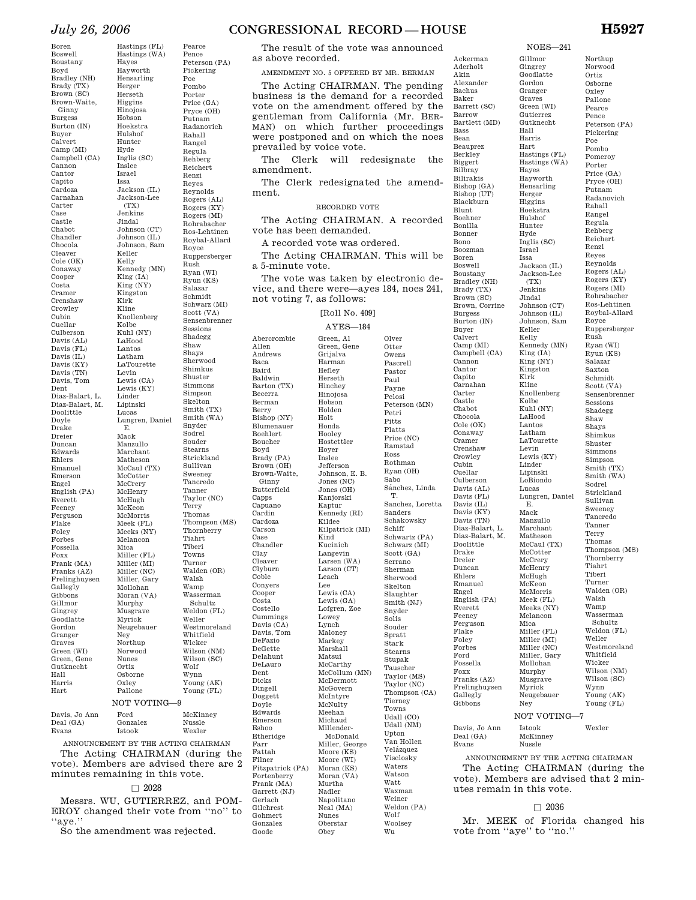Boren
Boswell
Boustany
Boyd
Bradley (NH)
Brady (TX)
Brown (SC)
Brown-Waite, Ginny
Burgess
Burton (IN)
Buyer
Calvert
Camp (MI)
Campbell (CA)
Cannon
Cantor
Capito
Cardoza
Carnahan
Carter
Case
Castle
Chabot
Chandler
Chocola
Cleaver
Cole (OK)
Conaway
Cooper
Costa
Cramer
Crenshaw
Crowley
Cubin
Cuellar
Culberson
Davis (AL)
Davis (FL)
Davis (IL)
Davis (KY)
Davis (TN)
Davis, Tom
Dent
Diaz-Balart, L.
Diaz-Balart, M.
Doolittle
Doyle
Drake
Dreier
Duncan
Edwards
Ehlers
Emanuel
Emerson
Engel
English (PA)
Everett
Feeney
Ferguson
Flake
Foley
Forbes
Fossella
Foxx
Frank (MA)
Franks (AZ)
Frelinghuysen
Gallegly
Gibbons
Gillmor
Gingrey
Goodlatte
Gordon
Granger
Graves
Green (WI)
Green, Gene
Gutknecht
Hall
Harris
Hart
Hastings (FL)
Hastings (WA)
Hayes
Hayworth
Hensarling
Herger
Herseth
Higgins
Hinojosa
Hobson
Hoekstra
Hulshof
Hunter
Hyde
Inglis (SC)
Inslee
Israel
Issa
Jackson (IL)
Jackson-Lee (TX)
Jenkins
Jindal
Johnson (CT)
Johnson (IL)
Johnson, Sam
Keller
Kelly
Kennedy (MN)
King (IA)
King (NY)
Kingston
Kirk
Kline
Knollenberg
Kolbe
Kuhl (NY)
LaHood
Lantos
Latham
LaTourette
Levin
Lewis (CA)
Lewis (KY)
Linder
Lipinski
Lucas
Lungren, Daniel E.
Mack
Manzullo
Marchant
Matheson
McCaul (TX)
McCotter
McCrery
McHenry
McHugh
McKeon
McMorris
Meek (FL)
Meeks (NY)
Melancon
Mica
Miller (FL)
Miller (MI)
Miller (NC)
Miller, Gary
Mollohan
Moran (VA)
Murphy
Musgrave
Myrick
Neugebauer
Ney
Northup
Norwood
Nunes
Ortiz
Osborne
Oxley
Pallone
Pearce
Pence
Peterson (PA)
Pickering
Poe
Pombo
Porter
Price (GA)
Pryce (OH)
Putnam
Radanovich
Rahall
Rangel
Regula
Rehberg
Reichert
Renzi
Reyes
Reynolds
Rogers (AL)
Rogers (KY)
Rogers (MI)
Rohrabacher
Ros-Lehtinen
Roybal-Allard
Royce
Ruppersberger
Rush
Ryan (WI)
Ryun (KS)
Salazar
Schmidt
Schwarz (MI)
Scott (VA)
Sensenbrenner
Sessions
Shadegg
Shaw
Shays
Sherwood
Shimkus
Shuster
Simmons
Simpson
Skelton
Smith (TX)
Smith (WA)
Snyder
Sodrel
Souder
Stearns
Strickland
Sullivan
Sweeney
Tancredo
Tanner
Taylor (NC)
Terry
Thomas
Thompson (MS)
Thornberry
Tiahrt
Tiberi
Towns
Turner
Walden (OR)
Walsh
Wamp
Wasserman Schultz
Weldon (FL)
Weller
Westmoreland
Whitfield
Wicker
Wilson (NM)
Wilson (SC)
Wolf
Wynn
Young (AK)
Young (FL)

NOT VOTING—9

Davis, Jo Ann
Deal (GA)
Evans
Ford
Gonzalez
Istook
McKinney
Nussle
Wexler

ANNOUNCEMENT BY THE ACTING CHAIRMAN

The Acting CHAIRMAN (during the vote). Members are advised there are 2 minutes remaining in this vote.

□ 2028

Messrs. WU, GUTIERREZ, and POMEROY changed their vote from "no" to "aye."

So the amendment was rejected.

The result of the vote was announced as above recorded.

AMENDMENT NO. 5 OFFERED BY MR. BERMAN

The Acting CHAIRMAN. The pending business is the demand for a recorded vote on the amendment offered by the gentleman from California (Mr. BERMAN) on which further proceedings were postponed and on which the noes prevailed by voice vote.

The Clerk will redesignate the amendment.

The Clerk redesignated the amendment.

RECORDED VOTE

The Acting CHAIRMAN. A recorded vote has been demanded.

A recorded vote was ordered.

The Acting CHAIRMAN. This will be a 5-minute vote.

The vote was taken by electronic device, and there were—ayes 184, noes 241, not voting 7, as follows:

[Roll No. 409]

AYES—184

Abercrombie
Allen
Andrews
Baca
Baird
Baldwin
Barton (TX)
Becerra
Berman
Berry
Bishop (NY)
Blumenauer
Boehlert
Boucher
Boyd
Brady (PA)
Brown (OH)
Brown-Waite, Ginny
Butterfield
Capps
Capuano
Cardin
Cardoza
Carson
Case
Chandler
Clay
Cleaver
Clyburn
Coble
Conyers
Cooper
Costa
Costello
Cummings
Davis (CA)
Davis, Tom
DeFazio
DeGette
Delahunt
DeLauro
Dent
Dicks
Dingell
Doggett
Doyle
Edwards
Emerson
Eshoo
Etheridge
Farr
Fattah
Filner
Fitzpatrick (PA)
Fortenberry
Frank (MA)
Garrett (NJ)
Gerlach
Gilchrest
Gohmert
Gonzalez
Goode
Green, Al
Green, Gene
Grijalva
Harman
Hefley
Herseth
Hinchey
Hinojosa
Hobson
Holden
Holt
Honda
Hooley
Hostettler
Hoyer
Inslee
Jefferson
Johnson, E. B.
Jones (NC)
Jones (OH)
Kanjorski
Kaptur
Kennedy (RI)
Kildee
Kilpatrick (MI)
Kind
Kucinich
Langevin
Larsen (WA)
Larson (CT)
Leach
Lee
Lewis (CA)
Lewis (GA)
Lofgren, Zoe
Lowey
Lynch
Maloney
Markey
Marshall
Matsui
McCarthy
McCollum (MN)
McDermott
McGovern
McIntyre
McNulty
Meehan
Michaud
Millender-McDonald
Miller, George
Moore (KS)
Moore (WI)
Moran (KS)
Moran (VA)
Murtha
Nadler
Napolitano
Neal (MA)
Nunes
Oberstar
Obey
Olver
Otter
Owens
Pascrell
Pastor
Paul
Payne
Pelosi
Peterson (MN)
Petri
Pitts
Platts
Price (NC)
Ramstad
Ross
Rothman
Ryan (OH)
Sabo
Sánchez, Linda T.
Sanchez, Loretta
Sanders
Schakowsky
Schiff
Schwartz (PA)
Schwarz (MI)
Scott (GA)
Serrano
Sherman
Sherwood
Skelton
Slaughter
Smith (NJ)
Snyder
Solis
Souder
Spratt
Stark
Stearns
Stupak
Tauscher
Taylor (MS)
Taylor (NC)
Thompson (CA)
Tierney
Towns
Udall (CO)
Udall (NM)
Upton
Van Hollen
Velázquez
Visclosky
Waters
Watson
Watt
Waxman
Weiner
Weldon (PA)
Wolf
Woolsey
Wu

NOES—241

Ackerman
Aderholt
Akin
Alexander
Bachus
Baker
Barrett (SC)
Barrow
Bartlett (MD)
Bass
Bean
Beauprez
Berkley
Biggert
Bilbray
Bilirakis
Bishop (GA)
Bishop (UT)
Blackburn
Blunt
Boehner
Bonilla
Bonner
Bono
Boozman
Boren
Boswell
Boustany
Bradley (NH)
Brady (TX)
Brown (SC)
Brown, Corrine
Burgess
Burton (IN)
Buyer
Calvert
Camp (MI)
Campbell (CA)
Cannon
Cantor
Capito
Carnahan
Carter
Castle
Chabot
Chocola
Cole (OK)
Conaway
Cramer
Crenshaw
Crowley
Cubin
Cuellar
Culberson
Davis (AL)
Davis (FL)
Davis (IL)
Davis (KY)
Davis (TN)
Diaz-Balart, L.
Diaz-Balart, M.
Doolittle
Drake
Dreier
Duncan
Ehlers
Emanuel
Engel
English (PA)
Everett
Feeney
Ferguson
Flake
Foley
Forbes
Ford
Fossella
Foxx
Franks (AZ)
Frelinghuysen
Gallegly
Gibbons
Gillmor
Gingrey
Goodlatte
Gordon
Granger
Graves
Green (WI)
Gutierrez
Gutknecht
Hall
Harris
Hart
Hastings (FL)
Hastings (WA)
Hayes
Hayworth
Hensarling
Herger
Higgins
Hoekstra
Hulshof
Hunter
Hyde
Inglis (SC)
Israel
Issa
Jackson (IL)
Jackson-Lee (TX)
Jenkins
Jindal
Johnson (CT)
Johnson (IL)
Johnson, Sam
Keller
Kelly
Kennedy (MN)
King (IA)
King (NY)
Kingston
Kirk
Kline
Knollenberg
Kolbe
Kuhl (NY)
LaHood
Lantos
Latham
LaTourette
Levin
Lewis (KY)
Linder
Lipinski
LoBiondo
Lucas
Lungren, Daniel E.
Mack
Manzullo
Marchant
Matheson
McCaul (TX)
McCotter
McCrery
McHenry
McHugh
McKeon
McMorris
Meek (FL)
Meeks (NY)
Melancon
Mica
Miller (FL)
Miller (MI)
Miller (NC)
Miller, Gary
Mollohan
Murphy
Musgrave
Myrick
Neugebauer
Ney
Northup
Norwood
Ortiz
Osborne
Oxley
Pallone
Pearce
Pence
Peterson (PA)
Pickering
Poe
Pombo
Pomeroy
Porter
Price (GA)
Pryce (OH)
Putnam
Radanovich
Rahall
Rangel
Regula
Rehberg
Reichert
Renzi
Reyes
Reynolds
Rogers (AL)
Rogers (KY)
Rogers (MI)
Rohrabacher
Ros-Lehtinen
Roybal-Allard
Royce
Ruppersberger
Rush
Ryan (WI)
Ryun (KS)
Salazar
Saxton
Schmidt
Scott (VA)
Sensenbrenner
Sessions
Shadegg
Shaw
Shays
Shimkus
Shuster
Simmons
Simpson
Smith (TX)
Smith (WA)
Sodrel
Strickland
Sullivan
Sweeney
Tancredo
Tanner
Terry
Thomas
Thompson (MS)
Thornberry
Tiahrt
Tiberi
Turner
Walden (OR)
Walsh
Wamp
Wasserman Schultz
Weldon (FL)
Weller
Westmoreland
Whitfield
Wicker
Wilson (NM)
Wilson (SC)
Wynn
Young (AK)
Young (FL)

NOT VOTING—7

Davis, Jo Ann
Deal (GA)
Evans
Istook
McKinney
Nussle
Wexler

ANNOUNCEMENT BY THE ACTING CHAIRMAN

The Acting CHAIRMAN (during the vote). Members are advised that 2 minutes remain in this vote.

□ 2036

Mr. MEEK of Florida changed his vote from "aye" to "no."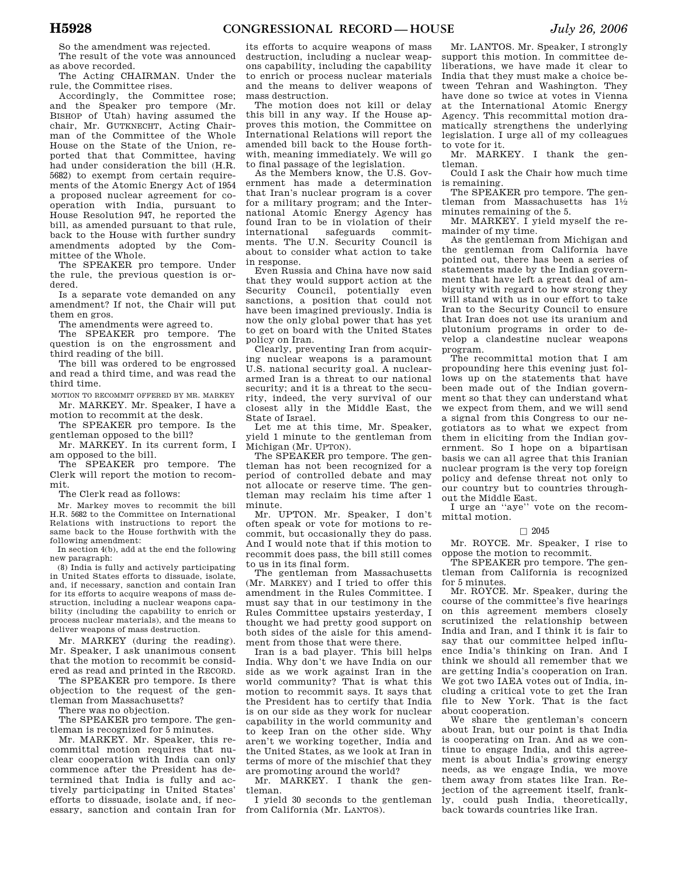So the amendment was rejected.

The result of the vote was announced as above recorded.

The Acting CHAIRMAN. Under the rule, the Committee rises.

Accordingly, the Committee rose; and the Speaker pro tempore (Mr. BISHOP of Utah) having assumed the chair, Mr. GUTKNECHT, Acting Chairman of the Committee of the Whole House on the State of the Union, reported that that Committee, having had under consideration the bill (H.R. 5682) to exempt from certain requirements of the Atomic Energy Act of 1954 a proposed nuclear agreement for cooperation with India, pursuant to House Resolution 947, he reported the bill, as amended pursuant to that rule, back to the House with further sundry amendments adopted by the Committee of the Whole.

The SPEAKER pro tempore. Under the rule, the previous question is ordered.

Is a separate vote demanded on any amendment? If not, the Chair will put them en gros.

The amendments were agreed to.

The SPEAKER pro tempore. The question is on the engrossment and third reading of the bill.

The bill was ordered to be engrossed and read a third time, and was read the third time.

MOTION TO RECOMMIT OFFERED BY MR. MARKEY

Mr. MARKEY. Mr. Speaker, I have a motion to recommit at the desk.

The SPEAKER pro tempore. Is the gentleman opposed to the bill?

Mr. MARKEY. In its current form, I am opposed to the bill.

The SPEAKER pro tempore. The Clerk will report the motion to recommit.

The Clerk read as follows:

Mr. Markey moves to recommit the bill H.R. 5682 to the Committee on International Relations with instructions to report the same back to the House forthwith with the following amendment:

In section 4(b), add at the end the following new paragraph:

(8) India is fully and actively participating in United States efforts to dissuade, isolate, and, if necessary, sanction and contain Iran for its efforts to acquire weapons of mass destruction, including a nuclear weapons capability (including the capability to enrich or process nuclear materials), and the means to deliver weapons of mass destruction.

Mr. MARKEY (during the reading). Mr. Speaker, I ask unanimous consent that the motion to recommit be considered as read and printed in the RECORD.

The SPEAKER pro tempore. Is there objection to the request of the gentleman from Massachusetts?

There was no objection.

The SPEAKER pro tempore. The gentleman is recognized for 5 minutes.

Mr. MARKEY. Mr. Speaker, this recommittal motion requires that nuclear cooperation with India can only commence after the President has determined that India is fully and actively participating in United States' efforts to dissuade, isolate and, if necessary, sanction and contain Iran for its efforts to acquire weapons of mass destruction, including a nuclear weapons capability, including the capability to enrich or process nuclear materials and the means to deliver weapons of mass destruction.

The motion does not kill or delay this bill in any way. If the House approves this motion, the Committee on International Relations will report the amended bill back to the House forthwith, meaning immediately. We will go to final passage of the legislation.

As the Members know, the U.S. Government has made a determination that Iran's nuclear program is a cover for a military program; and the International Atomic Energy Agency has found Iran to be in violation of their international safeguards commitments. The U.N. Security Council is about to consider what action to take in response.

Even Russia and China have now said that they would support action at the Security Council, potentially even sanctions, a position that could not have been imagined previously. India is now the only global power that has yet to get on board with the United States policy on Iran.

Clearly, preventing Iran from acquiring nuclear weapons is a paramount U.S. national security goal. A nuclear-armed Iran is a threat to our national security; and it is a threat to the security, indeed, the very survival of our closest ally in the Middle East, the State of Israel.

Let me at this time, Mr. Speaker, yield 1 minute to the gentleman from Michigan (Mr. UPTON).

The SPEAKER pro tempore. The gentleman has not been recognized for a period of controlled debate and may not allocate or reserve time. The gentleman may reclaim his time after 1 minute.

Mr. UPTON. Mr. Speaker, I don't often speak or vote for motions to recommit, but occasionally they do pass. And I would note that if this motion to recommit does pass, the bill still comes to us in its final form.

The gentleman from Massachusetts (Mr. MARKEY) and I tried to offer this amendment in the Rules Committee. I must say that in our testimony in the Rules Committee upstairs yesterday, I thought we had pretty good support on both sides of the aisle for this amendment from those that were there.

Iran is a bad player. This bill helps India. Why don't we have India on our side as we work against Iran in the world community? That is what this motion to recommit says. It says that the President has to certify that India is on our side as they work for nuclear capability in the world community and to keep Iran on the other side. Why aren't we working together, India and the United States, as we look at Iran in terms of more of the mischief that they are promoting around the world?

Mr. MARKEY. I thank the gentleman.

I yield 30 seconds to the gentleman from California (Mr. LANTOS).

Mr. LANTOS. Mr. Speaker, I strongly support this motion. In committee deliberations, we have made it clear to India that they must make a choice between Tehran and Washington. They have done so twice at votes in Vienna at the International Atomic Energy Agency. This recommittal motion dramatically strengthens the underlying legislation. I urge all of my colleagues to vote for it.

Mr. MARKEY. I thank the gentleman.

Could I ask the Chair how much time is remaining.

The SPEAKER pro tempore. The gentleman from Massachusetts has 1½ minutes remaining of the 5.

Mr. MARKEY. I yield myself the remainder of my time.

As the gentleman from Michigan and the gentleman from California have pointed out, there has been a series of statements made by the Indian government that have left a great deal of ambiguity with regard to how strong they will stand with us in our effort to take Iran to the Security Council to ensure that Iran does not use its uranium and plutonium programs in order to develop a clandestine nuclear weapons program.

The recommittal motion that I am propounding here this evening just follows up on the statements that have been made out of the Indian government so that they can understand what we expect from them, and we will send a signal from this Congress to our negotiators as to what we expect from them in eliciting from the Indian government. So I hope on a bipartisan basis we can all agree that this Iranian nuclear program is the very top foreign policy and defense threat not only to our country but to countries throughout the Middle East.

I urge an ''aye'' vote on the recommittal motion.

□ 2045

Mr. ROYCE. Mr. Speaker, I rise to oppose the motion to recommit.

The SPEAKER pro tempore. The gentleman from California is recognized for 5 minutes.

Mr. ROYCE. Mr. Speaker, during the course of the committee's five hearings on this agreement members closely scrutinized the relationship between India and Iran, and I think it is fair to say that our committee helped influence India's thinking on Iran. And I think we should all remember that we are getting India's cooperation on Iran. We got two IAEA votes out of India, including a critical vote to get the Iran file to New York. That is the fact about cooperation.

We share the gentleman's concern about Iran, but our point is that India is cooperating on Iran. And as we continue to engage India, and this agreement is about India's growing energy needs, as we engage India, we move them away from states like Iran. Rejection of the agreement itself, frankly, could push India, theoretically, back towards countries like Iran.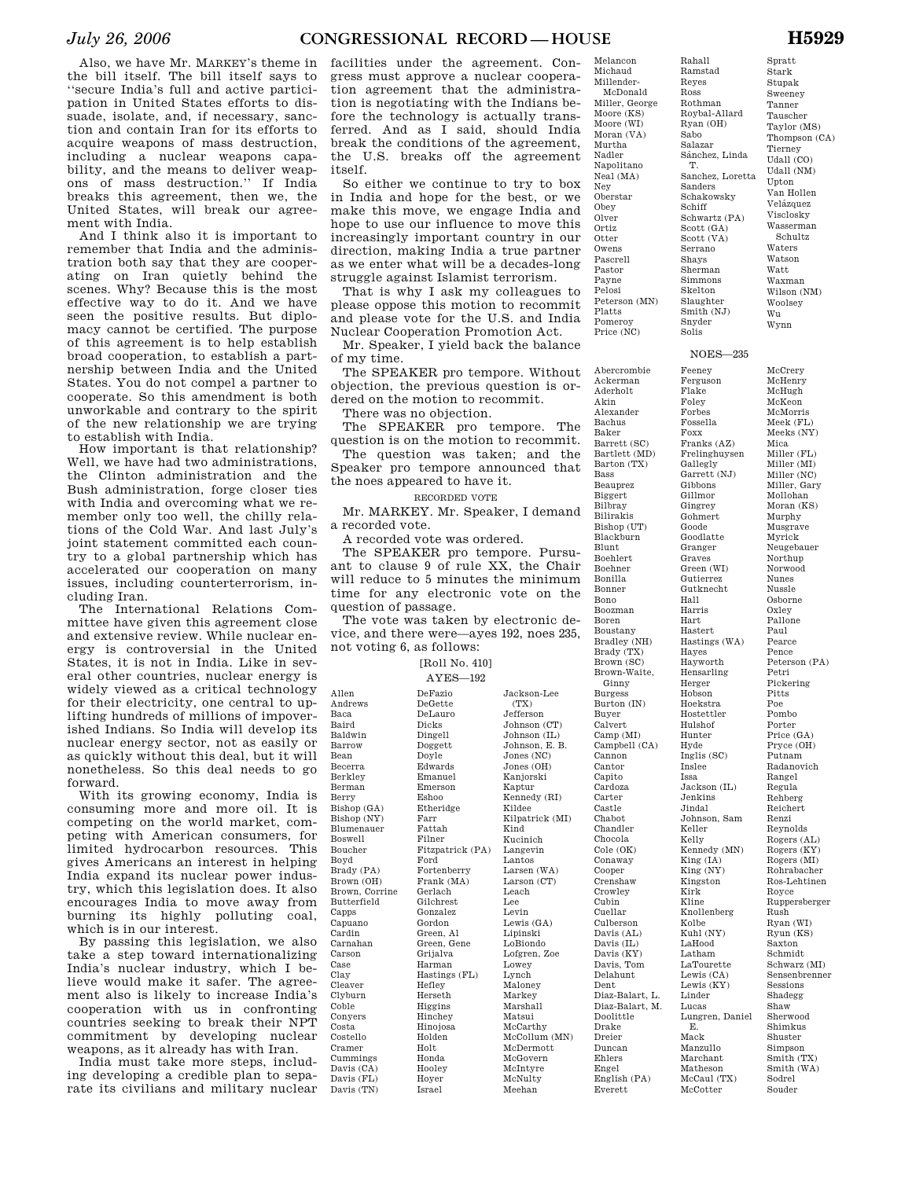Also, we have Mr. MARKEY's theme in the bill itself. The bill itself says to "secure India's full and active participation in United States efforts to dissuade, isolate, and, if necessary, sanction and contain Iran for its efforts to acquire weapons of mass destruction, including a nuclear weapons capability, and the means to deliver weapons of mass destruction." If India breaks this agreement, then we, the United States, will break our agreement with India.

And I think also it is important to remember that India and the administration both say that they are cooperating on Iran quietly behind the scenes. Why? Because this is the most effective way to do it. And we have seen the positive results. But diplomacy cannot be certified. The purpose of this agreement is to help establish broad cooperation, to establish a partnership between India and the United States. You do not compel a partner to cooperate. So this amendment is both unworkable and contrary to the spirit of the new relationship we are trying to establish with India.

How important is that relationship? Well, we have had two administrations, the Clinton administration and the Bush administration, forge closer ties with India and overcoming what we remember only too well, the chilly relations of the Cold War. And last July's joint statement committed each country to a global partnership which has accelerated our cooperation on many issues, including counterterrorism, including Iran.

The International Relations Committee have given this agreement close and extensive review. While nuclear energy is controversial in the United States, it is not in India. Like in several other countries, nuclear energy is widely viewed as a critical technology for their electricity, one central to uplifting hundreds of millions of impoverished Indians. So India will develop its nuclear energy sector, not as easily or as quickly without this deal, but it will nonetheless. So this deal needs to go forward.

With its growing economy, India is consuming more and more oil. It is competing on the world market, competing with American consumers, for limited hydrocarbon resources. This gives Americans an interest in helping India expand its nuclear power industry, which this legislation does. It also encourages India to move away from burning its highly polluting coal, which is in our interest.

By passing this legislation, we also take a step toward internationalizing India's nuclear industry, which I believe would make it safer. The agreement also is likely to increase India's cooperation with us in confronting countries seeking to break their NPT commitment by developing nuclear weapons, as it already has with Iran.

India must take more steps, including developing a credible plan to separate its civilians and military nuclear facilities under the agreement. Congress must approve a nuclear cooperation agreement that the administration is negotiating with the Indians before the technology is actually transferred. And as I said, should India break the conditions of the agreement, the U.S. breaks off the agreement itself.

So either we continue to try to box in India and hope for the best, or we make this move, we engage India and hope to use our influence to move this increasingly important country in our direction, making India a true partner as we enter what will be a decades-long struggle against Islamist terrorism.

That is why I ask my colleagues to please oppose this motion to recommit and please vote for the U.S. and India Nuclear Cooperation Promotion Act.

Mr. Speaker, I yield back the balance of my time.

The SPEAKER pro tempore. Without objection, the previous question is ordered on the motion to recommit.

There was no objection.

The SPEAKER pro tempore. The question is on the motion to recommit.

The question was taken; and the Speaker pro tempore announced that the noes appeared to have it.

RECORDED VOTE

Mr. MARKEY. Mr. Speaker, I demand a recorded vote.

A recorded vote was ordered.

The SPEAKER pro tempore. Pursuant to clause 9 of rule XX, the Chair will reduce to 5 minutes the minimum time for any electronic vote on the question of passage.

The vote was taken by electronic device, and there were—ayes 192, noes 235, not voting 6, as follows:

[Roll No. 410]

AYES—192

Allen
Andrews
Baca
Baird
Baldwin
Barrow
Bean
Becerra
Berkley
Berman
Berry
Bishop (GA)
Bishop (NY)
Blumenauer
Boswell
Boucher
Boyd
Brady (PA)
Brown (OH)
Brown, Corrine
Butterfield
Capps
Capuano
Cardin
Carnahan
Carson
Case
Clay
Cleaver
Clyburn
Coble
Conyers
Costa
Costello
Cramer
Cummings
Davis (CA)
Davis (FL)
Davis (TN)
DeFazio
DeGette
DeLauro
Dicks
Dingell
Doggett
Doyle
Edwards
Emanuel
Emerson
Eshoo
Etheridge
Farr
Fattah
Filner
Fitzpatrick (PA)
Ford
Fortenberry
Frank (MA)
Gerlach
Gilchrest
Gonzalez
Gordon
Green, Al
Green, Gene
Grijalva
Harman
Hastings (FL)
Hefley
Herseth
Higgins
Hinchey
Hinojosa
Holden
Holt
Honda
Hooley
Hoyer
Israel
Jackson-Lee (TX)
Jefferson
Johnson (CT)
Johnson (IL)
Johnson, E. B.
Jones (NC)
Jones (OH)
Kanjorski
Kaptur
Kennedy (RI)
Kildee
Kilpatrick (MI)
Kind
Kucinich
Langevin
Lantos
Larsen (WA)
Larson (CT)
Leach
Lee
Levin
Lewis (GA)
Lipinski
LoBiondo
Lofgren, Zoe
Lowey
Lynch
Maloney
Markey
Marshall
Matsui
McCarthy
McCollum (MN)
McDermott
McGovern
McIntyre
McNulty
Meehan
Melancon
Michaud
Millender-McDonald
Miller, George
Moore (KS)
Moore (WI)
Moran (VA)
Murtha
Nadler
Napolitano
Neal (MA)
Ney
Oberstar
Obey
Olver
Ortiz
Otter
Owens
Pascrell
Pastor
Payne
Pelosi
Peterson (MN)
Platts
Pomeroy
Price (NC)
Rahall
Ramstad
Reyes
Ross
Rothman
Roybal-Allard
Ryan (OH)
Sabo
Salazar
Sánchez, Linda T.
Sanchez, Loretta
Sanders
Schakowsky
Schiff
Schwartz (PA)
Scott (GA)
Scott (VA)
Serrano
Shays
Sherman
Simmons
Skelton
Slaughter
Smith (NJ)
Snyder
Solis
Spratt
Stark
Stupak
Sweeney
Tanner
Tauscher
Taylor (MS)
Thompson (CA)
Tierney
Udall (CO)
Udall (NM)
Upton
Van Hollen
Velázquez
Visclosky
Wasserman Schultz
Waters
Watson
Watt
Waxman
Wilson (NM)
Woolsey
Wu
Wynn

NOES—235

Abercrombie
Ackerman
Aderholt
Akin
Alexander
Bachus
Baker
Barrett (SC)
Bartlett (MD)
Barton (TX)
Bass
Beauprez
Biggert
Bilbray
Bilirakis
Bishop (UT)
Blackburn
Blunt
Boehlert
Boehner
Bonilla
Bonner
Bono
Boozman
Boren
Boustany
Bradley (NH)
Brady (TX)
Brown (SC)
Brown-Waite, Ginny
Burgess
Burton (IN)
Buyer
Calvert
Camp (MI)
Campbell (CA)
Cannon
Cantor
Capito
Cardoza
Carter
Castle
Chabot
Chandler
Chocola
Cole (OK)
Conaway
Cooper
Crenshaw
Crowley
Cubin
Cuellar
Culberson
Davis (AL)
Davis (IL)
Davis (KY)
Davis, Tom
Delahunt
Dent
Diaz-Balart, L.
Diaz-Balart, M.
Doolittle
Drake
Dreier
Duncan
Ehlers
Engel
English (PA)
Everett
Feeney
Ferguson
Flake
Foley
Forbes
Fossella
Foxx
Franks (AZ)
Frelinghuysen
Gallegly
Garrett (NJ)
Gibbons
Gillmor
Gingrey
Gohmert
Goode
Goodlatte
Granger
Graves
Green (WI)
Gutierrez
Gutknecht
Hall
Harris
Hart
Hastert
Hastings (WA)
Hayes
Hayworth
Hensarling
Herger
Hobson
Hoekstra
Hostettler
Hulshof
Hunter
Hyde
Inglis (SC)
Inslee
Issa
Jackson (IL)
Jenkins
Jindal
Johnson, Sam
Keller
Kelly
Kennedy (MN)
King (IA)
King (NY)
Kingston
Kirk
Kline
Knollenberg
Kolbe
Kuhl (NY)
LaHood
Latham
LaTourette
Lewis (CA)
Lewis (KY)
Linder
Lucas
Lungren, Daniel E.
Mack
Manzullo
Marchant
Matheson
McCaul (TX)
McCotter
McCrery
McHenry
McHugh
McKeon
McMorris
Meek (FL)
Meeks (NY)
Mica
Miller (FL)
Miller (MI)
Miller (NC)
Miller, Gary
Mollohan
Moran (KS)
Murphy
Musgrave
Myrick
Neugebauer
Northup
Norwood
Nunes
Nussle
Osborne
Oxley
Pallone
Paul
Pearce
Pence
Peterson (PA)
Petri
Pickering
Pitts
Poe
Pombo
Porter
Price (GA)
Pryce (OH)
Putnam
Radanovich
Rangel
Regula
Rehberg
Reichert
Renzi
Reynolds
Rogers (AL)
Rogers (KY)
Rogers (MI)
Rohrabacher
Ros-Lehtinen
Royce
Ruppersberger
Rush
Ryan (WI)
Ryun (KS)
Saxton
Schmidt
Schwarz (MI)
Sensenbrenner
Sessions
Shadegg
Shaw
Sherwood
Shimkus
Shuster
Simpson
Smith (TX)
Smith (WA)
Sodrel
Souder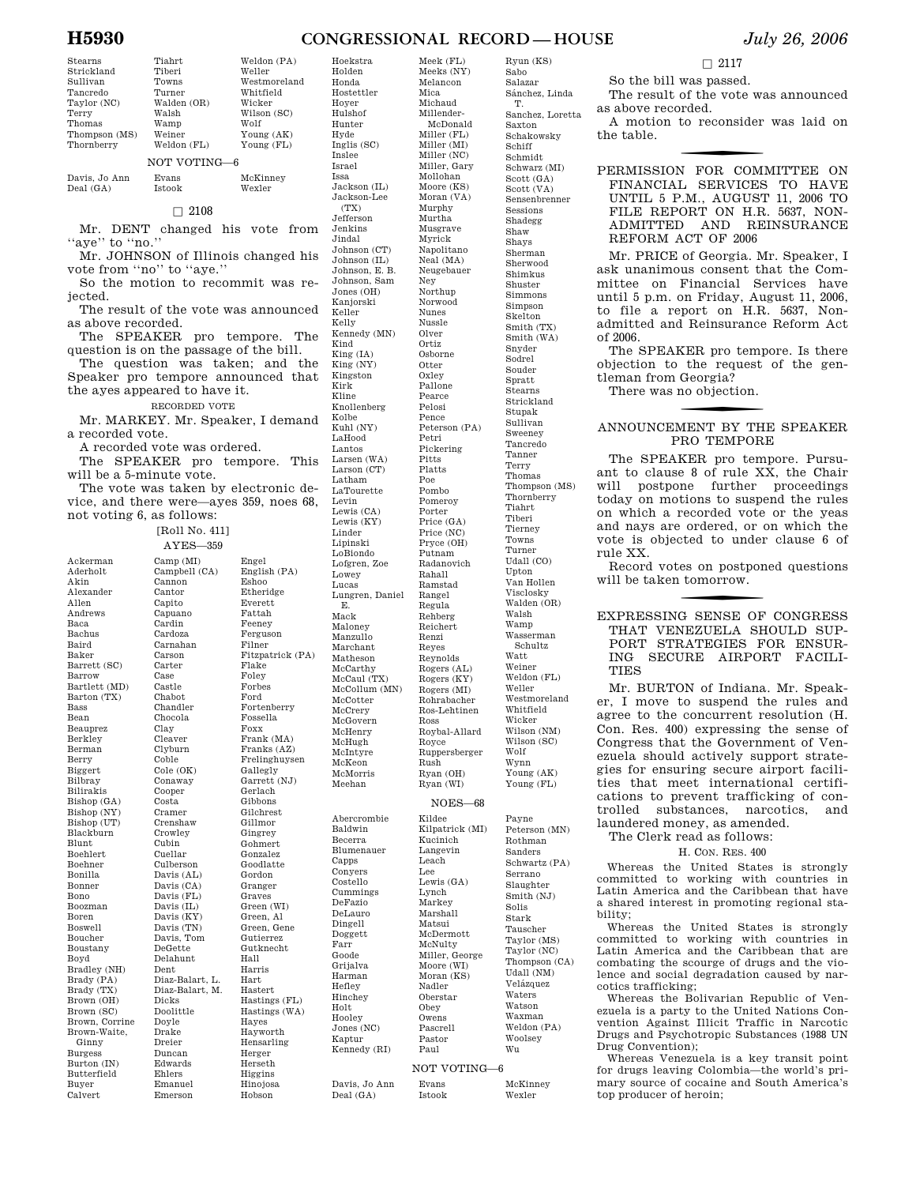Stearns
Strickland
Sullivan
Tancredo
Taylor (NC)
Terry
Thomas
Thompson (MS)
Thornberry
Tiahrt
Tiberi
Towns
Turner
Walden (OR)
Walsh
Wamp
Weiner
Weldon (FL)
Weldon (PA)
Weller
Westmoreland
Whitfield
Wicker
Wilson (SC)
Wolf
Young (AK)
Young (FL)

NOT VOTING—6

Davis, Jo Ann
Deal (GA)
Evans
Istook
McKinney
Wexler

□ 2108

Mr. DENT changed his vote from ''aye'' to ''no.''

Mr. JOHNSON of Illinois changed his vote from ''no'' to ''aye.''

So the motion to recommit was rejected.

The result of the vote was announced as above recorded.

The SPEAKER pro tempore. The question is on the passage of the bill.

The question was taken; and the Speaker pro tempore announced that the ayes appeared to have it.

RECORDED VOTE

Mr. MARKEY. Mr. Speaker, I demand a recorded vote.

A recorded vote was ordered.

The SPEAKER pro tempore. This will be a 5-minute vote.

The vote was taken by electronic device, and there were—ayes 359, noes 68, not voting 6, as follows:

[Roll No. 411]

AYES—359

Ackerman
Aderholt
Akin
Alexander
Allen
Andrews
Baca
Bachus
Baird
Baker
Barrett (SC)
Barrow
Bartlett (MD)
Barton (TX)
Bass
Bean
Beauprez
Berkley
Berman
Berry
Biggert
Bilbray
Bilirakis
Bishop (GA)
Bishop (NY)
Bishop (UT)
Blackburn
Blunt
Boehlert
Boehner
Bonilla
Bonner
Bono
Boozman
Boren
Boswell
Boucher
Boustany
Boyd
Bradley (NH)
Brady (PA)
Brady (TX)
Brown (OH)
Brown (SC)
Brown, Corrine
Brown-Waite, Ginny
Burgess
Burton (IN)
Butterfield
Buyer
Calvert
Camp (MI)
Campbell (CA)
Cannon
Cantor
Capito
Capuano
Cardin
Cardoza
Carnahan
Carson
Carter
Case
Castle
Chabot
Chandler
Chocola
Clay
Cleaver
Clyburn
Coble
Cole (OK)
Conaway
Cooper
Costa
Cramer
Crenshaw
Crowley
Cubin
Cuellar
Culberson
Davis (AL)
Davis (CA)
Davis (FL)
Davis (IL)
Davis (KY)
Davis (TN)
Davis, Tom
DeGette
Delahunt
Dent
Diaz-Balart, L.
Diaz-Balart, M.
Dicks
Doolittle
Doyle
Drake
Dreier
Duncan
Edwards
Ehlers
Emanuel
Emerson
Engel
English (PA)
Eshoo
Etheridge
Everett
Fattah
Feeney
Ferguson
Filner
Fitzpatrick (PA)
Flake
Foley
Forbes
Ford
Fortenberry
Fossella
Foxx
Frank (MA)
Franks (AZ)
Frelinghuysen
Gallegly
Garrett (NJ)
Gerlach
Gibbons
Gilchrest
Gillmor
Gingrey
Gohmert
Gonzalez
Goodlatte
Gordon
Granger
Graves
Green (WI)
Green, Al
Green, Gene
Gutierrez
Gutknecht
Hall
Harris
Hart
Hastert
Hastings (FL)
Hastings (WA)
Hayes
Hayworth
Hensarling
Herger
Herseth
Higgins
Hinojosa
Hobson
Hoekstra
Holden
Honda
Hostettler
Hoyer
Hulshof
Hunter
Hyde
Inglis (SC)
Inslee
Israel
Issa
Jackson (IL)
Jackson-Lee (TX)
Jefferson
Jenkins
Jindal
Johnson (CT)
Johnson (IL)
Johnson, E. B.
Johnson, Sam
Jones (OH)
Kanjorski
Keller
Kelly
Kennedy (MN)
Kind
King (IA)
King (NY)
Kingston
Kirk
Kline
Knollenberg
Kolbe
Kuhl (NY)
LaHood
Lantos
Larsen (WA)
Larson (CT)
Latham
LaTourette
Levin
Lewis (CA)
Lewis (KY)
Linder
Lipinski
LoBiondo
Lofgren, Zoe
Lowey
Lucas
Lungren, Daniel E.
Mack
Maloney
Manzullo
Marchant
Matheson
McCarthy
McCaul (TX)
McCollum (MN)
McCotter
McCrery
McGovern
McHenry
McHugh
McIntyre
McKeon
McMorris
Meehan
Meek (FL)
Meeks (NY)
Melancon
Mica
Michaud
Millender-McDonald
Miller (FL)
Miller (MI)
Miller (NC)
Miller, Gary
Mollohan
Moore (KS)
Moran (VA)
Murphy
Murtha
Musgrave
Myrick
Napolitano
Neal (MA)
Neugebauer
Ney
Northup
Norwood
Nunes
Nussle
Olver
Ortiz
Osborne
Otter
Oxley
Pallone
Pearce
Pelosi
Pence
Peterson (PA)
Petri
Pickering
Pitts
Platts
Poe
Pombo
Pomeroy
Porter
Price (GA)
Price (NC)
Pryce (OH)
Putnam
Radanovich
Rahall
Ramstad
Rangel
Regula
Rehberg
Reichert
Renzi
Reyes
Reynolds
Rogers (AL)
Rogers (KY)
Rogers (MI)
Rohrabacher
Ros-Lehtinen
Ross
Roybal-Allard
Royce
Ruppersberger
Rush
Ryan (OH)
Ryan (WI)
Ryun (KS)
Sabo
Salazar
Sánchez, Linda T.
Sanchez, Loretta
Saxton
Schakowsky
Schiff
Schmidt
Schwarz (MI)
Scott (GA)
Scott (VA)
Sensenbrenner
Sessions
Shadegg
Shaw
Shays
Sherman
Sherwood
Shimkus
Shuster
Simmons
Simpson
Skelton
Smith (TX)
Smith (WA)
Snyder
Sodrel
Souder
Spratt
Stearns
Strickland
Stupak
Sullivan
Sweeney
Tancredo
Tanner
Terry
Thomas
Thompson (MS)
Thornberry
Tiahrt
Tiberi
Tierney
Towns
Turner
Udall (CO)
Upton
Van Hollen
Visclosky
Walden (OR)
Walsh
Wamp
Wasserman Schultz
Watt
Weiner
Weldon (FL)
Weller
Westmoreland
Whitfield
Wicker
Wilson (NM)
Wilson (SC)
Wolf
Wynn
Young (AK)
Young (FL)

NOES—68

Abercrombie
Baldwin
Becerra
Blumenauer
Capps
Conyers
Costello
Cummings
DeFazio
DeLauro
Dingell
Doggett
Farr
Goode
Grijalva
Harman
Hefley
Hinchey
Holt
Hooley
Jones (NC)
Kaptur
Kennedy (RI)
Kildee
Kilpatrick (MI)
Kucinich
Langevin
Leach
Lee
Lewis (GA)
Lynch
Markey
Marshall
Matsui
McDermott
McNulty
Miller, George
Moore (WI)
Moran (KS)
Nadler
Oberstar
Obey
Owens
Pascrell
Pastor
Paul
Payne
Peterson (MN)
Rothman
Sanders
Schwartz (PA)
Serrano
Slaughter
Smith (NJ)
Solis
Stark
Tauscher
Taylor (MS)
Taylor (NC)
Thompson (CA)
Udall (NM)
Velázquez
Waters
Watson
Waxman
Weldon (PA)
Woolsey
Wu

NOT VOTING—6

Davis, Jo Ann
Deal (GA)
Evans
Istook
McKinney
Wexler

□ 2117

So the bill was passed.

The result of the vote was announced as above recorded.

A motion to reconsider was laid on the table.

## PERMISSION FOR COMMITTEE ON FINANCIAL SERVICES TO HAVE UNTIL 5 P.M., AUGUST 11, 2006 TO FILE REPORT ON H.R. 5637, NON-ADMITTED AND REINSURANCE REFORM ACT OF 2006

Mr. PRICE of Georgia. Mr. Speaker, I ask unanimous consent that the Committee on Financial Services have until 5 p.m. on Friday, August 11, 2006, to file a report on H.R. 5637, Non-admitted and Reinsurance Reform Act of 2006.

The SPEAKER pro tempore. Is there objection to the request of the gentleman from Georgia?

There was no objection.

## ANNOUNCEMENT BY THE SPEAKER PRO TEMPORE

The SPEAKER pro tempore. Pursuant to clause 8 of rule XX, the Chair will postpone further proceedings today on motions to suspend the rules on which a recorded vote or the yeas and nays are ordered, or on which the vote is objected to under clause 6 of rule XX.

Record votes on postponed questions will be taken tomorrow.

## EXPRESSING SENSE OF CONGRESS THAT VENEZUELA SHOULD SUPPORT STRATEGIES FOR ENSURING SECURE AIRPORT FACILITIES

Mr. BURTON of Indiana. Mr. Speaker, I move to suspend the rules and agree to the concurrent resolution (H. Con. Res. 400) expressing the sense of Congress that the Government of Venezuela should actively support strategies for ensuring secure airport facilities that meet international certifications to prevent trafficking of controlled substances, narcotics, and laundered money, as amended.

The Clerk read as follows:

H. CON. RES. 400

Whereas the United States is strongly committed to working with countries in Latin America and the Caribbean that have a shared interest in promoting regional stability;

Whereas the United States is strongly committed to working with countries in Latin America and the Caribbean that are combating the scourge of drugs and the violence and social degradation caused by narcotics trafficking;

Whereas the Bolivarian Republic of Venezuela is a party to the United Nations Convention Against Illicit Traffic in Narcotic Drugs and Psychotropic Substances (1988 UN Drug Convention);

Whereas Venezuela is a key transit point for drugs leaving Colombia—the world's primary source of cocaine and South America's top producer of heroin;